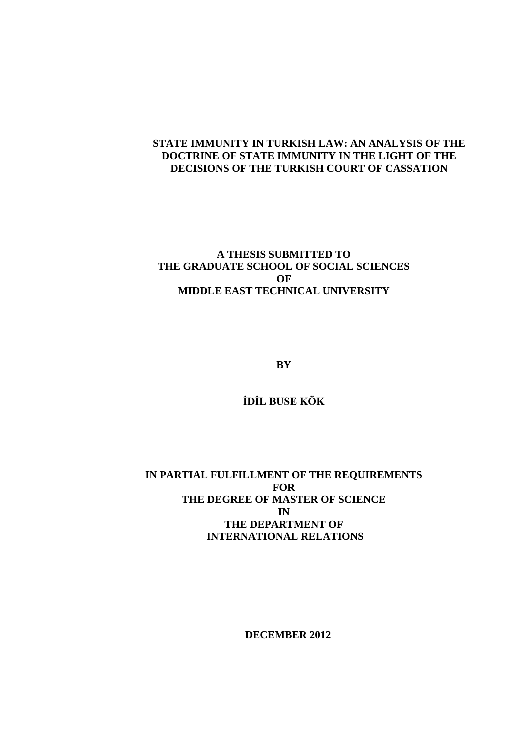# STATE IMMUNITY IN TURKISH LAW: AN ANALYSIS OF THE DOCTRINE OF STATE IMMUNITY IN THE LIGHT OF THE DECISIONS OF THE TURKISH COURT OF CASSATION

**A THESIS SUBMITTED TO**
**THE GRADUATE SCHOOL OF SOCIAL SCIENCES**
**OF**
**MIDDLE EAST TECHNICAL UNIVERSITY**

**BY**

**İDİL BUSE KÖK**

**IN PARTIAL FULFILLMENT OF THE REQUIREMENTS**
**FOR**
**THE DEGREE OF MASTER OF SCIENCE**
**IN**
**THE DEPARTMENT OF**
**INTERNATIONAL RELATIONS**

**DECEMBER 2012**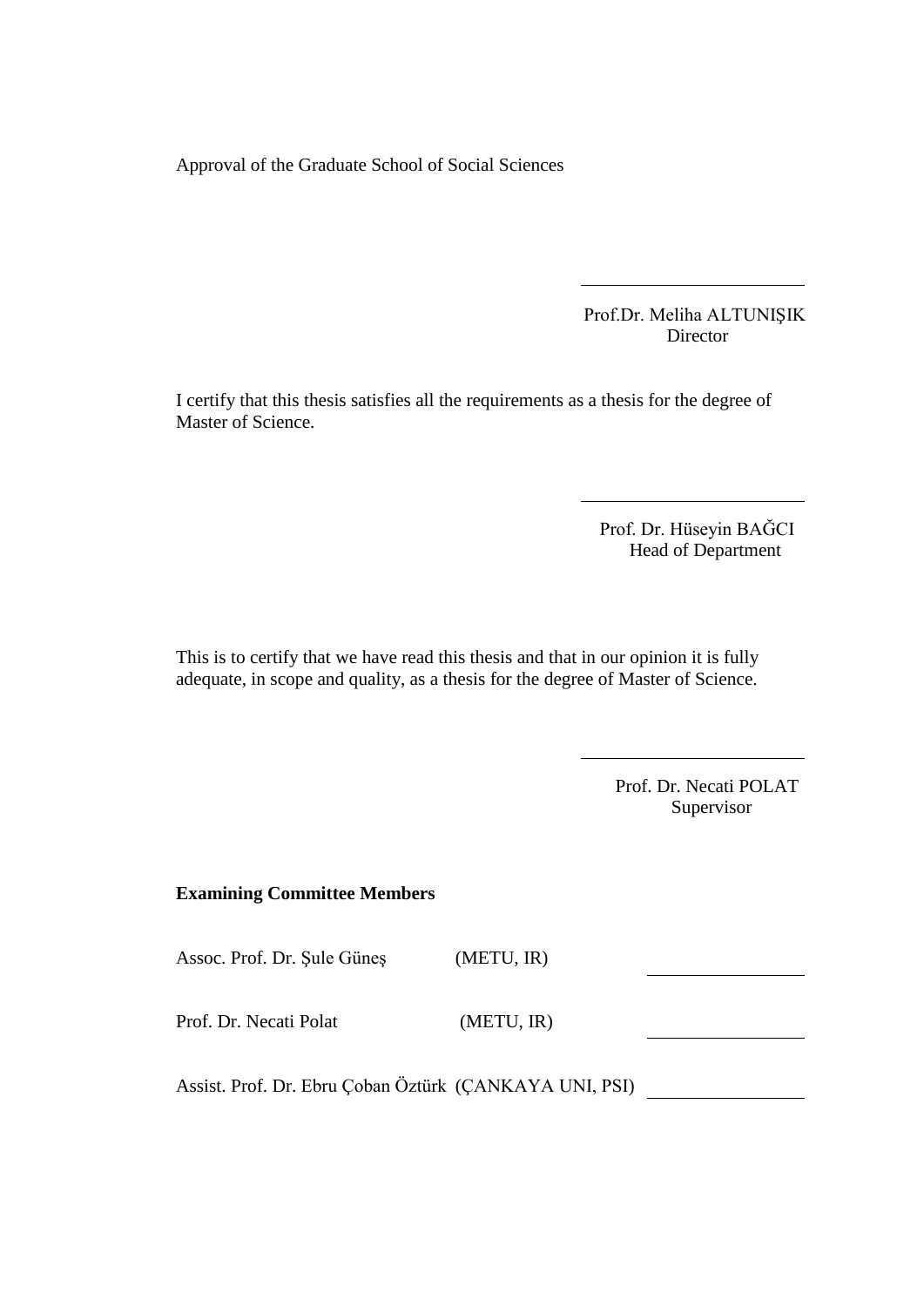Approval of the Graduate School of Social Sciences

Prof.Dr. Meliha ALTUNIŞIK
Director

I certify that this thesis satisfies all the requirements as a thesis for the degree of Master of Science.

Prof. Dr. Hüseyin BAĞCI
Head of Department

This is to certify that we have read this thesis and that in our opinion it is fully adequate, in scope and quality, as a thesis for the degree of Master of Science.

Prof. Dr. Necati POLAT
Supervisor

**Examining Committee Members**

| | | |
|---|---|---|
| Assoc. Prof. Dr. Şule Güneş | (METU, IR) | |
| Prof. Dr. Necati Polat | (METU, IR) | |
| Assist. Prof. Dr. Ebru Çoban Öztürk | (ÇANKAYA UNI, PSI) | |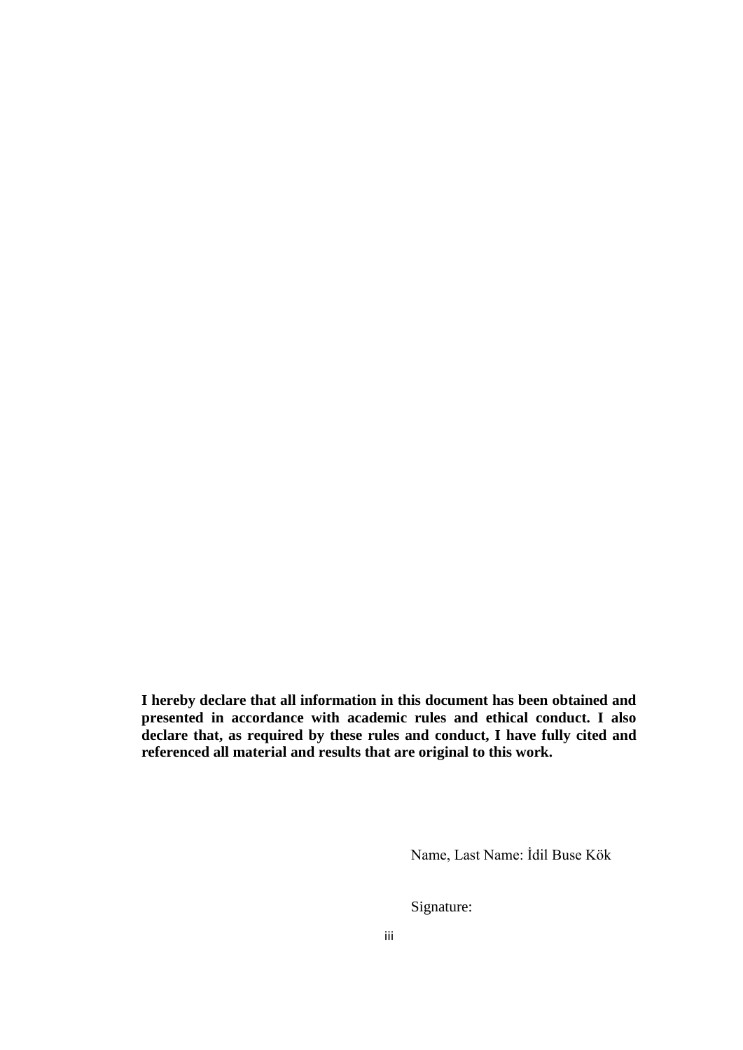**I hereby declare that all information in this document has been obtained and presented in accordance with academic rules and ethical conduct. I also declare that, as required by these rules and conduct, I have fully cited and referenced all material and results that are original to this work.**

Name, Last Name: İdil Buse Kök

Signature: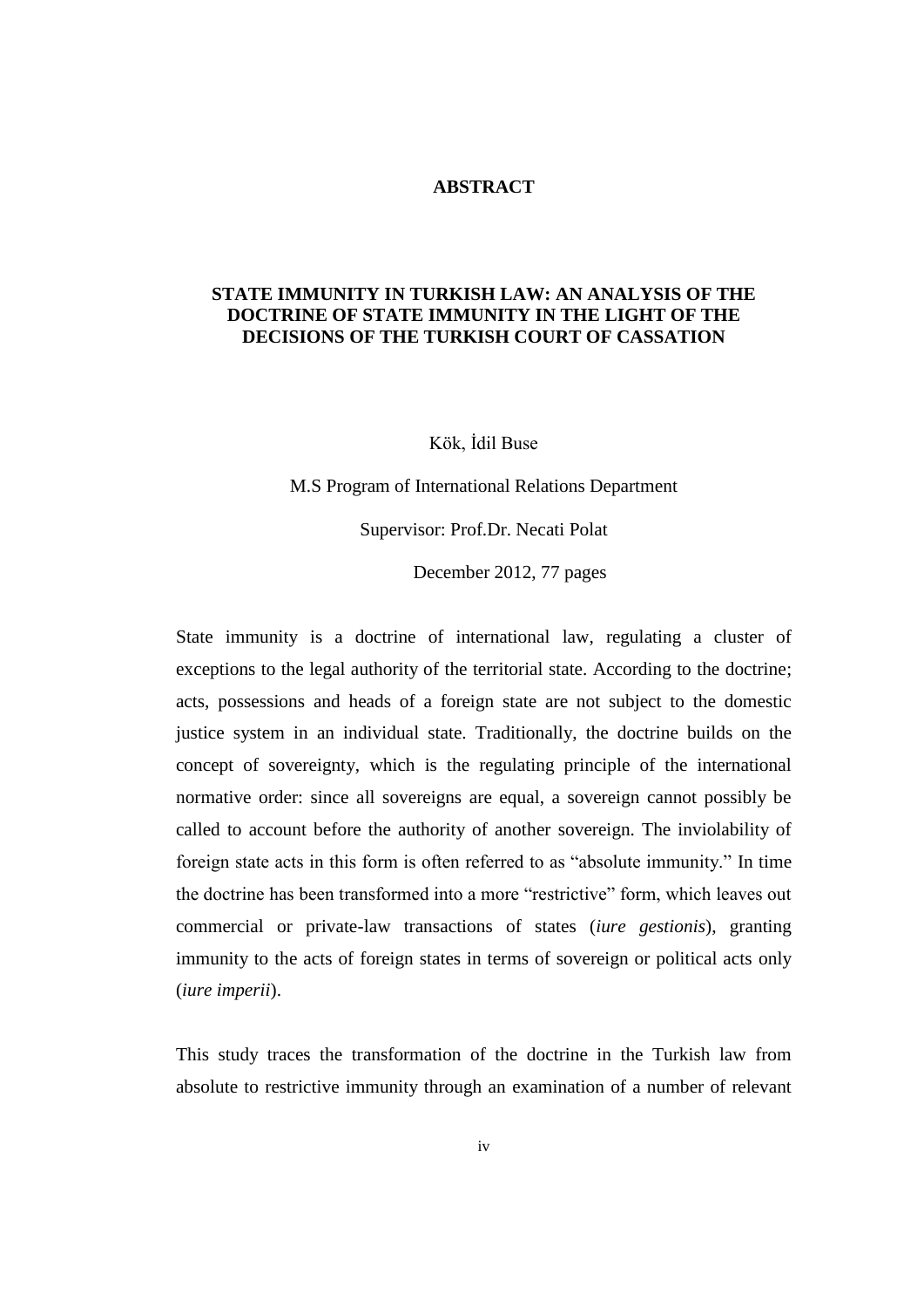# ABSTRACT

## STATE IMMUNITY IN TURKISH LAW: AN ANALYSIS OF THE DOCTRINE OF STATE IMMUNITY IN THE LIGHT OF THE DECISIONS OF THE TURKISH COURT OF CASSATION

Kök, İdil Buse

M.S Program of International Relations Department

Supervisor: Prof.Dr. Necati Polat

December 2012, 77 pages

State immunity is a doctrine of international law, regulating a cluster of exceptions to the legal authority of the territorial state. According to the doctrine; acts, possessions and heads of a foreign state are not subject to the domestic justice system in an individual state. Traditionally, the doctrine builds on the concept of sovereignty, which is the regulating principle of the international normative order: since all sovereigns are equal, a sovereign cannot possibly be called to account before the authority of another sovereign. The inviolability of foreign state acts in this form is often referred to as "absolute immunity." In time the doctrine has been transformed into a more "restrictive" form, which leaves out commercial or private-law transactions of states (*iure gestionis*), granting immunity to the acts of foreign states in terms of sovereign or political acts only (*iure imperii*).

This study traces the transformation of the doctrine in the Turkish law from absolute to restrictive immunity through an examination of a number of relevant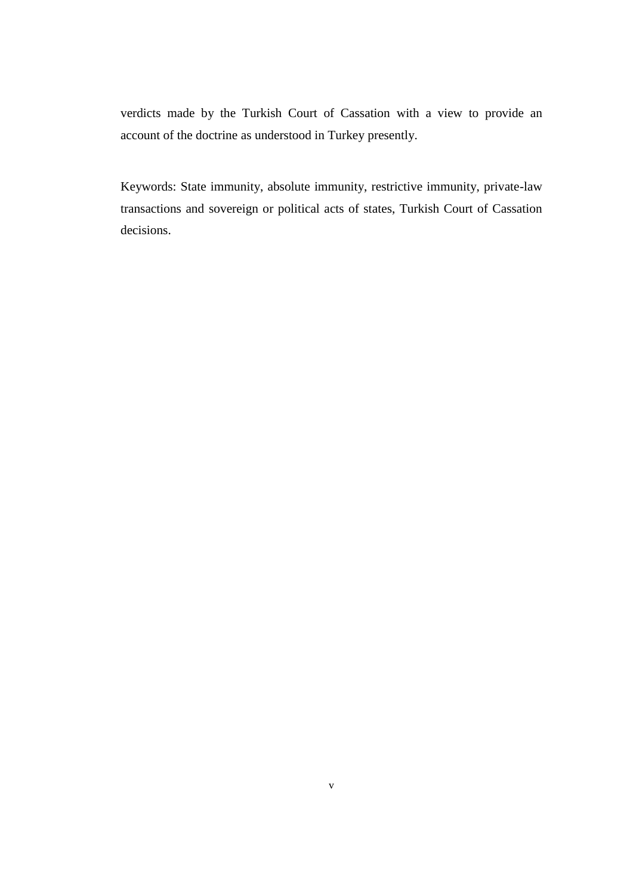verdicts made by the Turkish Court of Cassation with a view to provide an account of the doctrine as understood in Turkey presently.

Keywords: State immunity, absolute immunity, restrictive immunity, private-law transactions and sovereign or political acts of states, Turkish Court of Cassation decisions.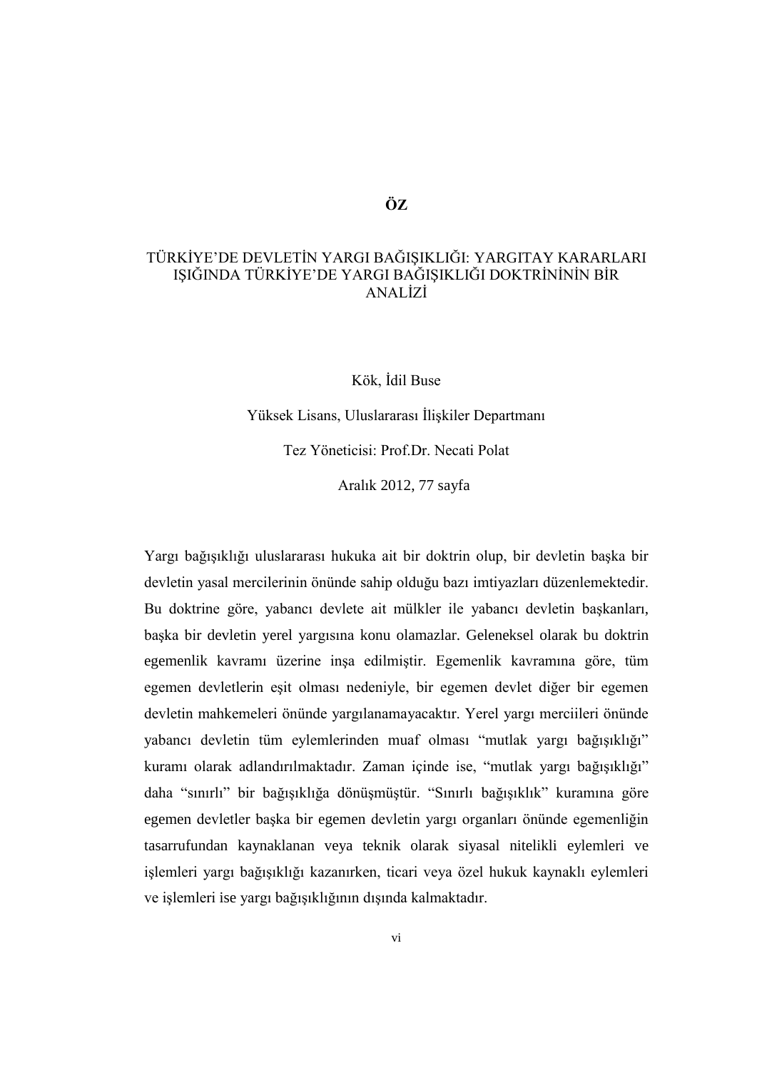# ÖZ

## TÜRKİYE'DE DEVLETİN YARGI BAĞIŞIKLIĞI: YARGITAY KARARLARI IŞIĞINDA TÜRKİYE'DE YARGI BAĞIŞIKLIĞI DOKTRİNİNİN BİR ANALİZİ

Kök, İdil Buse

Yüksek Lisans, Uluslararası İlişkiler Departmanı

Tez Yöneticisi: Prof.Dr. Necati Polat

Aralık 2012, 77 sayfa

Yargı bağışıklığı uluslararası hukuka ait bir doktrin olup, bir devletin başka bir devletin yasal mercilerinin önünde sahip olduğu bazı imtiyazları düzenlemektedir. Bu doktrine göre, yabancı devlete ait mülkler ile yabancı devletin başkanları, başka bir devletin yerel yargısına konu olamazlar. Geleneksel olarak bu doktrin egemenlik kavramı üzerine inşa edilmiştir. Egemenlik kavramına göre, tüm egemen devletlerin eşit olması nedeniyle, bir egemen devlet diğer bir egemen devletin mahkemeleri önünde yargılanamayacaktır. Yerel yargı merciileri önünde yabancı devletin tüm eylemlerinden muaf olması "mutlak yargı bağışıklığı" kuramı olarak adlandırılmaktadır. Zaman içinde ise, "mutlak yargı bağışıklığı" daha "sınırlı" bir bağışıklığa dönüşmüştür. "Sınırlı bağışıklık" kuramına göre egemen devletler başka bir egemen devletin yargı organları önünde egemenliğin tasarrufundan kaynaklanan veya teknik olarak siyasal nitelikli eylemleri ve işlemleri yargı bağışıklığı kazanırken, ticari veya özel hukuk kaynaklı eylemleri ve işlemleri ise yargı bağışıklığının dışında kalmaktadır.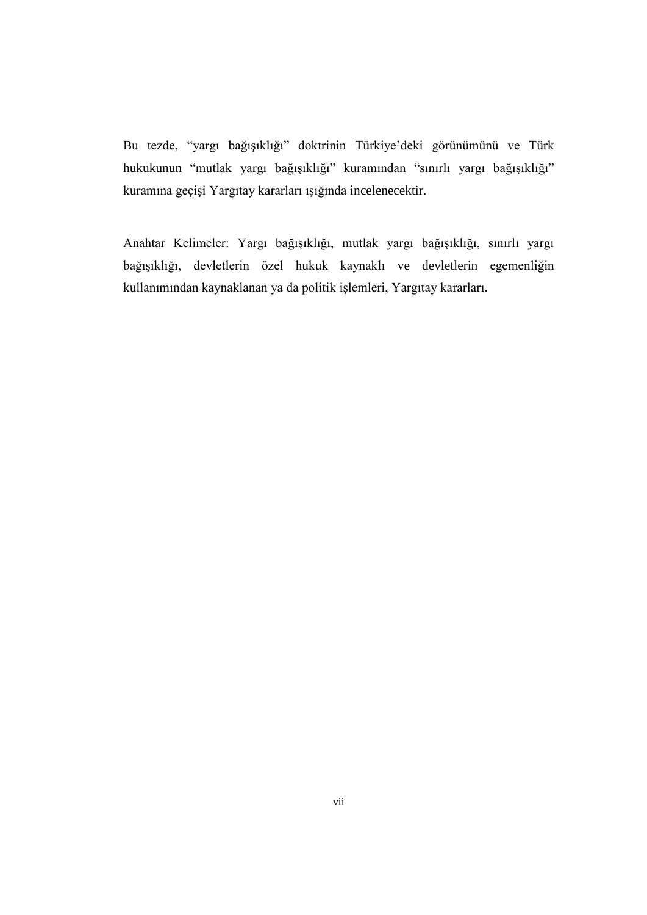Bu tezde, “yargı bağışıklığı” doktrinin Türkiye’deki görünümünü ve Türk hukukunun “mutlak yargı bağışıklığı” kuramından “sınırlı yargı bağışıklığı” kuramına geçişi Yargıtay kararları ışığında incelenecektir.

Anahtar Kelimeler: Yargı bağışıklığı, mutlak yargı bağışıklığı, sınırlı yargı bağışıklığı, devletlerin özel hukuk kaynaklı ve devletlerin egemenliğin kullanımından kaynaklanan ya da politik işlemleri, Yargıtay kararları.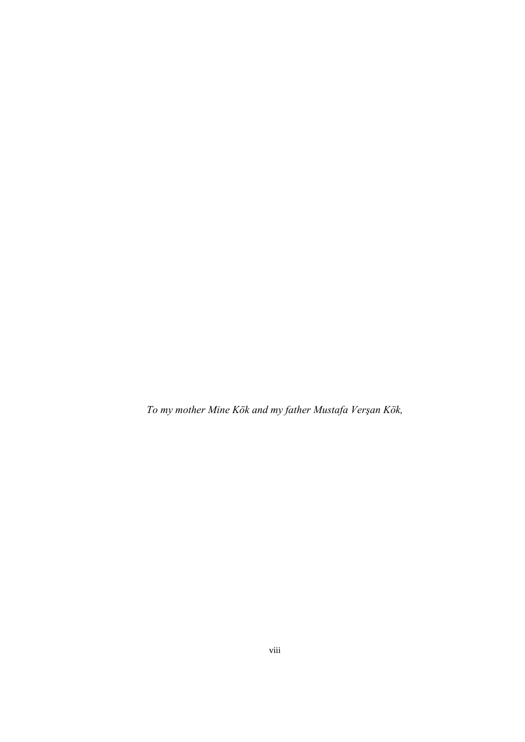*To my mother Mine Kök and my father Mustafa Verşan Kök,*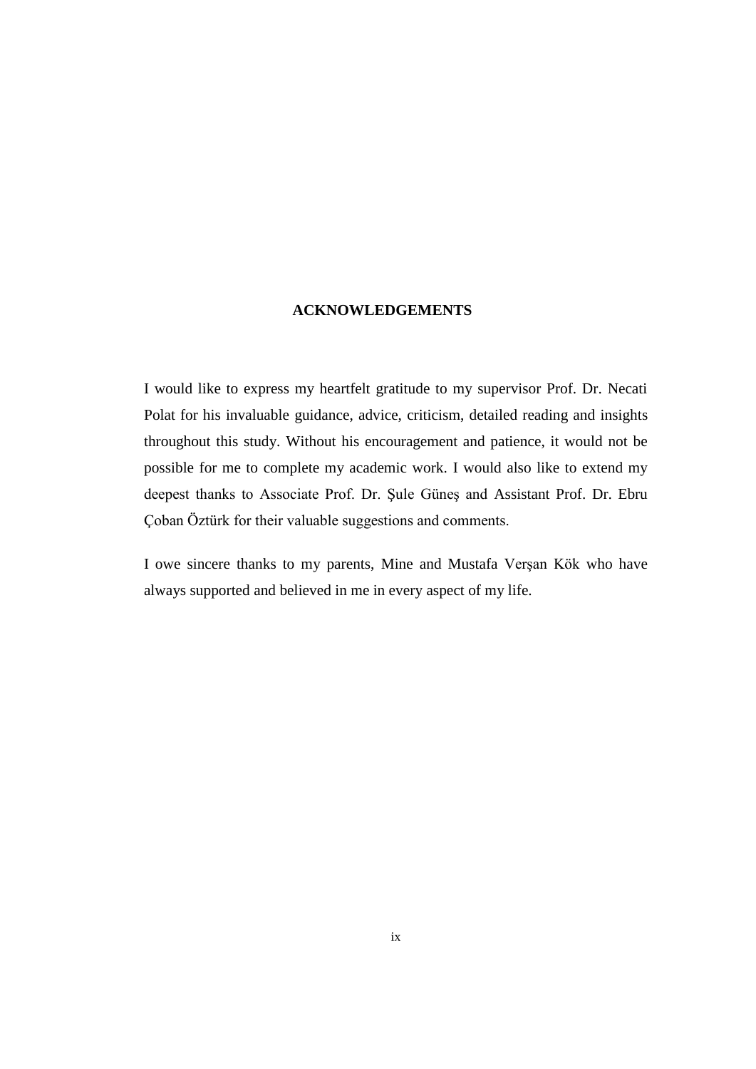# ACKNOWLEDGEMENTS

I would like to express my heartfelt gratitude to my supervisor Prof. Dr. Necati Polat for his invaluable guidance, advice, criticism, detailed reading and insights throughout this study. Without his encouragement and patience, it would not be possible for me to complete my academic work. I would also like to extend my deepest thanks to Associate Prof. Dr. Şule Güneş and Assistant Prof. Dr. Ebru Çoban Öztürk for their valuable suggestions and comments.

I owe sincere thanks to my parents, Mine and Mustafa Verşan Kök who have always supported and believed in me in every aspect of my life.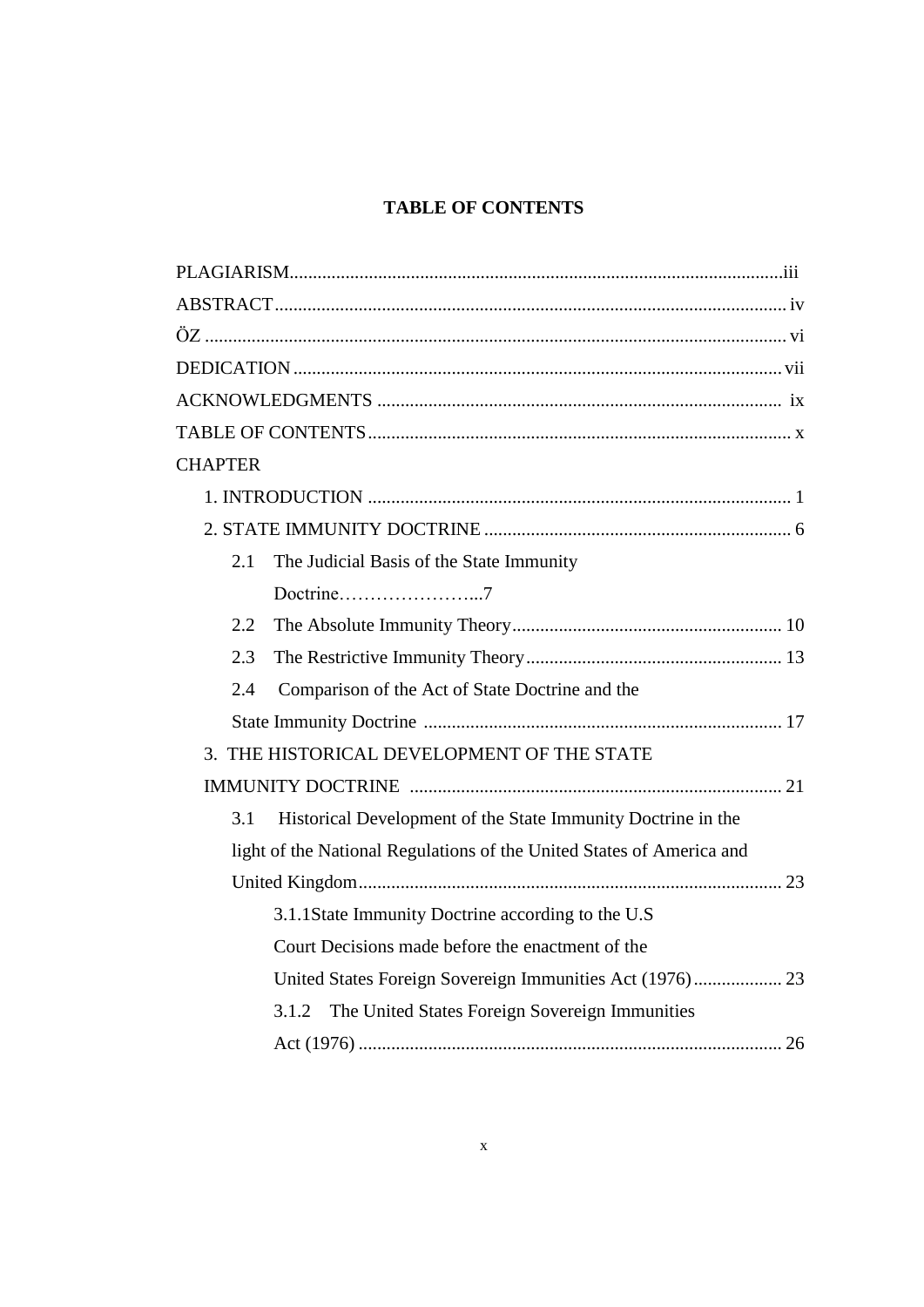# TABLE OF CONTENTS

PLAGIARISM.........................................................................................................iii

ABSTRACT............................................................................................................. iv

ÖZ ............................................................................................................................ vi

DEDICATION ........................................................................................................ vii

ACKNOWLEDGMENTS ...................................................................................... ix

TABLE OF CONTENTS........................................................................................... x

CHAPTER

1. INTRODUCTION .......................................................................................... 1

2. STATE IMMUNITY DOCTRINE .................................................................. 6

2.1 The Judicial Basis of the State Immunity Doctrine…………………...7

2.2 The Absolute Immunity Theory.......................................................... 10

2.3 The Restrictive Immunity Theory....................................................... 13

2.4 Comparison of the Act of State Doctrine and the State Immunity Doctrine ............................................................................ 17

3. THE HISTORICAL DEVELOPMENT OF THE STATE IMMUNITY DOCTRINE ................................................................................ 21

3.1 Historical Development of the State Immunity Doctrine in the light of the National Regulations of the United States of America and United Kingdom........................................................................................... 23

3.1.1State Immunity Doctrine according to the U.S Court Decisions made before the enactment of the United States Foreign Sovereign Immunities Act (1976)................... 23

3.1.2 The United States Foreign Sovereign Immunities Act (1976) ........................................................................................... 26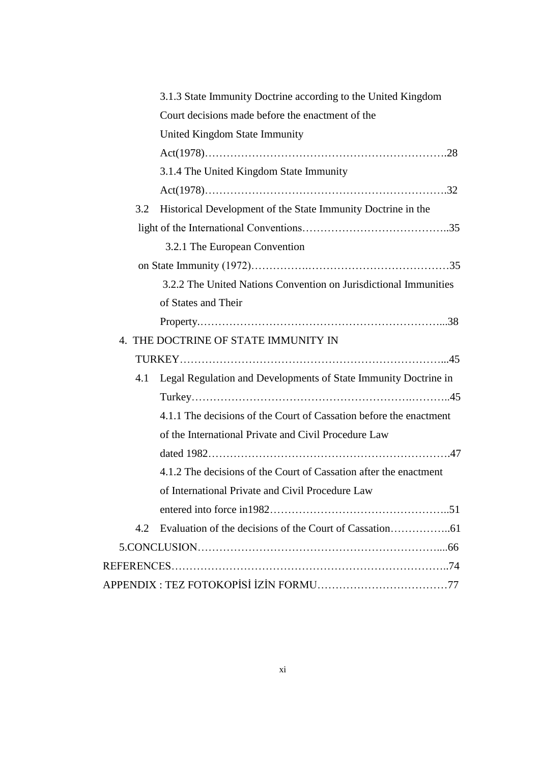3.1.3 State Immunity Doctrine according to the United Kingdom Court decisions made before the enactment of the United Kingdom State Immunity Act(1978)………………………………………………………….28

3.1.4 The United Kingdom State Immunity Act(1978)………………………………………………………….32

3.2 Historical Development of the State Immunity Doctrine in the light of the International Conventions…………………………………..35

3.2.1 The European Convention on State Immunity (1972)…………….…………………………………35

3.2.2 The United Nations Convention on Jurisdictional Immunities of States and Their Property.………………………………………………………...38

4. THE DOCTRINE OF STATE IMMUNITY IN TURKEY……………………………………………………………...45

4.1 Legal Regulation and Developments of State Immunity Doctrine in Turkey…………………………………………………….………..45

4.1.1 The decisions of the Court of Cassation before the enactment of the International Private and Civil Procedure Law dated 1982………………………………………………………….47

4.1.2 The decisions of the Court of Cassation after the enactment of International Private and Civil Procedure Law entered into force in1982…………………………………………..51

4.2 Evaluation of the decisions of the Court of Cassation……………..61

5.CONCLUSION…………………………………………………………....66

REFERENCES…………………………………………………………………..74

APPENDIX : TEZ FOTOKOPİSİ İZİN FORMU………………………………77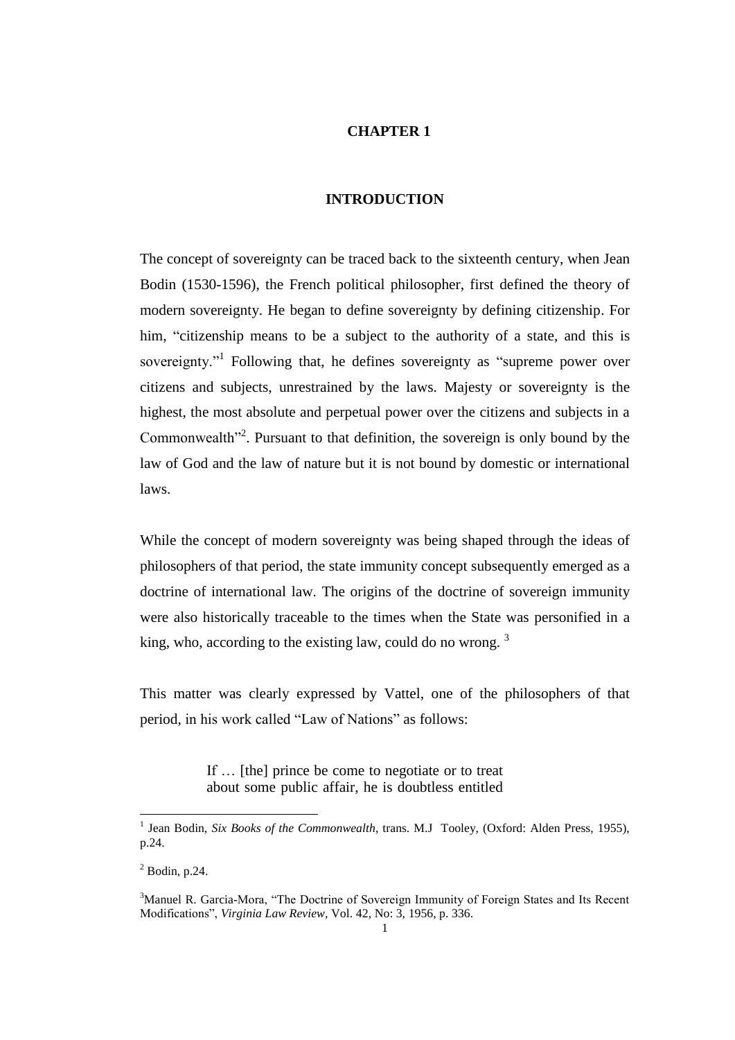# CHAPTER 1

# INTRODUCTION

The concept of sovereignty can be traced back to the sixteenth century, when Jean Bodin (1530-1596), the French political philosopher, first defined the theory of modern sovereignty. He began to define sovereignty by defining citizenship. For him, "citizenship means to be a subject to the authority of a state, and this is sovereignty."[1] Following that, he defines sovereignty as "supreme power over citizens and subjects, unrestrained by the laws. Majesty or sovereignty is the highest, the most absolute and perpetual power over the citizens and subjects in a Commonwealth"[2]. Pursuant to that definition, the sovereign is only bound by the law of God and the law of nature but it is not bound by domestic or international laws.

While the concept of modern sovereignty was being shaped through the ideas of philosophers of that period, the state immunity concept subsequently emerged as a doctrine of international law. The origins of the doctrine of sovereign immunity were also historically traceable to the times when the State was personified in a king, who, according to the existing law, could do no wrong. [3]

This matter was clearly expressed by Vattel, one of the philosophers of that period, in his work called "Law of Nations" as follows:

> If … [the] prince be come to negotiate or to treat about some public affair, he is doubtless entitled

---

[1] Jean Bodin, *Six Books of the Commonwealth*, trans. M.J Tooley, (Oxford: Alden Press, 1955), p.24.

[2] Bodin, p.24.

[3] Manuel R. Garcia-Mora, "The Doctrine of Sovereign Immunity of Foreign States and Its Recent Modifications", *Virginia Law Review*, Vol. 42, No: 3, 1956, p. 336.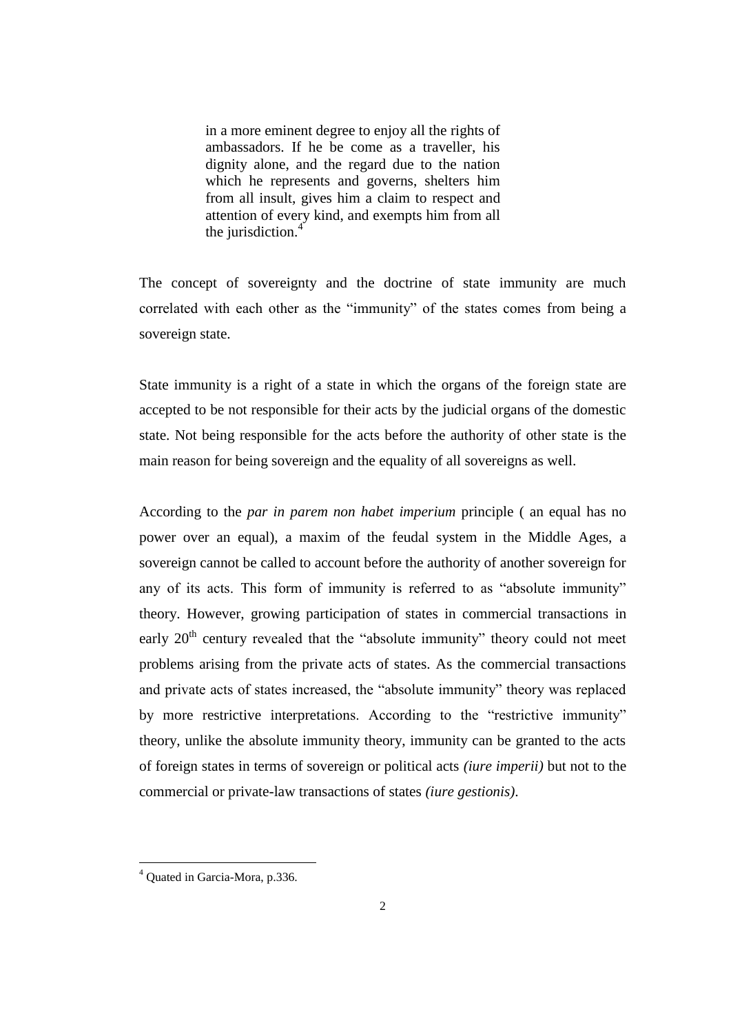> in a more eminent degree to enjoy all the rights of ambassadors. If he be come as a traveller, his dignity alone, and the regard due to the nation which he represents and governs, shelters him from all insult, gives him a claim to respect and attention of every kind, and exempts him from all the jurisdiction.[4]

The concept of sovereignty and the doctrine of state immunity are much correlated with each other as the "immunity" of the states comes from being a sovereign state.

State immunity is a right of a state in which the organs of the foreign state are accepted to be not responsible for their acts by the judicial organs of the domestic state. Not being responsible for the acts before the authority of other state is the main reason for being sovereign and the equality of all sovereigns as well.

According to the *par in parem non habet imperium* principle ( an equal has no power over an equal), a maxim of the feudal system in the Middle Ages, a sovereign cannot be called to account before the authority of another sovereign for any of its acts. This form of immunity is referred to as "absolute immunity" theory. However, growing participation of states in commercial transactions in early 20th century revealed that the "absolute immunity" theory could not meet problems arising from the private acts of states. As the commercial transactions and private acts of states increased, the "absolute immunity" theory was replaced by more restrictive interpretations. According to the "restrictive immunity" theory, unlike the absolute immunity theory, immunity can be granted to the acts of foreign states in terms of sovereign or political acts *(iure imperii)* but not to the commercial or private-law transactions of states *(iure gestionis)*.

[4] Quated in Garcia-Mora, p.336.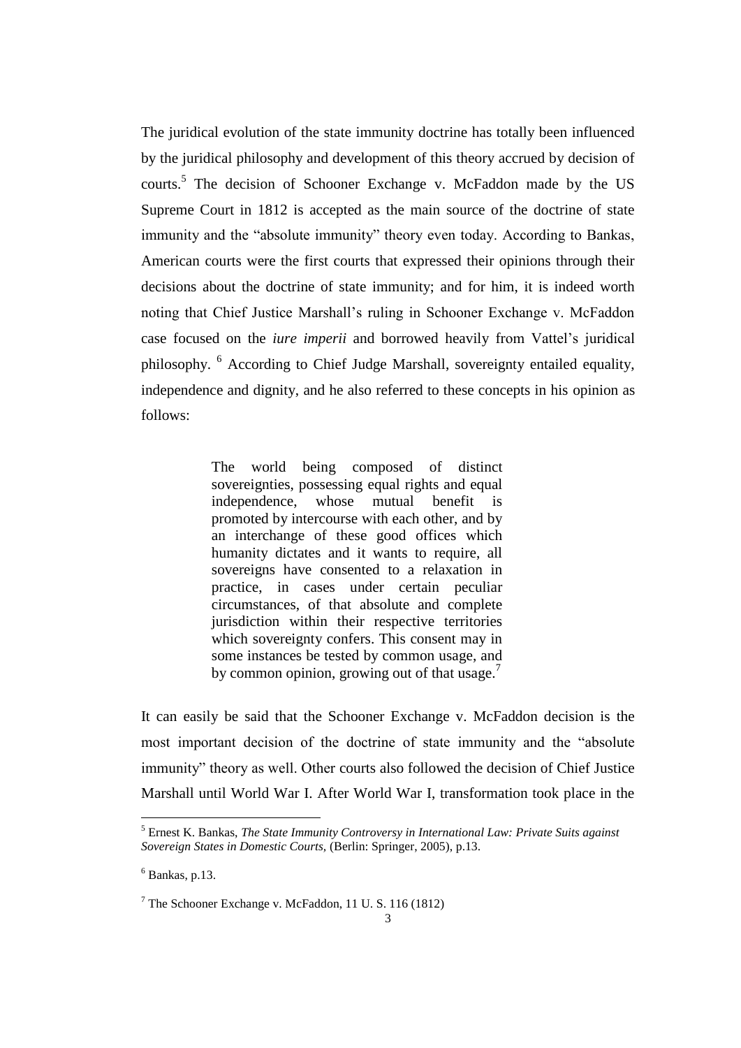The juridical evolution of the state immunity doctrine has totally been influenced by the juridical philosophy and development of this theory accrued by decision of courts.[5] The decision of Schooner Exchange v. McFaddon made by the US Supreme Court in 1812 is accepted as the main source of the doctrine of state immunity and the "absolute immunity" theory even today. According to Bankas, American courts were the first courts that expressed their opinions through their decisions about the doctrine of state immunity; and for him, it is indeed worth noting that Chief Justice Marshall's ruling in Schooner Exchange v. McFaddon case focused on the *iure imperii* and borrowed heavily from Vattel's juridical philosophy.[6] According to Chief Judge Marshall, sovereignty entailed equality, independence and dignity, and he also referred to these concepts in his opinion as follows:

> The world being composed of distinct sovereignties, possessing equal rights and equal independence, whose mutual benefit is promoted by intercourse with each other, and by an interchange of these good offices which humanity dictates and it wants to require, all sovereigns have consented to a relaxation in practice, in cases under certain peculiar circumstances, of that absolute and complete jurisdiction within their respective territories which sovereignty confers. This consent may in some instances be tested by common usage, and by common opinion, growing out of that usage.[7]

It can easily be said that the Schooner Exchange v. McFaddon decision is the most important decision of the doctrine of state immunity and the "absolute immunity" theory as well. Other courts also followed the decision of Chief Justice Marshall until World War I. After World War I, transformation took place in the

---

[5] Ernest K. Bankas, *The State Immunity Controversy in International Law: Private Suits against Sovereign States in Domestic Courts*, (Berlin: Springer, 2005), p.13.

[6] Bankas, p.13.

[7] The Schooner Exchange v. McFaddon, 11 U. S. 116 (1812)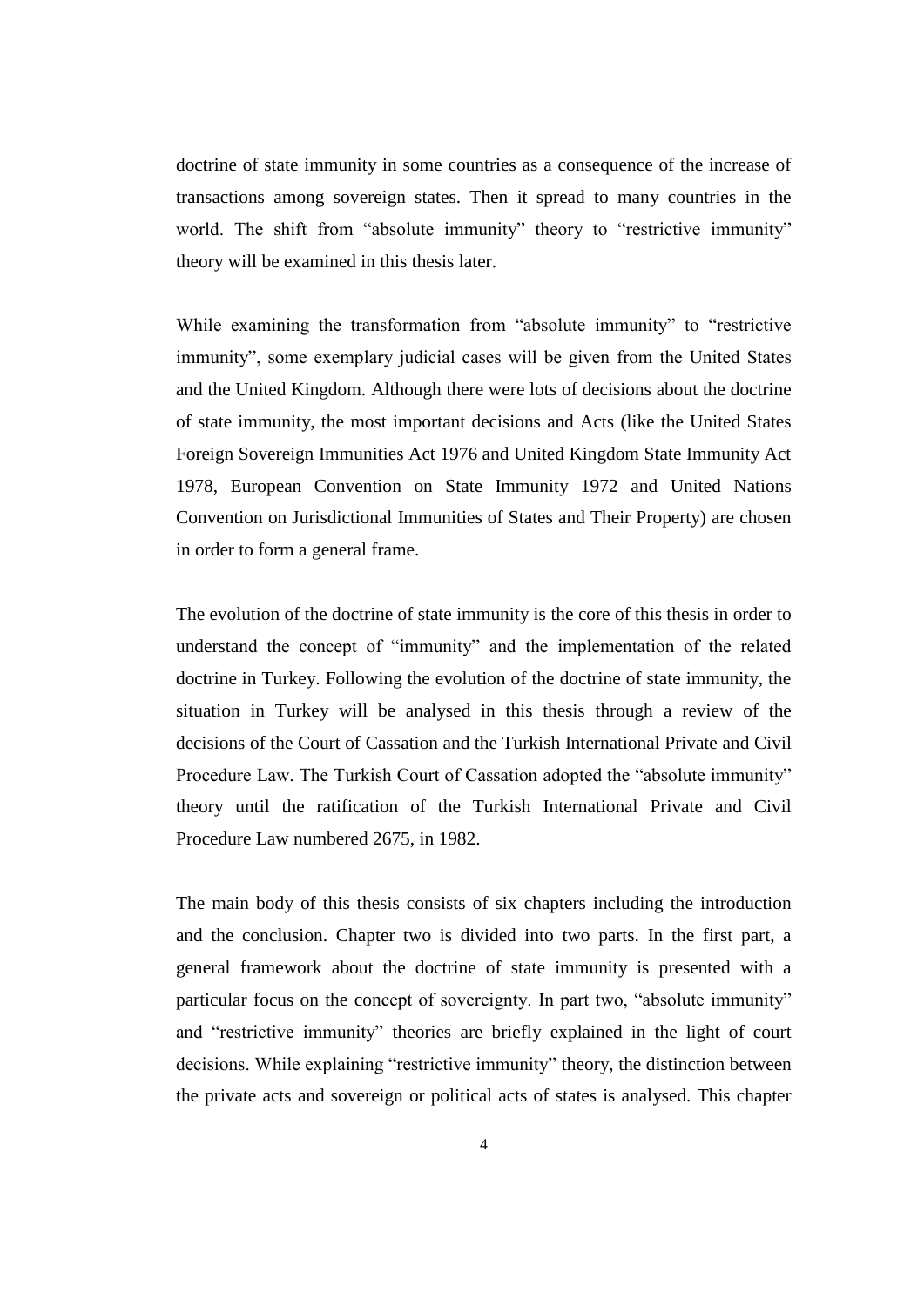doctrine of state immunity in some countries as a consequence of the increase of transactions among sovereign states. Then it spread to many countries in the world. The shift from "absolute immunity" theory to "restrictive immunity" theory will be examined in this thesis later.

While examining the transformation from "absolute immunity" to "restrictive immunity", some exemplary judicial cases will be given from the United States and the United Kingdom. Although there were lots of decisions about the doctrine of state immunity, the most important decisions and Acts (like the United States Foreign Sovereign Immunities Act 1976 and United Kingdom State Immunity Act 1978, European Convention on State Immunity 1972 and United Nations Convention on Jurisdictional Immunities of States and Their Property) are chosen in order to form a general frame.

The evolution of the doctrine of state immunity is the core of this thesis in order to understand the concept of "immunity" and the implementation of the related doctrine in Turkey. Following the evolution of the doctrine of state immunity, the situation in Turkey will be analysed in this thesis through a review of the decisions of the Court of Cassation and the Turkish International Private and Civil Procedure Law. The Turkish Court of Cassation adopted the "absolute immunity" theory until the ratification of the Turkish International Private and Civil Procedure Law numbered 2675, in 1982.

The main body of this thesis consists of six chapters including the introduction and the conclusion. Chapter two is divided into two parts. In the first part, a general framework about the doctrine of state immunity is presented with a particular focus on the concept of sovereignty. In part two, "absolute immunity" and "restrictive immunity" theories are briefly explained in the light of court decisions. While explaining "restrictive immunity" theory, the distinction between the private acts and sovereign or political acts of states is analysed. This chapter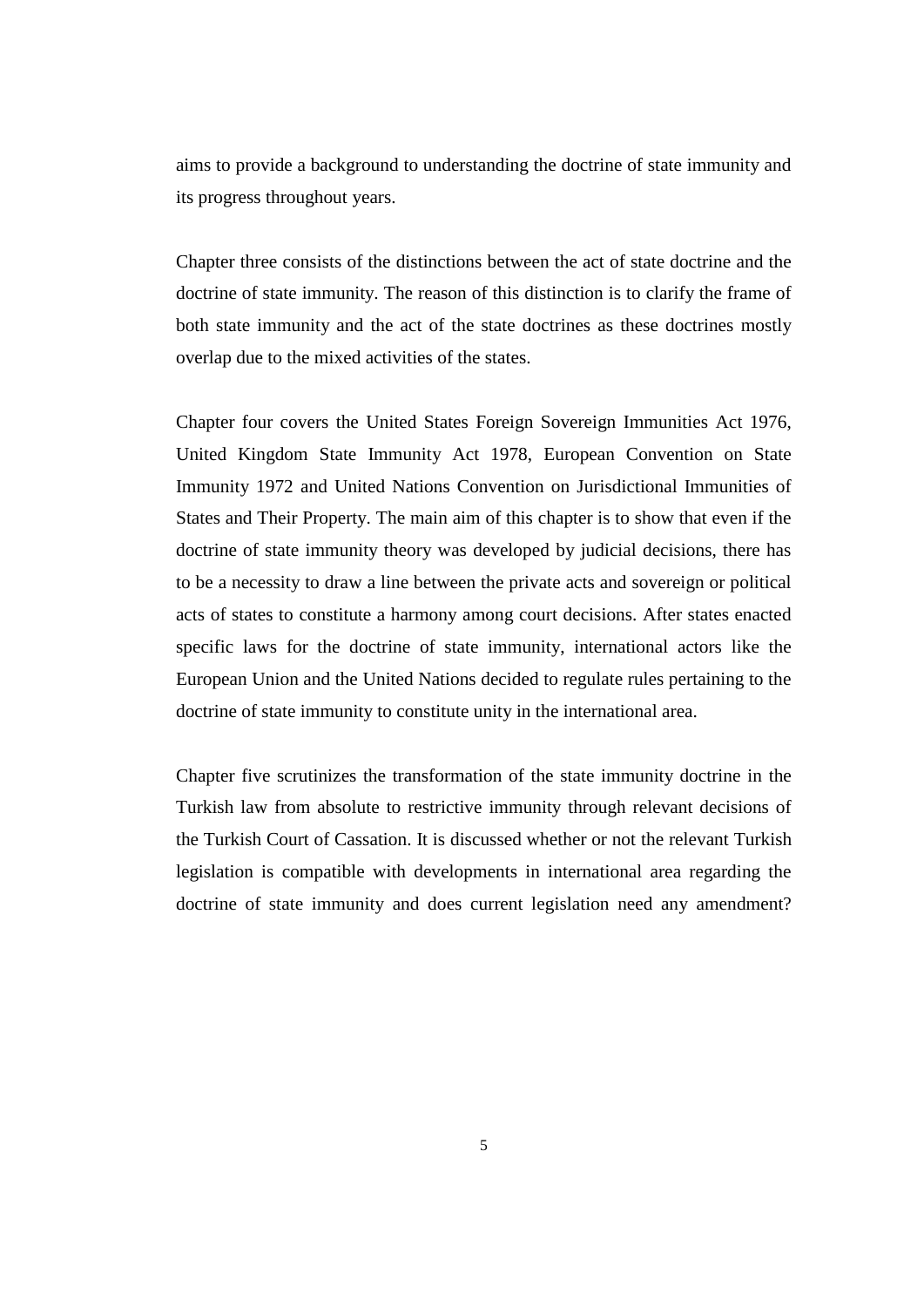aims to provide a background to understanding the doctrine of state immunity and its progress throughout years.

Chapter three consists of the distinctions between the act of state doctrine and the doctrine of state immunity. The reason of this distinction is to clarify the frame of both state immunity and the act of the state doctrines as these doctrines mostly overlap due to the mixed activities of the states.

Chapter four covers the United States Foreign Sovereign Immunities Act 1976, United Kingdom State Immunity Act 1978, European Convention on State Immunity 1972 and United Nations Convention on Jurisdictional Immunities of States and Their Property. The main aim of this chapter is to show that even if the doctrine of state immunity theory was developed by judicial decisions, there has to be a necessity to draw a line between the private acts and sovereign or political acts of states to constitute a harmony among court decisions. After states enacted specific laws for the doctrine of state immunity, international actors like the European Union and the United Nations decided to regulate rules pertaining to the doctrine of state immunity to constitute unity in the international area.

Chapter five scrutinizes the transformation of the state immunity doctrine in the Turkish law from absolute to restrictive immunity through relevant decisions of the Turkish Court of Cassation. It is discussed whether or not the relevant Turkish legislation is compatible with developments in international area regarding the doctrine of state immunity and does current legislation need any amendment?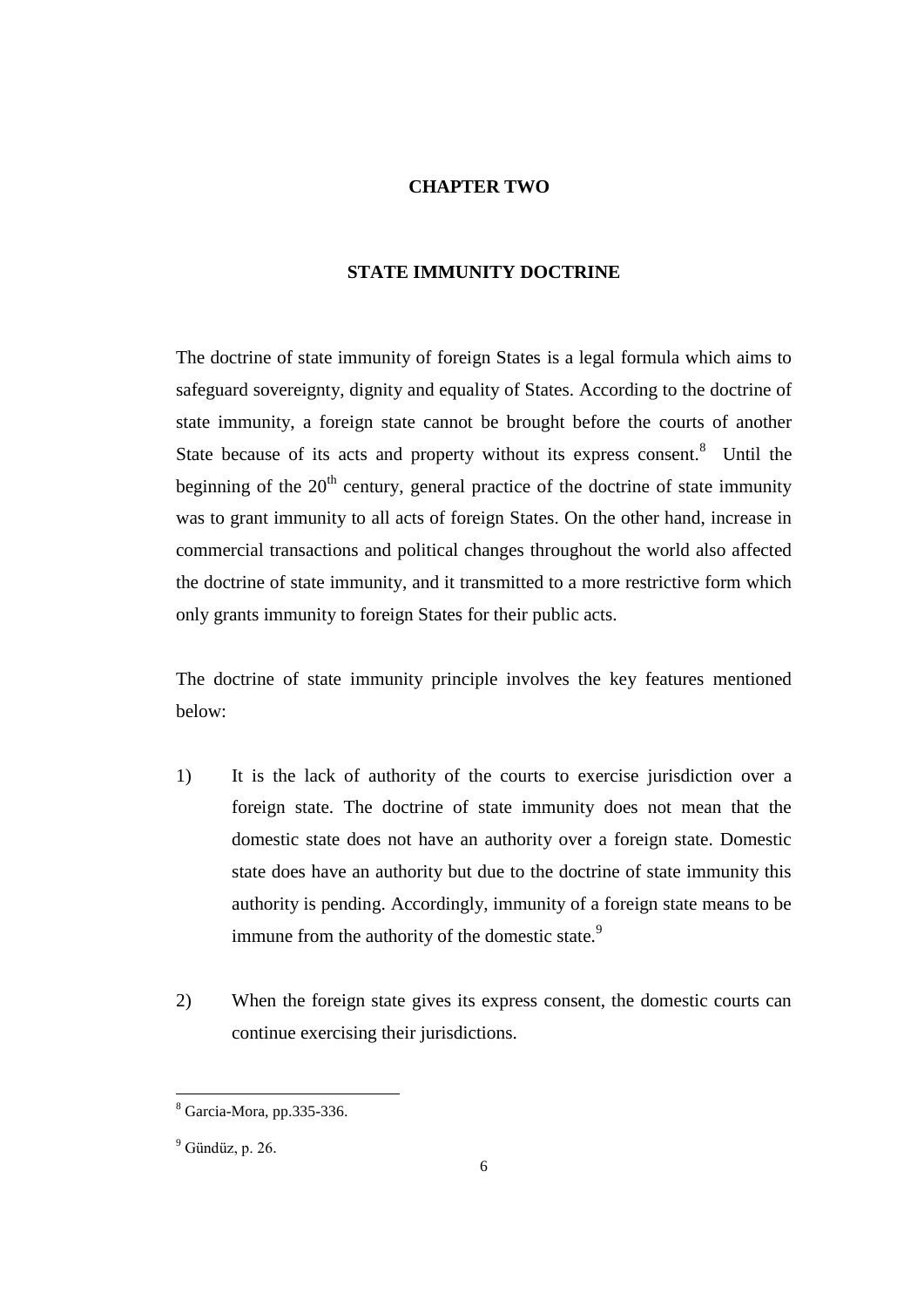# CHAPTER TWO

## STATE IMMUNITY DOCTRINE

The doctrine of state immunity of foreign States is a legal formula which aims to safeguard sovereignty, dignity and equality of States. According to the doctrine of state immunity, a foreign state cannot be brought before the courts of another State because of its acts and property without its express consent.[8] Until the beginning of the 20th century, general practice of the doctrine of state immunity was to grant immunity to all acts of foreign States. On the other hand, increase in commercial transactions and political changes throughout the world also affected the doctrine of state immunity, and it transmitted to a more restrictive form which only grants immunity to foreign States for their public acts.

The doctrine of state immunity principle involves the key features mentioned below:

1) It is the lack of authority of the courts to exercise jurisdiction over a foreign state. The doctrine of state immunity does not mean that the domestic state does not have an authority over a foreign state. Domestic state does have an authority but due to the doctrine of state immunity this authority is pending. Accordingly, immunity of a foreign state means to be immune from the authority of the domestic state.[9]

2) When the foreign state gives its express consent, the domestic courts can continue exercising their jurisdictions.

---

[8] Garcia-Mora, pp.335-336.

[9] Gündüz, p. 26.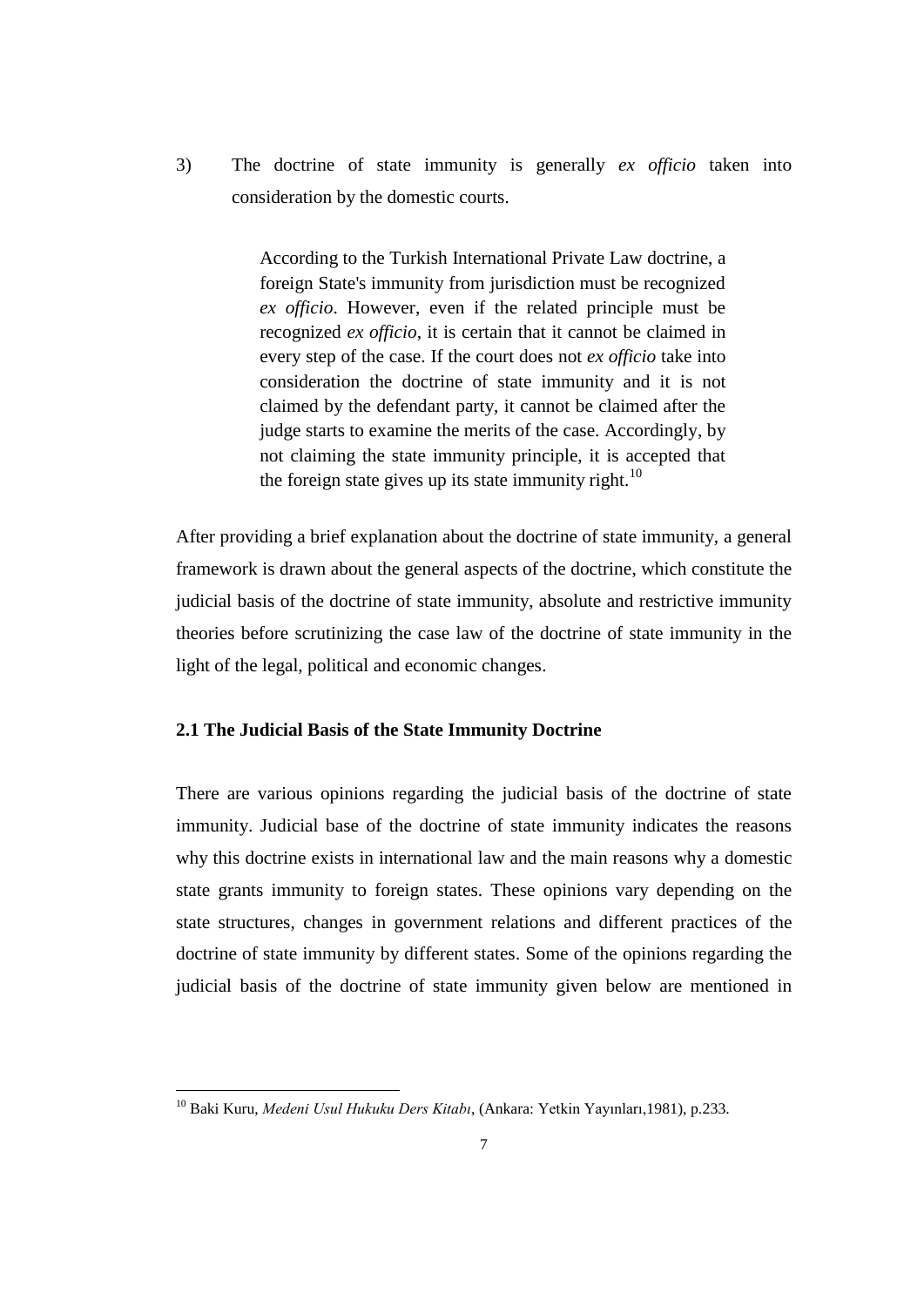3) The doctrine of state immunity is generally *ex officio* taken into consideration by the domestic courts.

> According to the Turkish International Private Law doctrine, a foreign State's immunity from jurisdiction must be recognized *ex officio*. However, even if the related principle must be recognized *ex officio*, it is certain that it cannot be claimed in every step of the case. If the court does not *ex officio* take into consideration the doctrine of state immunity and it is not claimed by the defendant party, it cannot be claimed after the judge starts to examine the merits of the case. Accordingly, by not claiming the state immunity principle, it is accepted that the foreign state gives up its state immunity right.[10]

After providing a brief explanation about the doctrine of state immunity, a general framework is drawn about the general aspects of the doctrine, which constitute the judicial basis of the doctrine of state immunity, absolute and restrictive immunity theories before scrutinizing the case law of the doctrine of state immunity in the light of the legal, political and economic changes.

### 2.1 The Judicial Basis of the State Immunity Doctrine

There are various opinions regarding the judicial basis of the doctrine of state immunity. Judicial base of the doctrine of state immunity indicates the reasons why this doctrine exists in international law and the main reasons why a domestic state grants immunity to foreign states. These opinions vary depending on the state structures, changes in government relations and different practices of the doctrine of state immunity by different states. Some of the opinions regarding the judicial basis of the doctrine of state immunity given below are mentioned in

---

[10] Baki Kuru, *Medeni Usul Hukuku Ders Kitabı*, (Ankara: Yetkin Yayınları,1981), p.233.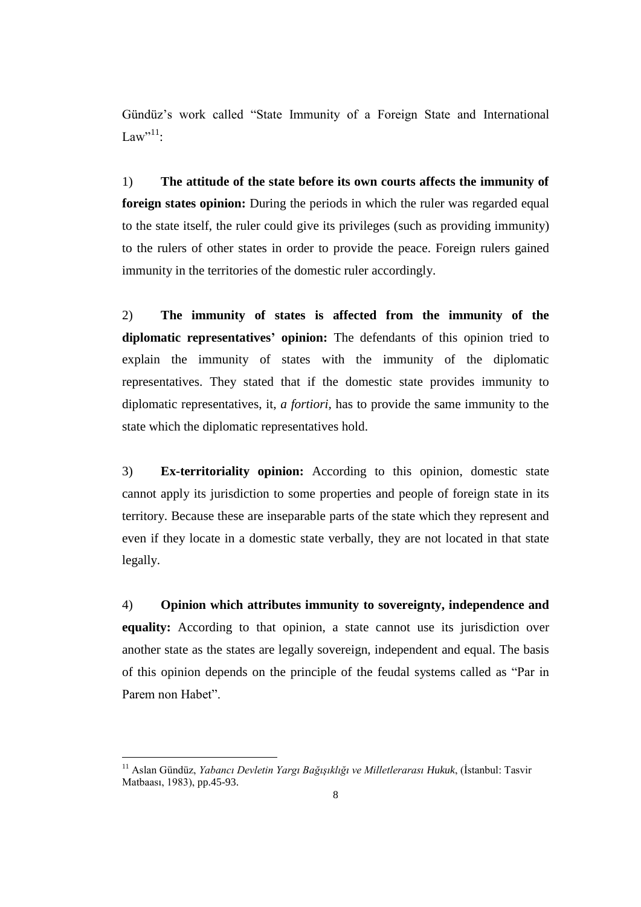Gündüz's work called "State Immunity of a Foreign State and International Law"[11]:

1) **The attitude of the state before its own courts affects the immunity of foreign states opinion:** During the periods in which the ruler was regarded equal to the state itself, the ruler could give its privileges (such as providing immunity) to the rulers of other states in order to provide the peace. Foreign rulers gained immunity in the territories of the domestic ruler accordingly.

2) **The immunity of states is affected from the immunity of the diplomatic representatives' opinion:** The defendants of this opinion tried to explain the immunity of states with the immunity of the diplomatic representatives. They stated that if the domestic state provides immunity to diplomatic representatives, it, *a fortiori*, has to provide the same immunity to the state which the diplomatic representatives hold.

3) **Ex-territoriality opinion:** According to this opinion, domestic state cannot apply its jurisdiction to some properties and people of foreign state in its territory. Because these are inseparable parts of the state which they represent and even if they locate in a domestic state verbally, they are not located in that state legally.

4) **Opinion which attributes immunity to sovereignty, independence and equality:** According to that opinion, a state cannot use its jurisdiction over another state as the states are legally sovereign, independent and equal. The basis of this opinion depends on the principle of the feudal systems called as "Par in Parem non Habet".

[11] Aslan Gündüz, *Yabancı Devletin Yargı Bağışıklığı ve Milletlerarası Hukuk*, (İstanbul: Tasvir Matbaası, 1983), pp.45-93.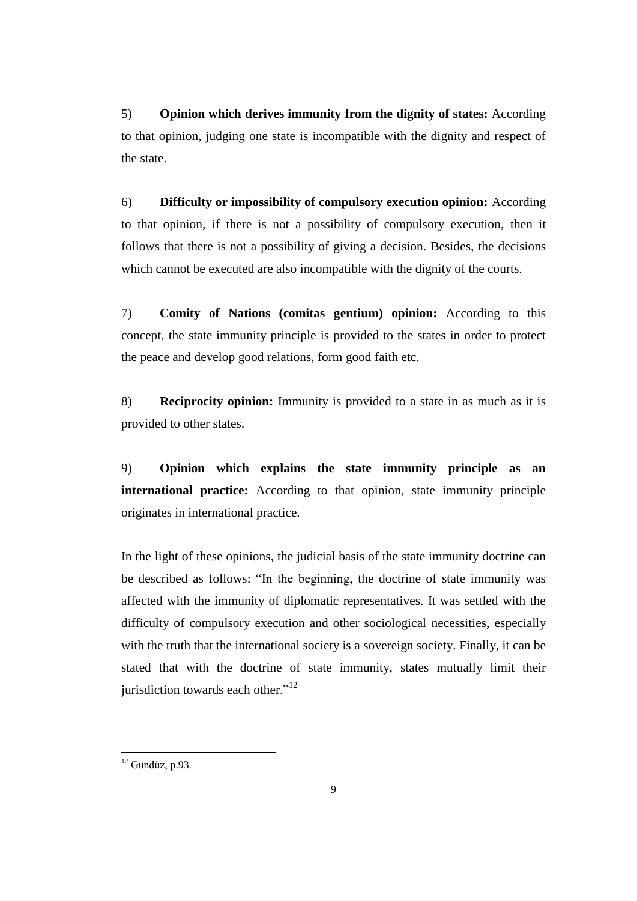5) **Opinion which derives immunity from the dignity of states:** According to that opinion, judging one state is incompatible with the dignity and respect of the state.

6) **Difficulty or impossibility of compulsory execution opinion:** According to that opinion, if there is not a possibility of compulsory execution, then it follows that there is not a possibility of giving a decision. Besides, the decisions which cannot be executed are also incompatible with the dignity of the courts.

7) **Comity of Nations (comitas gentium) opinion:** According to this concept, the state immunity principle is provided to the states in order to protect the peace and develop good relations, form good faith etc.

8) **Reciprocity opinion:** Immunity is provided to a state in as much as it is provided to other states.

9) **Opinion which explains the state immunity principle as an international practice:** According to that opinion, state immunity principle originates in international practice.

In the light of these opinions, the judicial basis of the state immunity doctrine can be described as follows: "In the beginning, the doctrine of state immunity was affected with the immunity of diplomatic representatives. It was settled with the difficulty of compulsory execution and other sociological necessities, especially with the truth that the international society is a sovereign society. Finally, it can be stated that with the doctrine of state immunity, states mutually limit their jurisdiction towards each other."[12]

---

[12] Gündüz, p.93.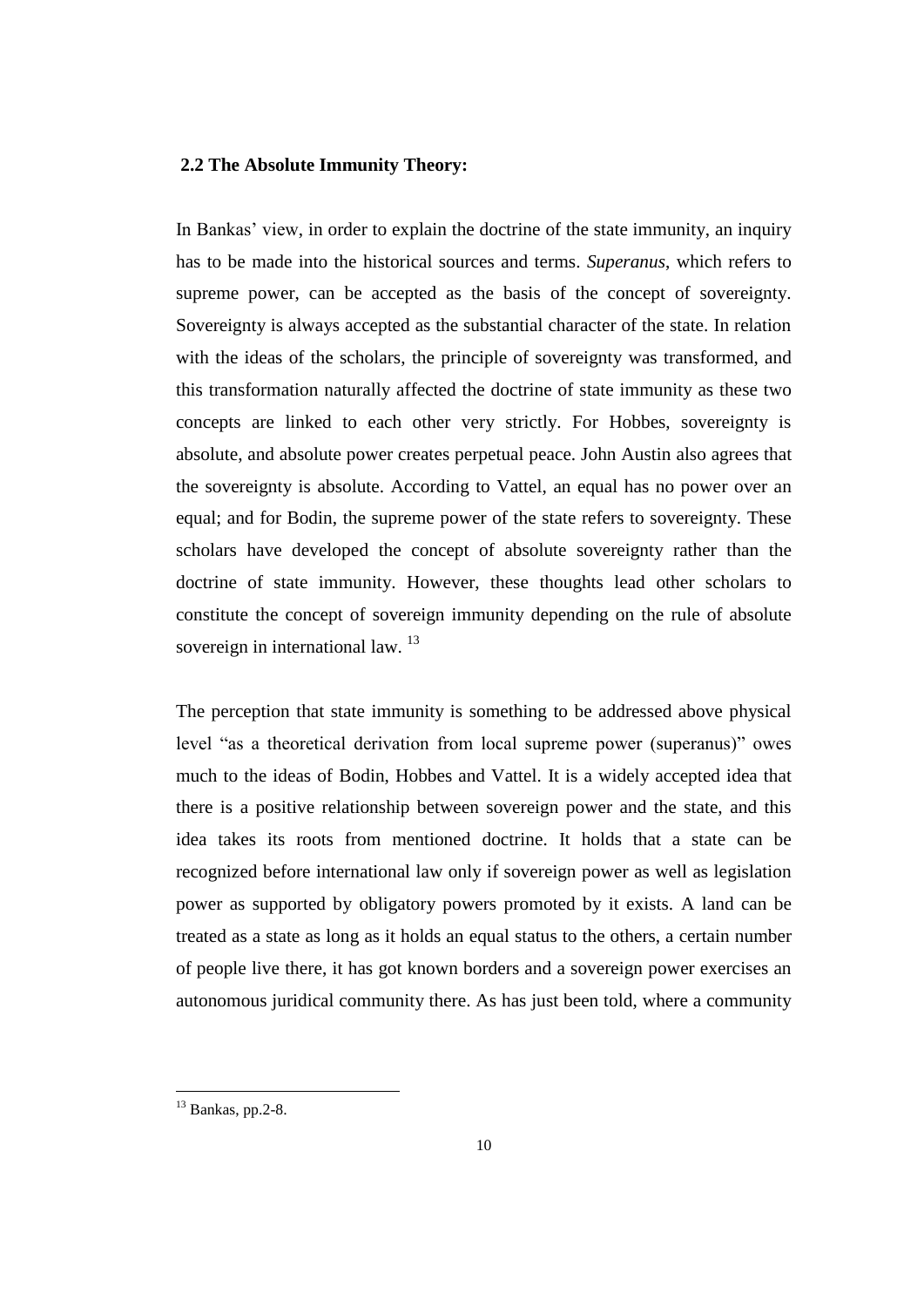## 2.2 The Absolute Immunity Theory:

In Bankas' view, in order to explain the doctrine of the state immunity, an inquiry has to be made into the historical sources and terms. *Superanus*, which refers to supreme power, can be accepted as the basis of the concept of sovereignty. Sovereignty is always accepted as the substantial character of the state. In relation with the ideas of the scholars, the principle of sovereignty was transformed, and this transformation naturally affected the doctrine of state immunity as these two concepts are linked to each other very strictly. For Hobbes, sovereignty is absolute, and absolute power creates perpetual peace. John Austin also agrees that the sovereignty is absolute. According to Vattel, an equal has no power over an equal; and for Bodin, the supreme power of the state refers to sovereignty. These scholars have developed the concept of absolute sovereignty rather than the doctrine of state immunity. However, these thoughts lead other scholars to constitute the concept of sovereign immunity depending on the rule of absolute sovereign in international law. [13]

The perception that state immunity is something to be addressed above physical level "as a theoretical derivation from local supreme power (superanus)" owes much to the ideas of Bodin, Hobbes and Vattel. It is a widely accepted idea that there is a positive relationship between sovereign power and the state, and this idea takes its roots from mentioned doctrine. It holds that a state can be recognized before international law only if sovereign power as well as legislation power as supported by obligatory powers promoted by it exists. A land can be treated as a state as long as it holds an equal status to the others, a certain number of people live there, it has got known borders and a sovereign power exercises an autonomous juridical community there. As has just been told, where a community

[13] Bankas, pp.2-8.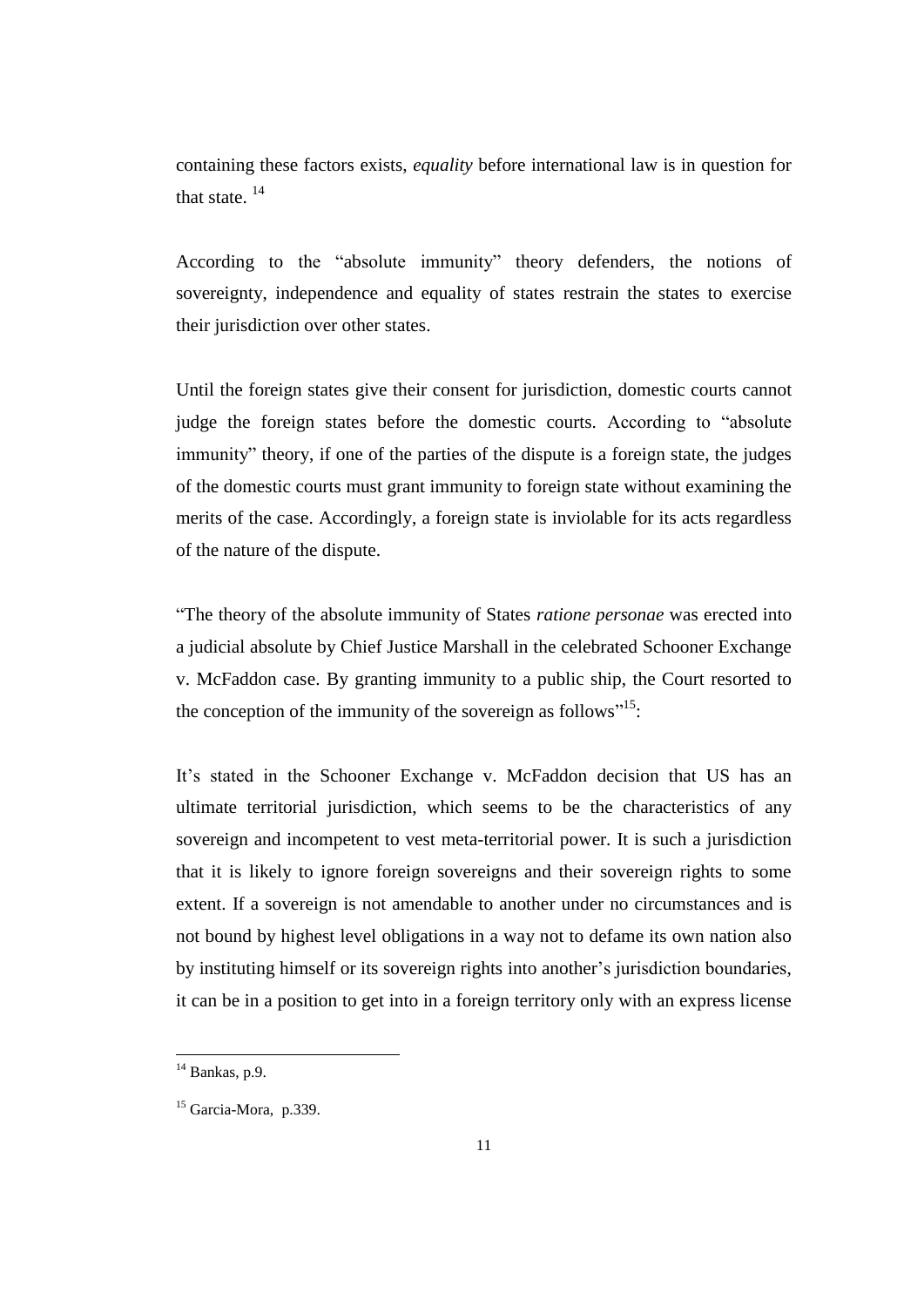containing these factors exists, *equality* before international law is in question for that state. [14]

According to the "absolute immunity" theory defenders, the notions of sovereignty, independence and equality of states restrain the states to exercise their jurisdiction over other states.

Until the foreign states give their consent for jurisdiction, domestic courts cannot judge the foreign states before the domestic courts. According to "absolute immunity" theory, if one of the parties of the dispute is a foreign state, the judges of the domestic courts must grant immunity to foreign state without examining the merits of the case. Accordingly, a foreign state is inviolable for its acts regardless of the nature of the dispute.

"The theory of the absolute immunity of States *ratione personae* was erected into a judicial absolute by Chief Justice Marshall in the celebrated Schooner Exchange v. McFaddon case. By granting immunity to a public ship, the Court resorted to the conception of the immunity of the sovereign as follows"[15]:

It's stated in the Schooner Exchange v. McFaddon decision that US has an ultimate territorial jurisdiction, which seems to be the characteristics of any sovereign and incompetent to vest meta-territorial power. It is such a jurisdiction that it is likely to ignore foreign sovereigns and their sovereign rights to some extent. If a sovereign is not amendable to another under no circumstances and is not bound by highest level obligations in a way not to defame its own nation also by instituting himself or its sovereign rights into another's jurisdiction boundaries, it can be in a position to get into in a foreign territory only with an express license

---

[14] Bankas, p.9.

[15] Garcia-Mora, p.339.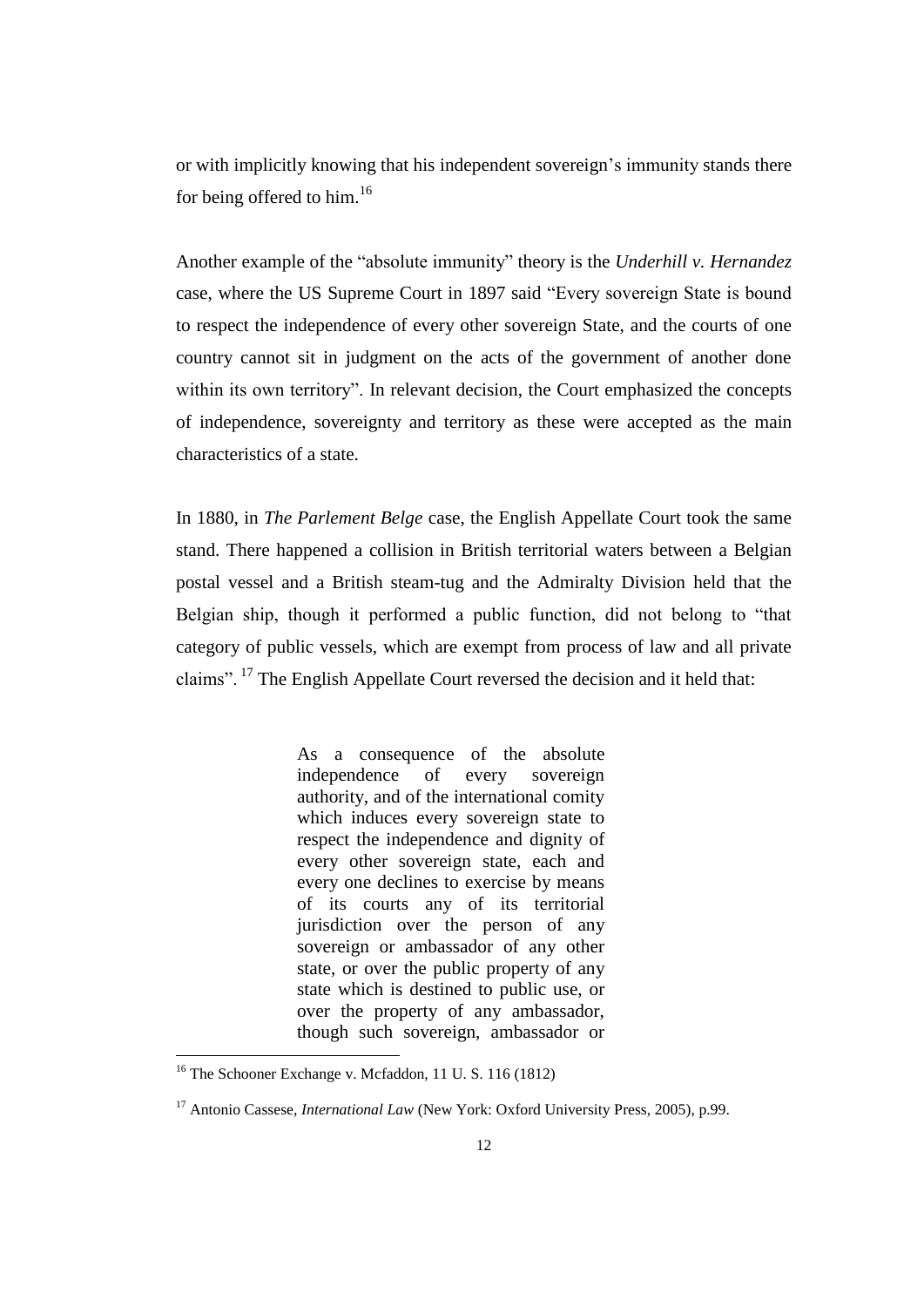or with implicitly knowing that his independent sovereign's immunity stands there for being offered to him.[16]

Another example of the "absolute immunity" theory is the *Underhill v. Hernandez* case, where the US Supreme Court in 1897 said "Every sovereign State is bound to respect the independence of every other sovereign State, and the courts of one country cannot sit in judgment on the acts of the government of another done within its own territory". In relevant decision, the Court emphasized the concepts of independence, sovereignty and territory as these were accepted as the main characteristics of a state.

In 1880, in *The Parlement Belge* case, the English Appellate Court took the same stand. There happened a collision in British territorial waters between a Belgian postal vessel and a British steam-tug and the Admiralty Division held that the Belgian ship, though it performed a public function, did not belong to "that category of public vessels, which are exempt from process of law and all private claims".[17] The English Appellate Court reversed the decision and it held that:

> As a consequence of the absolute independence of every sovereign authority, and of the international comity which induces every sovereign state to respect the independence and dignity of every other sovereign state, each and every one declines to exercise by means of its courts any of its territorial jurisdiction over the person of any sovereign or ambassador of any other state, or over the public property of any state which is destined to public use, or over the property of any ambassador, though such sovereign, ambassador or

---

[16] The Schooner Exchange v. Mcfaddon, 11 U. S. 116 (1812)

[17] Antonio Cassese, *International Law* (New York: Oxford University Press, 2005), p.99.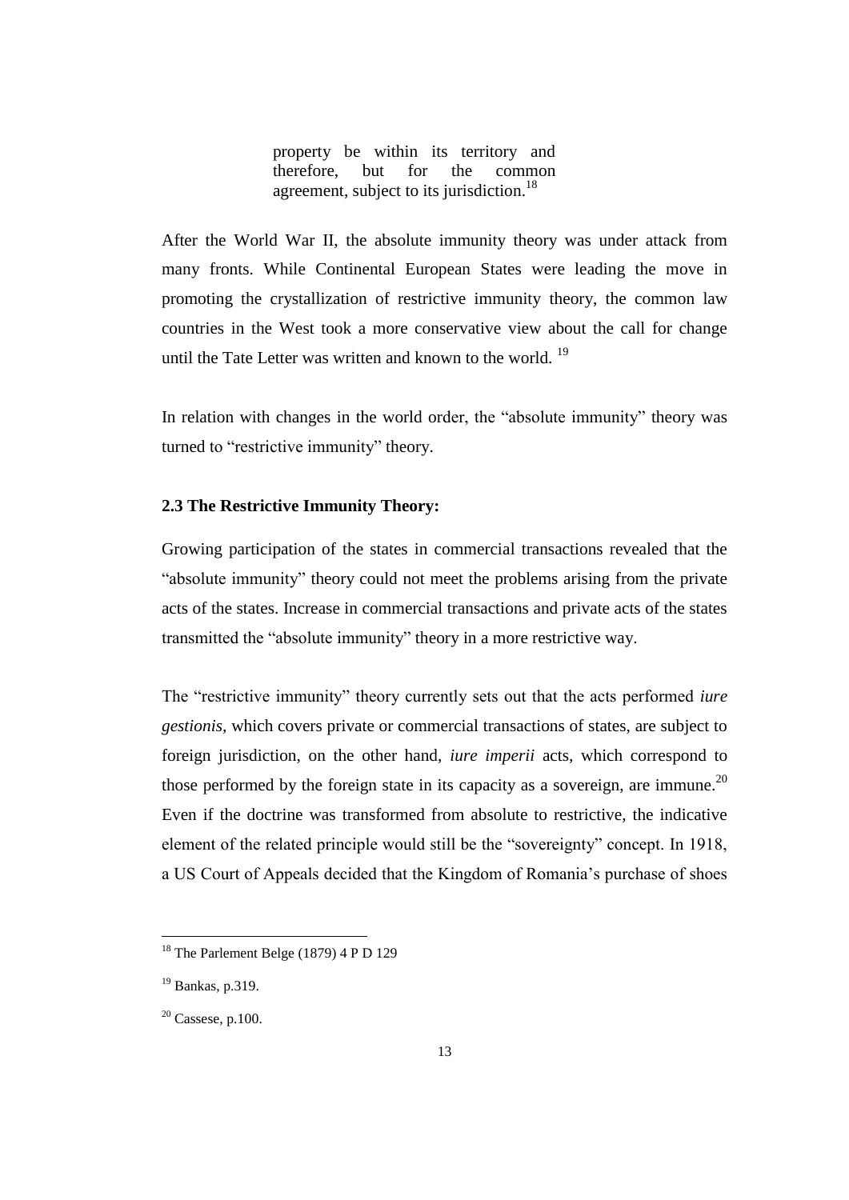> property be within its territory and therefore, but for the common agreement, subject to its jurisdiction.[18]

After the World War II, the absolute immunity theory was under attack from many fronts. While Continental European States were leading the move in promoting the crystallization of restrictive immunity theory, the common law countries in the West took a more conservative view about the call for change until the Tate Letter was written and known to the world. [19]

In relation with changes in the world order, the "absolute immunity" theory was turned to "restrictive immunity" theory.

### 2.3 The Restrictive Immunity Theory:

Growing participation of the states in commercial transactions revealed that the "absolute immunity" theory could not meet the problems arising from the private acts of the states. Increase in commercial transactions and private acts of the states transmitted the "absolute immunity" theory in a more restrictive way.

The "restrictive immunity" theory currently sets out that the acts performed *iure gestionis,* which covers private or commercial transactions of states, are subject to foreign jurisdiction, on the other hand, *iure imperii* acts, which correspond to those performed by the foreign state in its capacity as a sovereign, are immune.[20] Even if the doctrine was transformed from absolute to restrictive, the indicative element of the related principle would still be the "sovereignty" concept. In 1918, a US Court of Appeals decided that the Kingdom of Romania's purchase of shoes

---

[18] The Parlement Belge (1879) 4 P D 129

[19] Bankas, p.319.

[20] Cassese, p.100.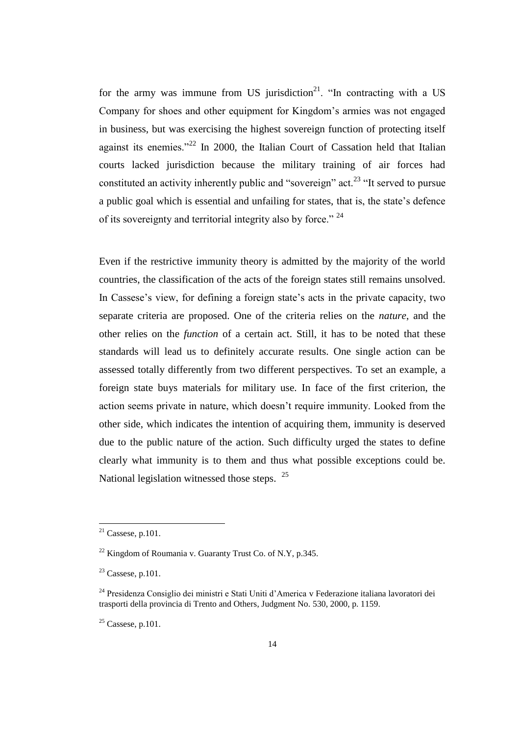for the army was immune from US jurisdiction[21]. “In contracting with a US Company for shoes and other equipment for Kingdom’s armies was not engaged in business, but was exercising the highest sovereign function of protecting itself against its enemies.”[22] In 2000, the Italian Court of Cassation held that Italian courts lacked jurisdiction because the military training of air forces had constituted an activity inherently public and “sovereign” act.[23] “It served to pursue a public goal which is essential and unfailing for states, that is, the state’s defence of its sovereignty and territorial integrity also by force.” [24]

Even if the restrictive immunity theory is admitted by the majority of the world countries, the classification of the acts of the foreign states still remains unsolved. In Cassese’s view, for defining a foreign state’s acts in the private capacity, two separate criteria are proposed. One of the criteria relies on the *nature*, and the other relies on the *function* of a certain act. Still, it has to be noted that these standards will lead us to definitely accurate results. One single action can be assessed totally differently from two different perspectives. To set an example, a foreign state buys materials for military use. In face of the first criterion, the action seems private in nature, which doesn’t require immunity. Looked from the other side, which indicates the intention of acquiring them, immunity is deserved due to the public nature of the action. Such difficulty urged the states to define clearly what immunity is to them and thus what possible exceptions could be. National legislation witnessed those steps. [25]

---

[21] Cassese, p.101.

[22] Kingdom of Roumania v. Guaranty Trust Co. of N.Y, p.345.

[23] Cassese, p.101.

[24] Presidenza Consiglio dei ministri e Stati Uniti d’America v Federazione italiana lavoratori dei trasporti della provincia di Trento and Others, Judgment No. 530, 2000, p. 1159.

[25] Cassese, p.101.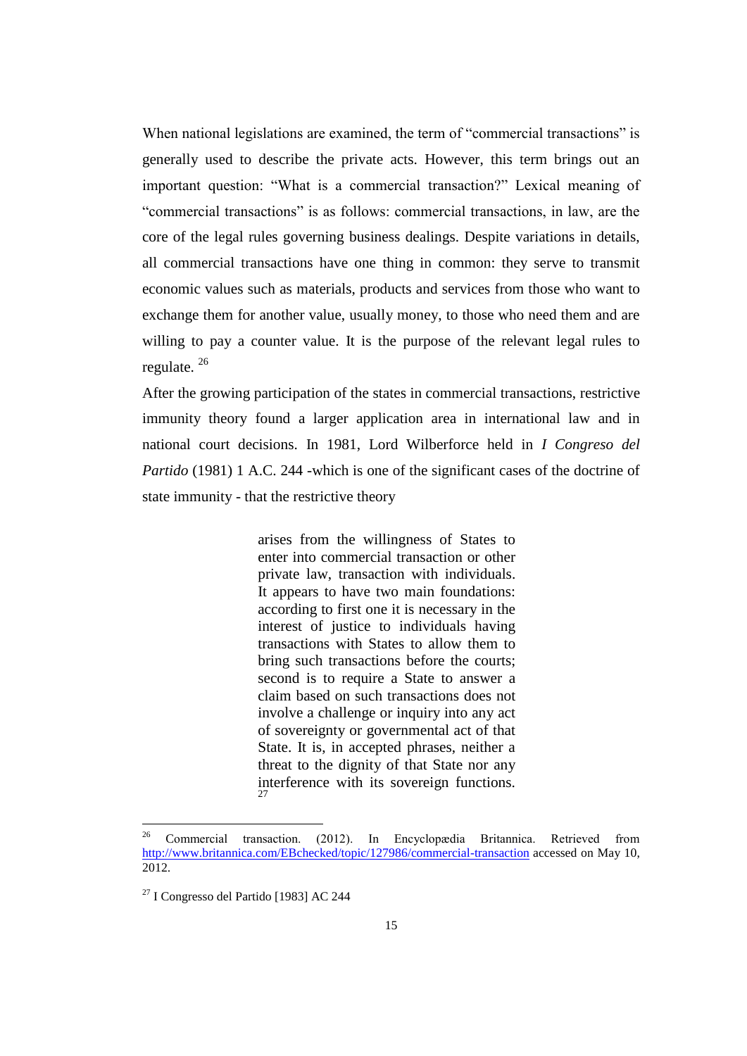When national legislations are examined, the term of "commercial transactions" is generally used to describe the private acts. However, this term brings out an important question: "What is a commercial transaction?" Lexical meaning of "commercial transactions" is as follows: commercial transactions, in law, are the core of the legal rules governing business dealings. Despite variations in details, all commercial transactions have one thing in common: they serve to transmit economic values such as materials, products and services from those who want to exchange them for another value, usually money, to those who need them and are willing to pay a counter value. It is the purpose of the relevant legal rules to regulate. [26]

After the growing participation of the states in commercial transactions, restrictive immunity theory found a larger application area in international law and in national court decisions. In 1981, Lord Wilberforce held in *I Congreso del Partido* (1981) 1 A.C. 244 -which is one of the significant cases of the doctrine of state immunity - that the restrictive theory

> arises from the willingness of States to enter into commercial transaction or other private law, transaction with individuals. It appears to have two main foundations: according to first one it is necessary in the interest of justice to individuals having transactions with States to allow them to bring such transactions before the courts; second is to require a State to answer a claim based on such transactions does not involve a challenge or inquiry into any act of sovereignty or governmental act of that State. It is, in accepted phrases, neither a threat to the dignity of that State nor any interference with its sovereign functions. [27]

---

[26] Commercial transaction. (2012). In Encyclopædia Britannica. Retrieved from http://www.britannica.com/EBchecked/topic/127986/commercial-transaction accessed on May 10, 2012.

[27] I Congresso del Partido [1983] AC 244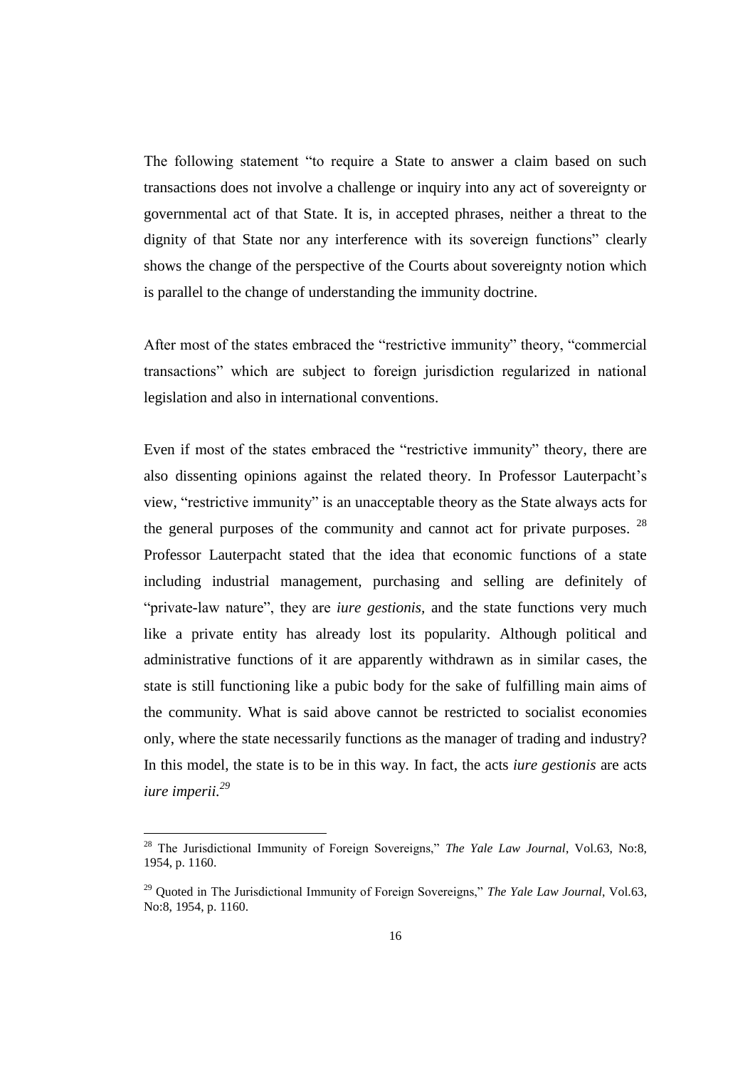The following statement "to require a State to answer a claim based on such transactions does not involve a challenge or inquiry into any act of sovereignty or governmental act of that State. It is, in accepted phrases, neither a threat to the dignity of that State nor any interference with its sovereign functions" clearly shows the change of the perspective of the Courts about sovereignty notion which is parallel to the change of understanding the immunity doctrine.

After most of the states embraced the "restrictive immunity" theory, "commercial transactions" which are subject to foreign jurisdiction regularized in national legislation and also in international conventions.

Even if most of the states embraced the "restrictive immunity" theory, there are also dissenting opinions against the related theory. In Professor Lauterpacht's view, "restrictive immunity" is an unacceptable theory as the State always acts for the general purposes of the community and cannot act for private purposes. [28] Professor Lauterpacht stated that the idea that economic functions of a state including industrial management, purchasing and selling are definitely of "private-law nature", they are *iure gestionis,* and the state functions very much like a private entity has already lost its popularity. Although political and administrative functions of it are apparently withdrawn as in similar cases, the state is still functioning like a pubic body for the sake of fulfilling main aims of the community. What is said above cannot be restricted to socialist economies only, where the state necessarily functions as the manager of trading and industry? In this model, the state is to be in this way. In fact, the acts *iure gestionis* are acts *iure imperii.*[29]

---

[28] The Jurisdictional Immunity of Foreign Sovereigns," *The Yale Law Journal*, Vol.63, No:8, 1954, p. 1160.

[29] Quoted in The Jurisdictional Immunity of Foreign Sovereigns," *The Yale Law Journal*, Vol.63, No:8, 1954, p. 1160.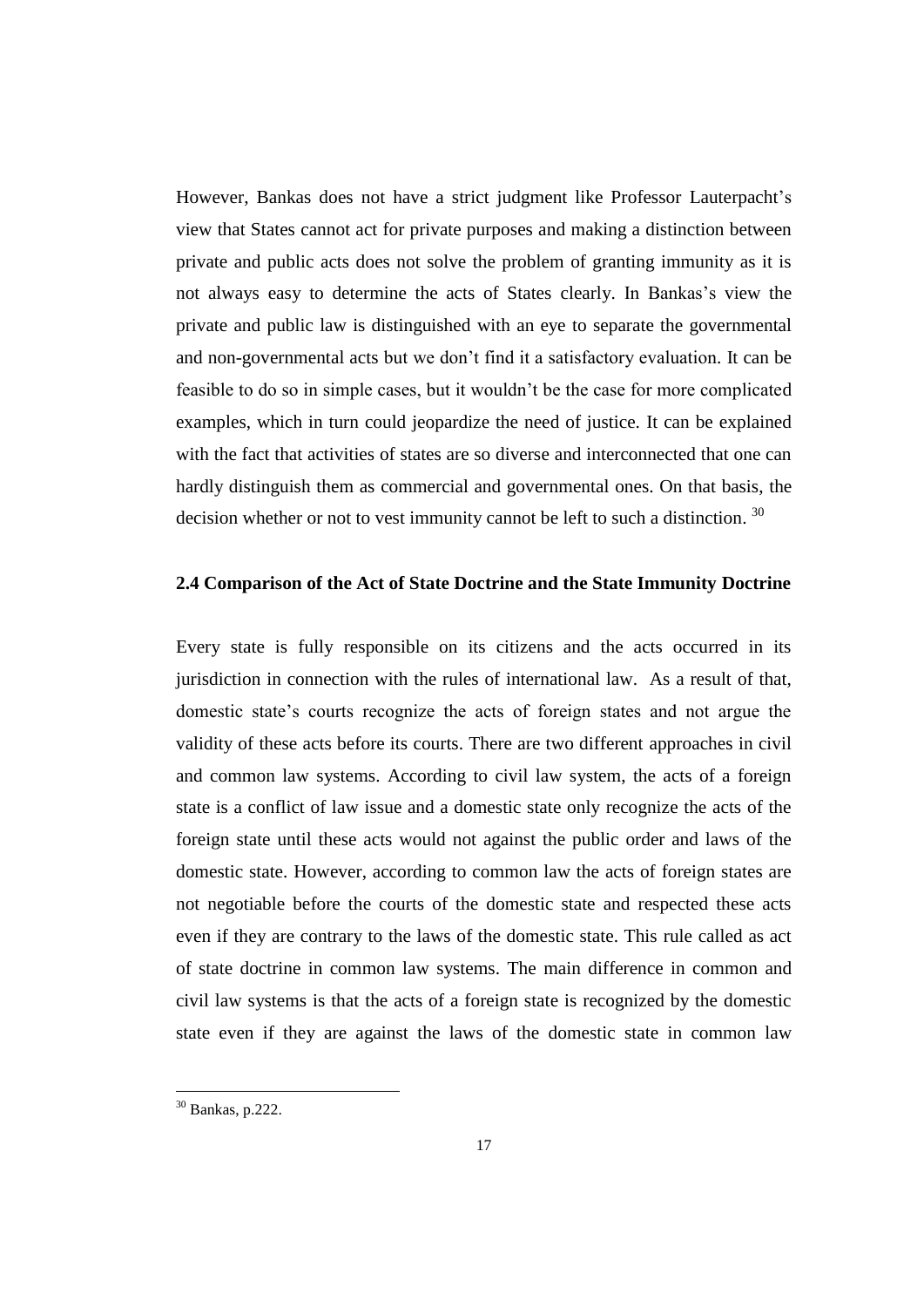However, Bankas does not have a strict judgment like Professor Lauterpacht's view that States cannot act for private purposes and making a distinction between private and public acts does not solve the problem of granting immunity as it is not always easy to determine the acts of States clearly. In Bankas's view the private and public law is distinguished with an eye to separate the governmental and non-governmental acts but we don't find it a satisfactory evaluation. It can be feasible to do so in simple cases, but it wouldn't be the case for more complicated examples, which in turn could jeopardize the need of justice. It can be explained with the fact that activities of states are so diverse and interconnected that one can hardly distinguish them as commercial and governmental ones. On that basis, the decision whether or not to vest immunity cannot be left to such a distinction. [30]

### 2.4 Comparison of the Act of State Doctrine and the State Immunity Doctrine

Every state is fully responsible on its citizens and the acts occurred in its jurisdiction in connection with the rules of international law. As a result of that, domestic state's courts recognize the acts of foreign states and not argue the validity of these acts before its courts. There are two different approaches in civil and common law systems. According to civil law system, the acts of a foreign state is a conflict of law issue and a domestic state only recognize the acts of the foreign state until these acts would not against the public order and laws of the domestic state. However, according to common law the acts of foreign states are not negotiable before the courts of the domestic state and respected these acts even if they are contrary to the laws of the domestic state. This rule called as act of state doctrine in common law systems. The main difference in common and civil law systems is that the acts of a foreign state is recognized by the domestic state even if they are against the laws of the domestic state in common law

[30] Bankas, p.222.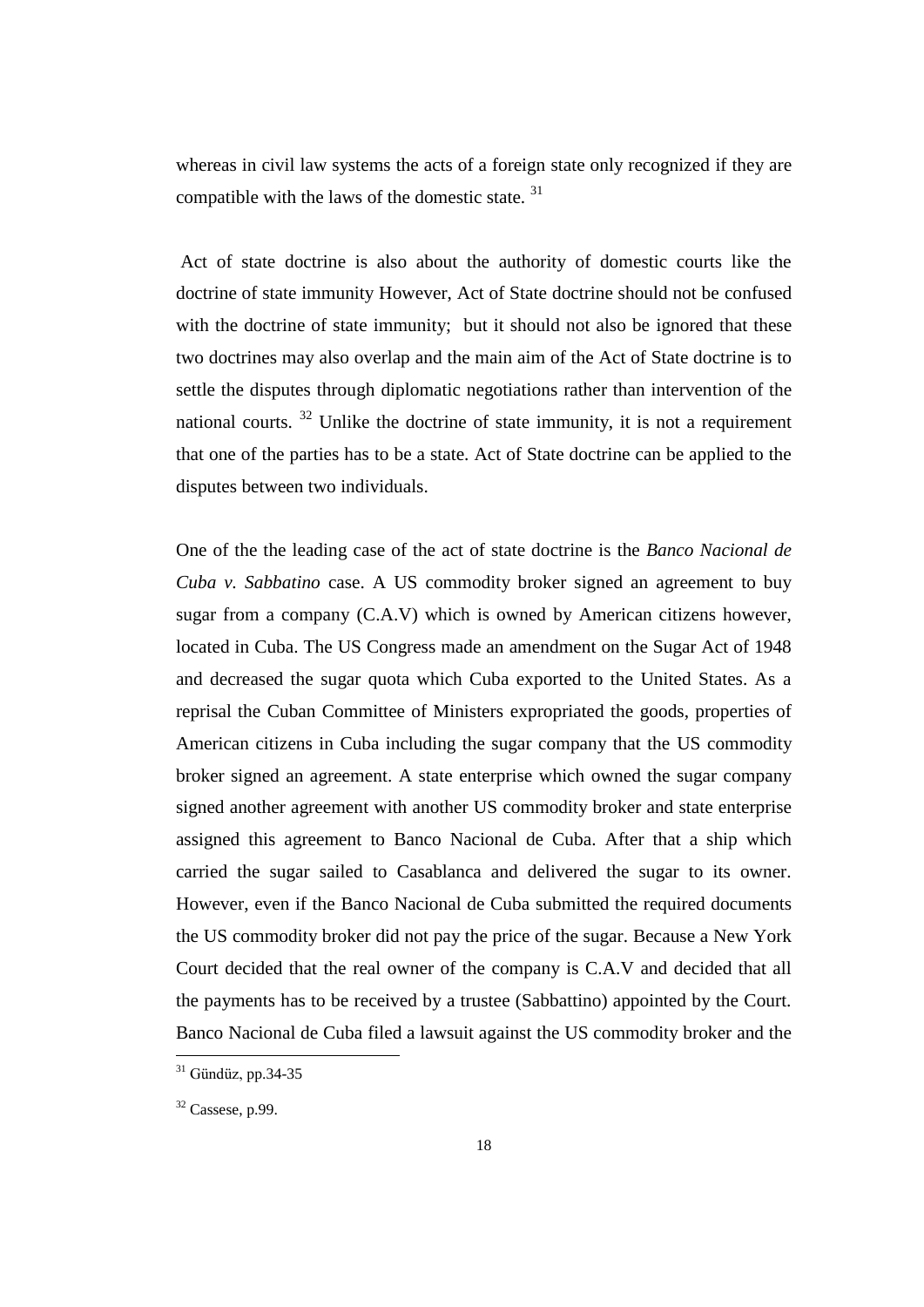whereas in civil law systems the acts of a foreign state only recognized if they are compatible with the laws of the domestic state. [31]

Act of state doctrine is also about the authority of domestic courts like the doctrine of state immunity However, Act of State doctrine should not be confused with the doctrine of state immunity; but it should not also be ignored that these two doctrines may also overlap and the main aim of the Act of State doctrine is to settle the disputes through diplomatic negotiations rather than intervention of the national courts. [32] Unlike the doctrine of state immunity, it is not a requirement that one of the parties has to be a state. Act of State doctrine can be applied to the disputes between two individuals.

One of the the leading case of the act of state doctrine is the *Banco Nacional de Cuba v. Sabbatino* case. A US commodity broker signed an agreement to buy sugar from a company (C.A.V) which is owned by American citizens however, located in Cuba. The US Congress made an amendment on the Sugar Act of 1948 and decreased the sugar quota which Cuba exported to the United States. As a reprisal the Cuban Committee of Ministers expropriated the goods, properties of American citizens in Cuba including the sugar company that the US commodity broker signed an agreement. A state enterprise which owned the sugar company signed another agreement with another US commodity broker and state enterprise assigned this agreement to Banco Nacional de Cuba. After that a ship which carried the sugar sailed to Casablanca and delivered the sugar to its owner. However, even if the Banco Nacional de Cuba submitted the required documents the US commodity broker did not pay the price of the sugar. Because a New York Court decided that the real owner of the company is C.A.V and decided that all the payments has to be received by a trustee (Sabbattino) appointed by the Court. Banco Nacional de Cuba filed a lawsuit against the US commodity broker and the

[31] Gündüz, pp.34-35

[32] Cassese, p.99.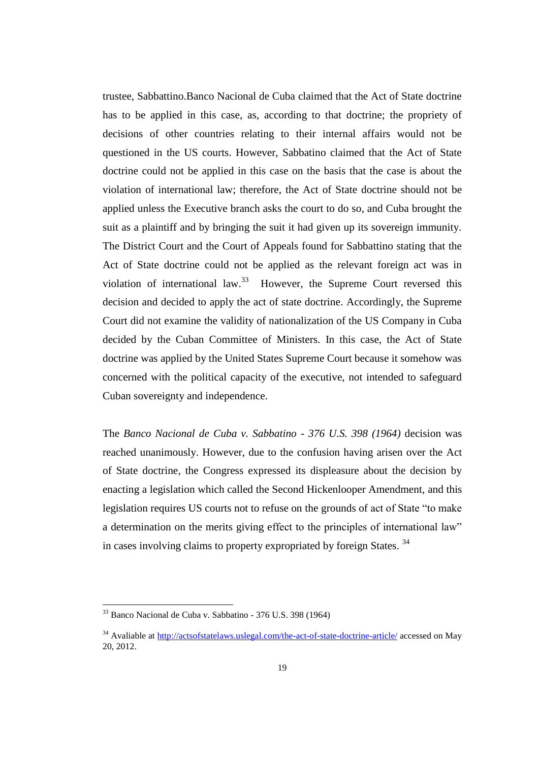trustee, Sabbattino.Banco Nacional de Cuba claimed that the Act of State doctrine has to be applied in this case, as, according to that doctrine; the propriety of decisions of other countries relating to their internal affairs would not be questioned in the US courts. However, Sabbatino claimed that the Act of State doctrine could not be applied in this case on the basis that the case is about the violation of international law; therefore, the Act of State doctrine should not be applied unless the Executive branch asks the court to do so, and Cuba brought the suit as a plaintiff and by bringing the suit it had given up its sovereign immunity. The District Court and the Court of Appeals found for Sabbattino stating that the Act of State doctrine could not be applied as the relevant foreign act was in violation of international law.[33] However, the Supreme Court reversed this decision and decided to apply the act of state doctrine. Accordingly, the Supreme Court did not examine the validity of nationalization of the US Company in Cuba decided by the Cuban Committee of Ministers. In this case, the Act of State doctrine was applied by the United States Supreme Court because it somehow was concerned with the political capacity of the executive, not intended to safeguard Cuban sovereignty and independence.

The *Banco Nacional de Cuba v. Sabbatino - 376 U.S. 398 (1964)* decision was reached unanimously. However, due to the confusion having arisen over the Act of State doctrine, the Congress expressed its displeasure about the decision by enacting a legislation which called the Second Hickenlooper Amendment, and this legislation requires US courts not to refuse on the grounds of act of State "to make a determination on the merits giving effect to the principles of international law" in cases involving claims to property expropriated by foreign States. [34]

---

[33] Banco Nacional de Cuba v. Sabbatino - 376 U.S. 398 (1964)

[34] Avaliable at http://actsofstatelaws.uslegal.com/the-act-of-state-doctrine-article/ accessed on May 20, 2012.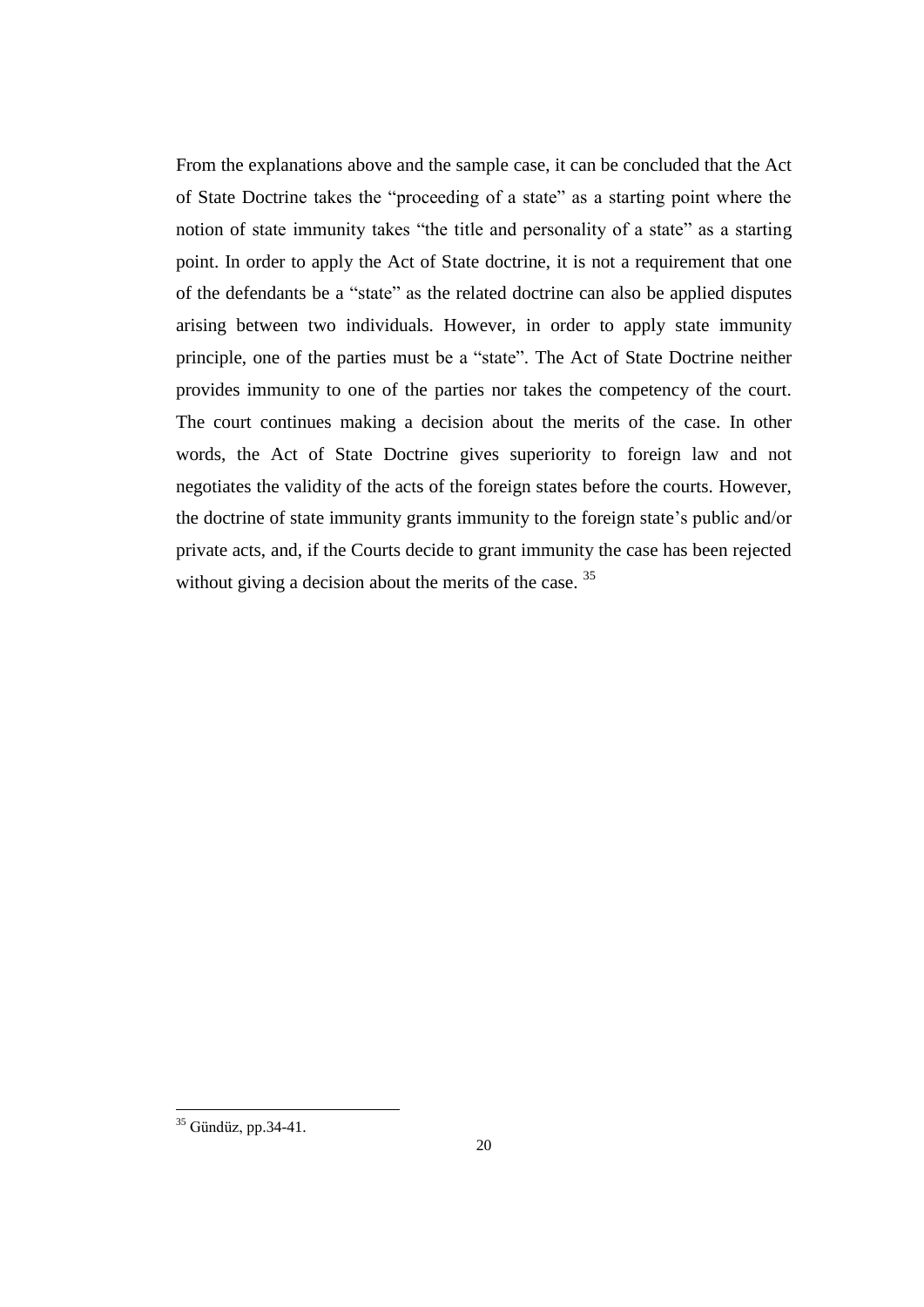From the explanations above and the sample case, it can be concluded that the Act of State Doctrine takes the "proceeding of a state" as a starting point where the notion of state immunity takes "the title and personality of a state" as a starting point. In order to apply the Act of State doctrine, it is not a requirement that one of the defendants be a "state" as the related doctrine can also be applied disputes arising between two individuals. However, in order to apply state immunity principle, one of the parties must be a "state". The Act of State Doctrine neither provides immunity to one of the parties nor takes the competency of the court. The court continues making a decision about the merits of the case. In other words, the Act of State Doctrine gives superiority to foreign law and not negotiates the validity of the acts of the foreign states before the courts. However, the doctrine of state immunity grants immunity to the foreign state's public and/or private acts, and, if the Courts decide to grant immunity the case has been rejected without giving a decision about the merits of the case. [35]

---

[35] Gündüz, pp.34-41.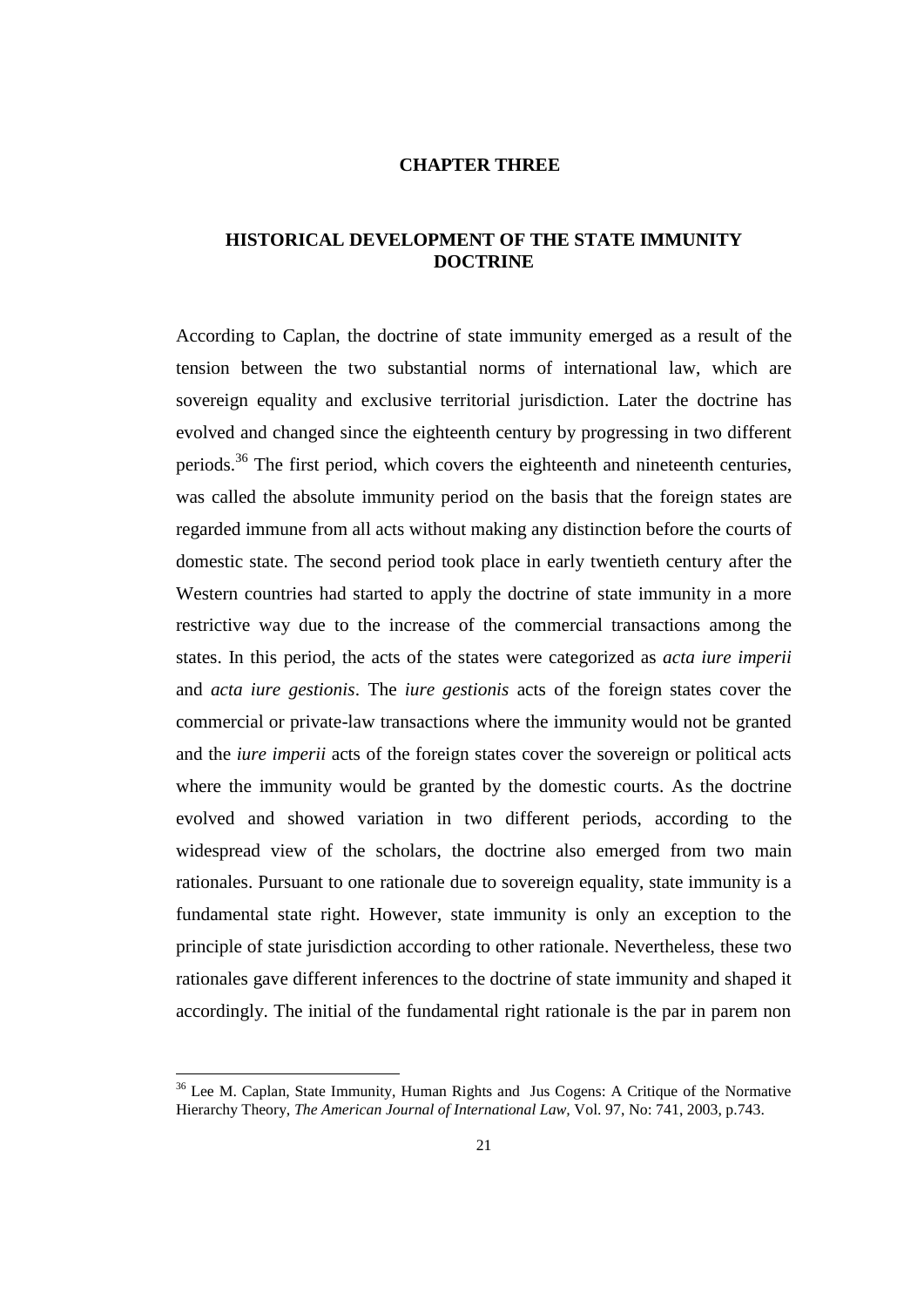# CHAPTER THREE

## HISTORICAL DEVELOPMENT OF THE STATE IMMUNITY DOCTRINE

According to Caplan, the doctrine of state immunity emerged as a result of the tension between the two substantial norms of international law, which are sovereign equality and exclusive territorial jurisdiction. Later the doctrine has evolved and changed since the eighteenth century by progressing in two different periods.[36] The first period, which covers the eighteenth and nineteenth centuries, was called the absolute immunity period on the basis that the foreign states are regarded immune from all acts without making any distinction before the courts of domestic state. The second period took place in early twentieth century after the Western countries had started to apply the doctrine of state immunity in a more restrictive way due to the increase of the commercial transactions among the states. In this period, the acts of the states were categorized as *acta iure imperii* and *acta iure gestionis*. The *iure gestionis* acts of the foreign states cover the commercial or private-law transactions where the immunity would not be granted and the *iure imperii* acts of the foreign states cover the sovereign or political acts where the immunity would be granted by the domestic courts. As the doctrine evolved and showed variation in two different periods, according to the widespread view of the scholars, the doctrine also emerged from two main rationales. Pursuant to one rationale due to sovereign equality, state immunity is a fundamental state right. However, state immunity is only an exception to the principle of state jurisdiction according to other rationale. Nevertheless, these two rationales gave different inferences to the doctrine of state immunity and shaped it accordingly. The initial of the fundamental right rationale is the par in parem non

---

[36] Lee M. Caplan, State Immunity, Human Rights and Jus Cogens: A Critique of the Normative Hierarchy Theory, *The American Journal of International Law*, Vol. 97, No: 741, 2003, p.743.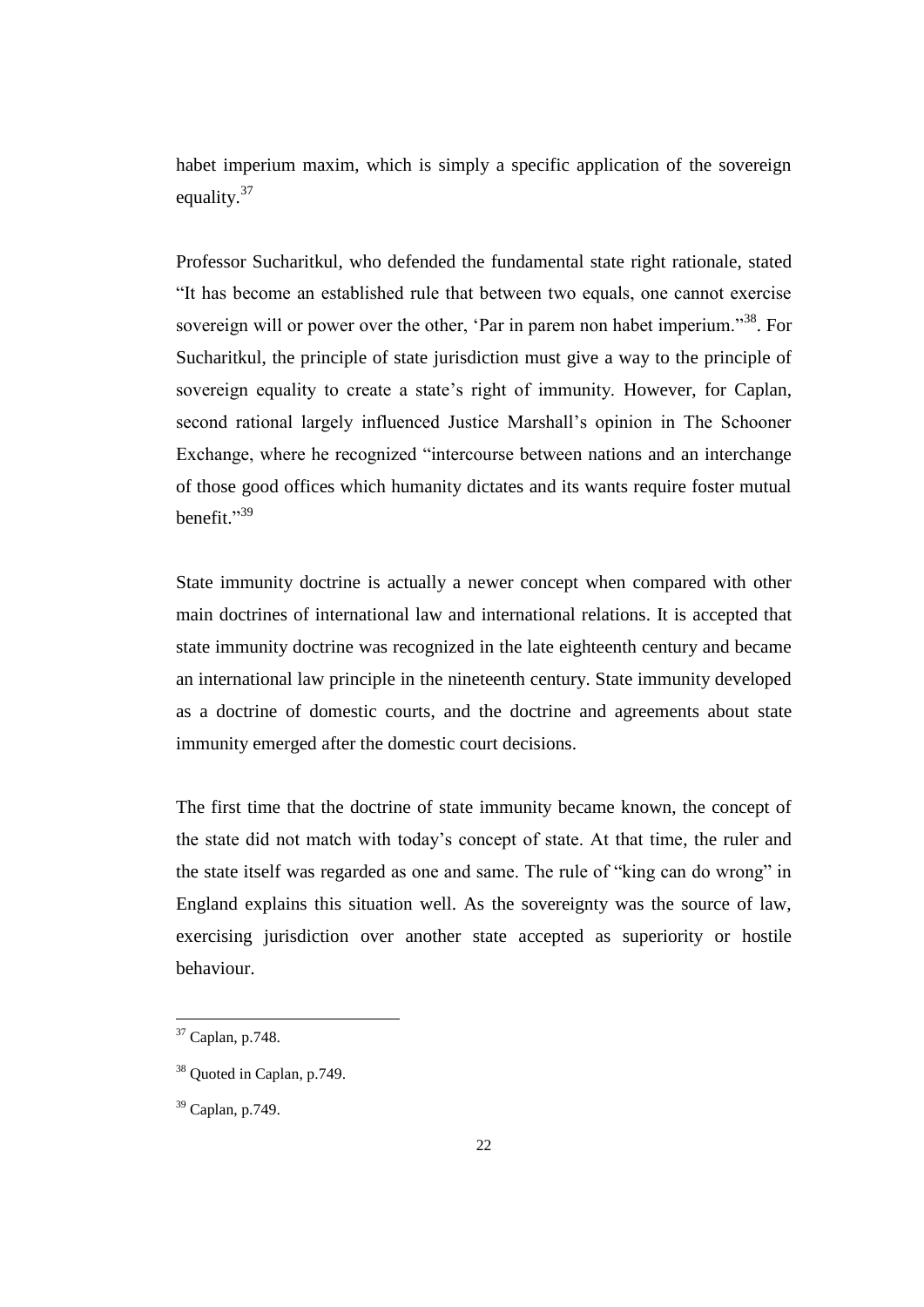habet imperium maxim, which is simply a specific application of the sovereign equality.[37]

Professor Sucharitkul, who defended the fundamental state right rationale, stated "It has become an established rule that between two equals, one cannot exercise sovereign will or power over the other, 'Par in parem non habet imperium.'"[38]. For Sucharitkul, the principle of state jurisdiction must give a way to the principle of sovereign equality to create a state's right of immunity. However, for Caplan, second rational largely influenced Justice Marshall's opinion in The Schooner Exchange, where he recognized "intercourse between nations and an interchange of those good offices which humanity dictates and its wants require foster mutual benefit."[39]

State immunity doctrine is actually a newer concept when compared with other main doctrines of international law and international relations. It is accepted that state immunity doctrine was recognized in the late eighteenth century and became an international law principle in the nineteenth century. State immunity developed as a doctrine of domestic courts, and the doctrine and agreements about state immunity emerged after the domestic court decisions.

The first time that the doctrine of state immunity became known, the concept of the state did not match with today's concept of state. At that time, the ruler and the state itself was regarded as one and same. The rule of "king can do wrong" in England explains this situation well. As the sovereignty was the source of law, exercising jurisdiction over another state accepted as superiority or hostile behaviour.

---

[37] Caplan, p.748.

[38] Quoted in Caplan, p.749.

[39] Caplan, p.749.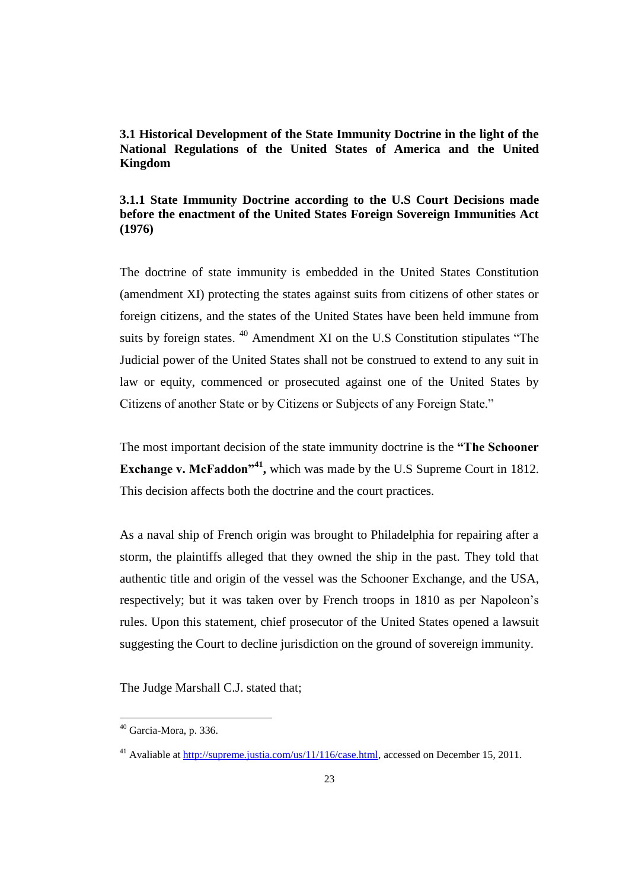### 3.1 Historical Development of the State Immunity Doctrine in the light of the National Regulations of the United States of America and the United Kingdom

#### 3.1.1 State Immunity Doctrine according to the U.S Court Decisions made before the enactment of the United States Foreign Sovereign Immunities Act (1976)

The doctrine of state immunity is embedded in the United States Constitution (amendment XI) protecting the states against suits from citizens of other states or foreign citizens, and the states of the United States have been held immune from suits by foreign states. [40] Amendment XI on the U.S Constitution stipulates "The Judicial power of the United States shall not be construed to extend to any suit in law or equity, commenced or prosecuted against one of the United States by Citizens of another State or by Citizens or Subjects of any Foreign State."

The most important decision of the state immunity doctrine is the **"The Schooner Exchange v. McFaddon"[41],** which was made by the U.S Supreme Court in 1812. This decision affects both the doctrine and the court practices.

As a naval ship of French origin was brought to Philadelphia for repairing after a storm, the plaintiffs alleged that they owned the ship in the past. They told that authentic title and origin of the vessel was the Schooner Exchange, and the USA, respectively; but it was taken over by French troops in 1810 as per Napoleon's rules. Upon this statement, chief prosecutor of the United States opened a lawsuit suggesting the Court to decline jurisdiction on the ground of sovereign immunity.

The Judge Marshall C.J. stated that;

---

[40] Garcia-Mora, p. 336.

[41] Avaliable at http://supreme.justia.com/us/11/116/case.html, accessed on December 15, 2011.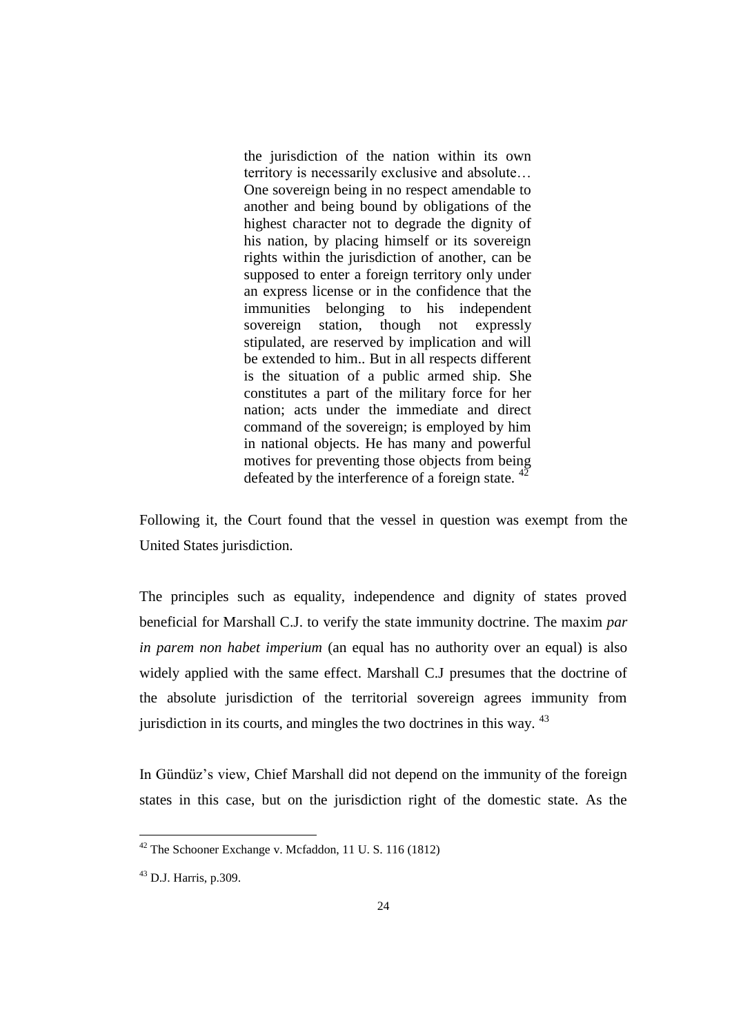> the jurisdiction of the nation within its own territory is necessarily exclusive and absolute… One sovereign being in no respect amendable to another and being bound by obligations of the highest character not to degrade the dignity of his nation, by placing himself or its sovereign rights within the jurisdiction of another, can be supposed to enter a foreign territory only under an express license or in the confidence that the immunities belonging to his independent sovereign station, though not expressly stipulated, are reserved by implication and will be extended to him.. But in all respects different is the situation of a public armed ship. She constitutes a part of the military force for her nation; acts under the immediate and direct command of the sovereign; is employed by him in national objects. He has many and powerful motives for preventing those objects from being defeated by the interference of a foreign state. [42]

Following it, the Court found that the vessel in question was exempt from the United States jurisdiction.

The principles such as equality, independence and dignity of states proved beneficial for Marshall C.J. to verify the state immunity doctrine. The maxim *par in parem non habet imperium* (an equal has no authority over an equal) is also widely applied with the same effect. Marshall C.J presumes that the doctrine of the absolute jurisdiction of the territorial sovereign agrees immunity from jurisdiction in its courts, and mingles the two doctrines in this way. [43]

In Gündüz's view, Chief Marshall did not depend on the immunity of the foreign states in this case, but on the jurisdiction right of the domestic state. As the

---

[42] The Schooner Exchange v. Mcfaddon, 11 U. S. 116 (1812)

[43] D.J. Harris, p.309.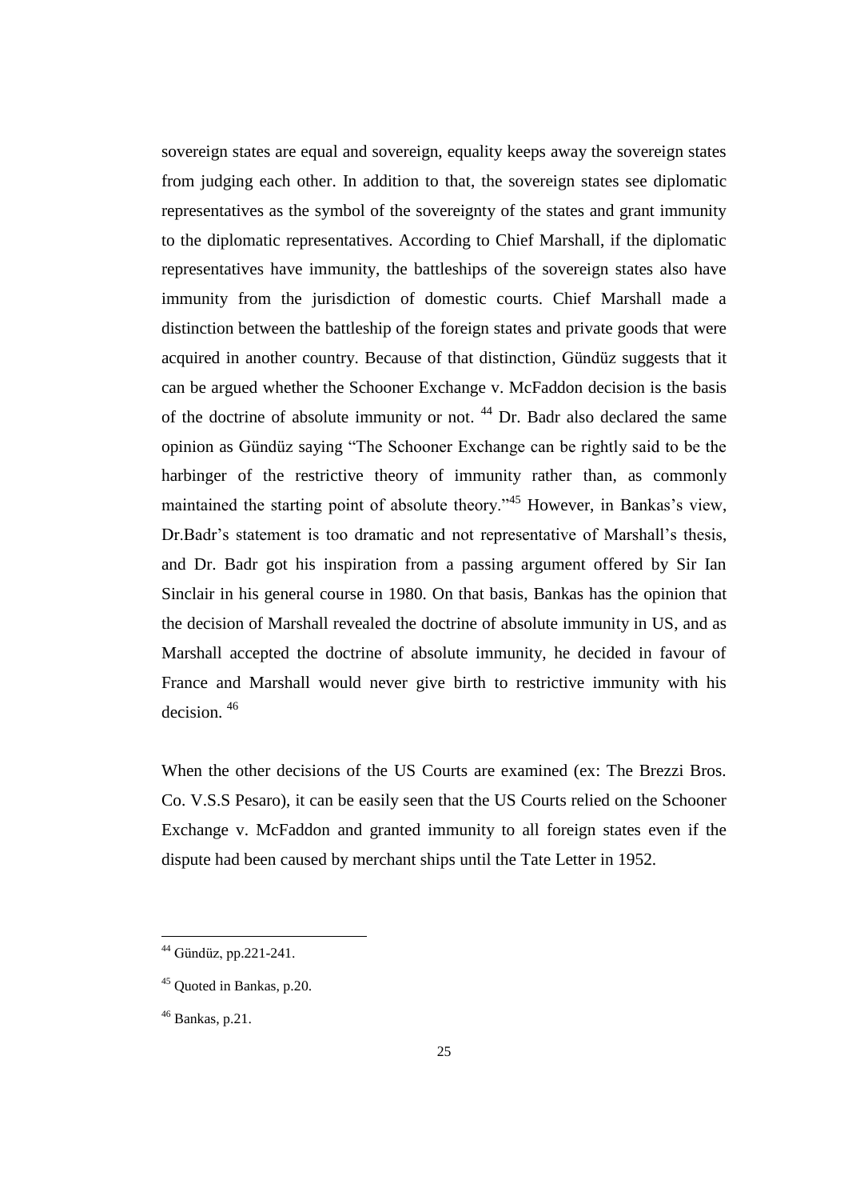sovereign states are equal and sovereign, equality keeps away the sovereign states from judging each other. In addition to that, the sovereign states see diplomatic representatives as the symbol of the sovereignty of the states and grant immunity to the diplomatic representatives. According to Chief Marshall, if the diplomatic representatives have immunity, the battleships of the sovereign states also have immunity from the jurisdiction of domestic courts. Chief Marshall made a distinction between the battleship of the foreign states and private goods that were acquired in another country. Because of that distinction, Gündüz suggests that it can be argued whether the Schooner Exchange v. McFaddon decision is the basis of the doctrine of absolute immunity or not. [44] Dr. Badr also declared the same opinion as Gündüz saying "The Schooner Exchange can be rightly said to be the harbinger of the restrictive theory of immunity rather than, as commonly maintained the starting point of absolute theory."[45] However, in Bankas's view, Dr.Badr's statement is too dramatic and not representative of Marshall's thesis, and Dr. Badr got his inspiration from a passing argument offered by Sir Ian Sinclair in his general course in 1980. On that basis, Bankas has the opinion that the decision of Marshall revealed the doctrine of absolute immunity in US, and as Marshall accepted the doctrine of absolute immunity, he decided in favour of France and Marshall would never give birth to restrictive immunity with his decision. [46]

When the other decisions of the US Courts are examined (ex: The Brezzi Bros. Co. V.S.S Pesaro), it can be easily seen that the US Courts relied on the Schooner Exchange v. McFaddon and granted immunity to all foreign states even if the dispute had been caused by merchant ships until the Tate Letter in 1952.

---

[44] Gündüz, pp.221-241.

[45] Quoted in Bankas, p.20.

[46] Bankas, p.21.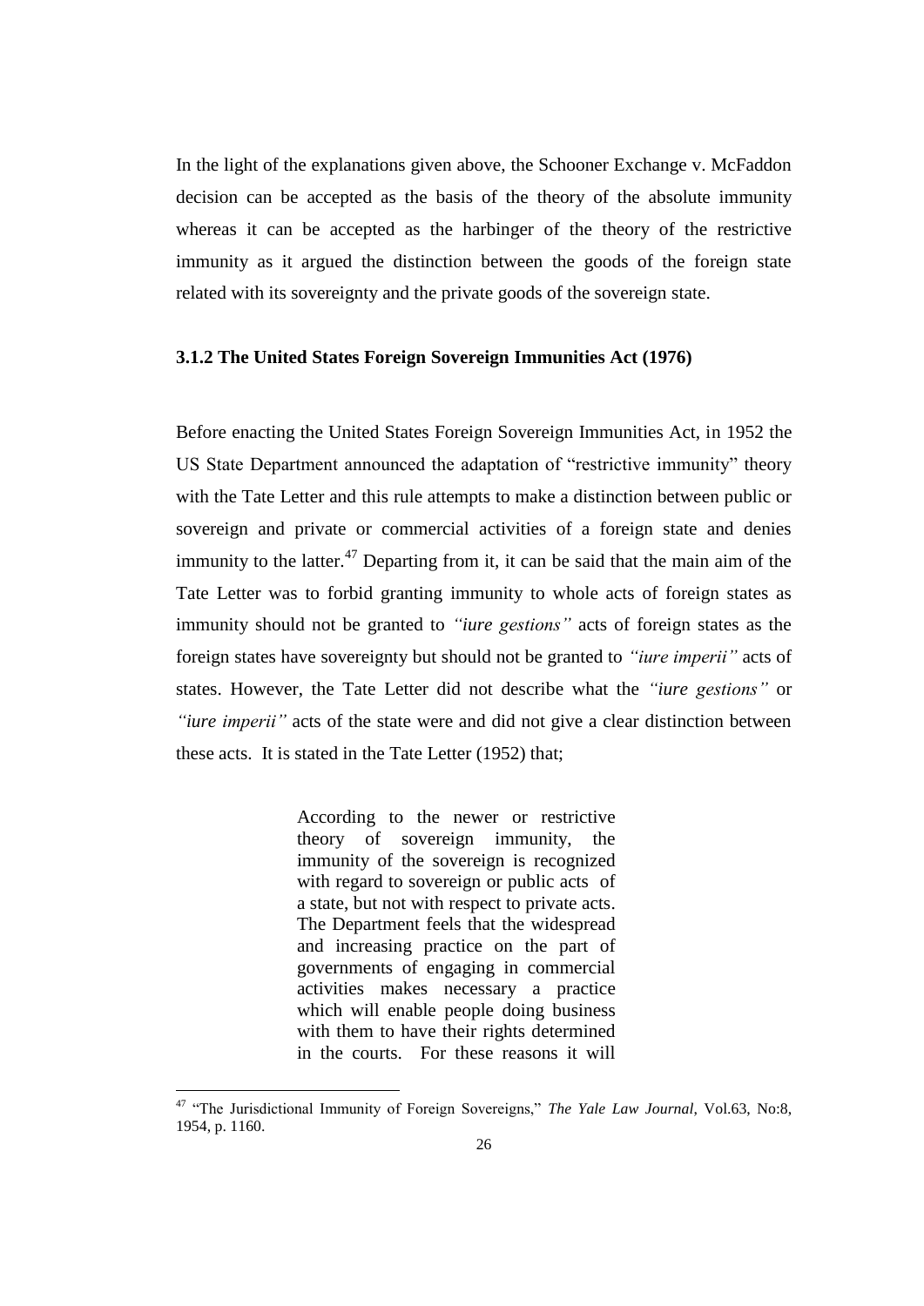In the light of the explanations given above, the Schooner Exchange v. McFaddon decision can be accepted as the basis of the theory of the absolute immunity whereas it can be accepted as the harbinger of the theory of the restrictive immunity as it argued the distinction between the goods of the foreign state related with its sovereignty and the private goods of the sovereign state.

### 3.1.2 The United States Foreign Sovereign Immunities Act (1976)

Before enacting the United States Foreign Sovereign Immunities Act, in 1952 the US State Department announced the adaptation of "restrictive immunity" theory with the Tate Letter and this rule attempts to make a distinction between public or sovereign and private or commercial activities of a foreign state and denies immunity to the latter.[47] Departing from it, it can be said that the main aim of the Tate Letter was to forbid granting immunity to whole acts of foreign states as immunity should not be granted to *"iure gestions"* acts of foreign states as the foreign states have sovereignty but should not be granted to *"iure imperii"* acts of states. However, the Tate Letter did not describe what the *"iure gestions"* or *"iure imperii"* acts of the state were and did not give a clear distinction between these acts. It is stated in the Tate Letter (1952) that;

> According to the newer or restrictive theory of sovereign immunity, the immunity of the sovereign is recognized with regard to sovereign or public acts of a state, but not with respect to private acts. The Department feels that the widespread and increasing practice on the part of governments of engaging in commercial activities makes necessary a practice which will enable people doing business with them to have their rights determined in the courts. For these reasons it will

---

[47] "The Jurisdictional Immunity of Foreign Sovereigns," *The Yale Law Journal*, Vol.63, No:8, 1954, p. 1160.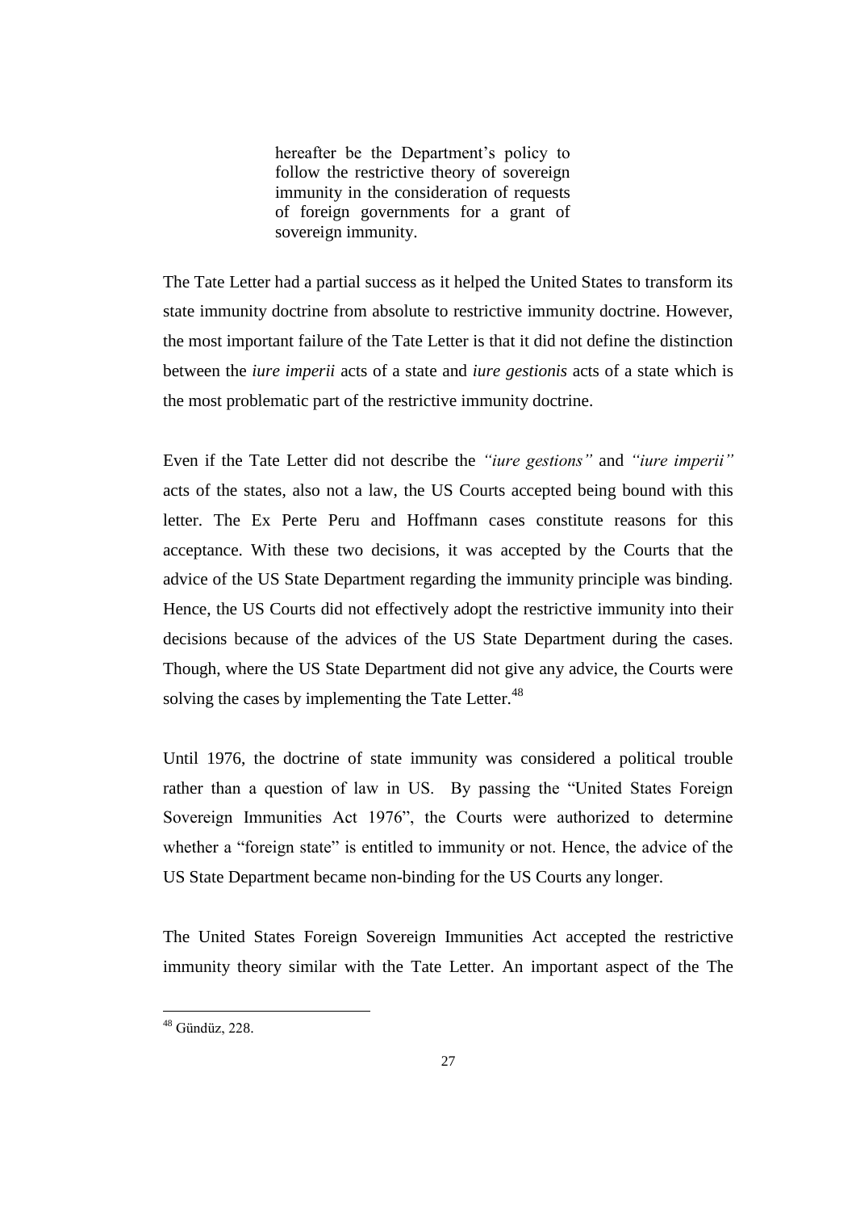> hereafter be the Department's policy to follow the restrictive theory of sovereign immunity in the consideration of requests of foreign governments for a grant of sovereign immunity.

The Tate Letter had a partial success as it helped the United States to transform its state immunity doctrine from absolute to restrictive immunity doctrine. However, the most important failure of the Tate Letter is that it did not define the distinction between the *iure imperii* acts of a state and *iure gestionis* acts of a state which is the most problematic part of the restrictive immunity doctrine.

Even if the Tate Letter did not describe the *"iure gestions"* and *"iure imperii"* acts of the states, also not a law, the US Courts accepted being bound with this letter. The Ex Perte Peru and Hoffmann cases constitute reasons for this acceptance. With these two decisions, it was accepted by the Courts that the advice of the US State Department regarding the immunity principle was binding. Hence, the US Courts did not effectively adopt the restrictive immunity into their decisions because of the advices of the US State Department during the cases. Though, where the US State Department did not give any advice, the Courts were solving the cases by implementing the Tate Letter.[48]

Until 1976, the doctrine of state immunity was considered a political trouble rather than a question of law in US. By passing the "United States Foreign Sovereign Immunities Act 1976", the Courts were authorized to determine whether a "foreign state" is entitled to immunity or not. Hence, the advice of the US State Department became non-binding for the US Courts any longer.

The United States Foreign Sovereign Immunities Act accepted the restrictive immunity theory similar with the Tate Letter. An important aspect of the The

[48] Gündüz, 228.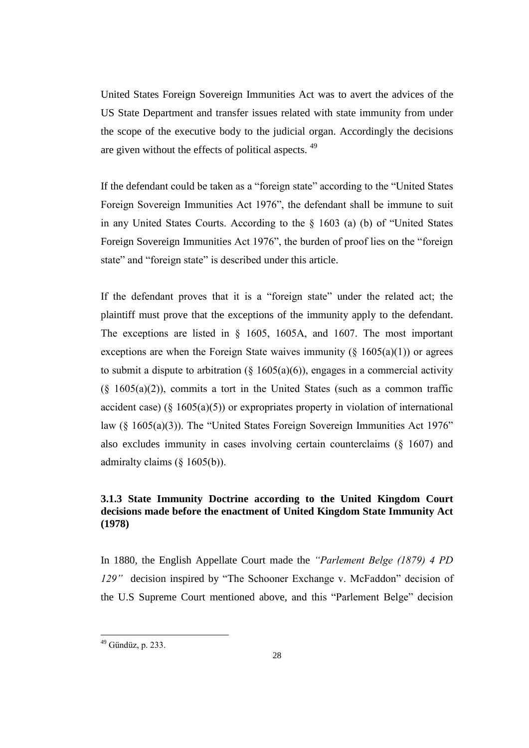United States Foreign Sovereign Immunities Act was to avert the advices of the US State Department and transfer issues related with state immunity from under the scope of the executive body to the judicial organ. Accordingly the decisions are given without the effects of political aspects. [49]

If the defendant could be taken as a "foreign state" according to the "United States Foreign Sovereign Immunities Act 1976", the defendant shall be immune to suit in any United States Courts. According to the § 1603 (a) (b) of "United States Foreign Sovereign Immunities Act 1976", the burden of proof lies on the "foreign state" and "foreign state" is described under this article.

If the defendant proves that it is a "foreign state" under the related act; the plaintiff must prove that the exceptions of the immunity apply to the defendant. The exceptions are listed in § 1605, 1605A, and 1607. The most important exceptions are when the Foreign State waives immunity (§ 1605(a)(1)) or agrees to submit a dispute to arbitration (§ 1605(a)(6)), engages in a commercial activity (§ 1605(a)(2)), commits a tort in the United States (such as a common traffic accident case) (§ 1605(a)(5)) or expropriates property in violation of international law (§ 1605(a)(3)). The "United States Foreign Sovereign Immunities Act 1976" also excludes immunity in cases involving certain counterclaims (§ 1607) and admiralty claims (§ 1605(b)).

### 3.1.3 State Immunity Doctrine according to the United Kingdom Court decisions made before the enactment of United Kingdom State Immunity Act (1978)

In 1880, the English Appellate Court made the *"Parlement Belge (1879) 4 PD 129"* decision inspired by "The Schooner Exchange v. McFaddon" decision of the U.S Supreme Court mentioned above, and this "Parlement Belge" decision

---

[49] Gündüz, p. 233.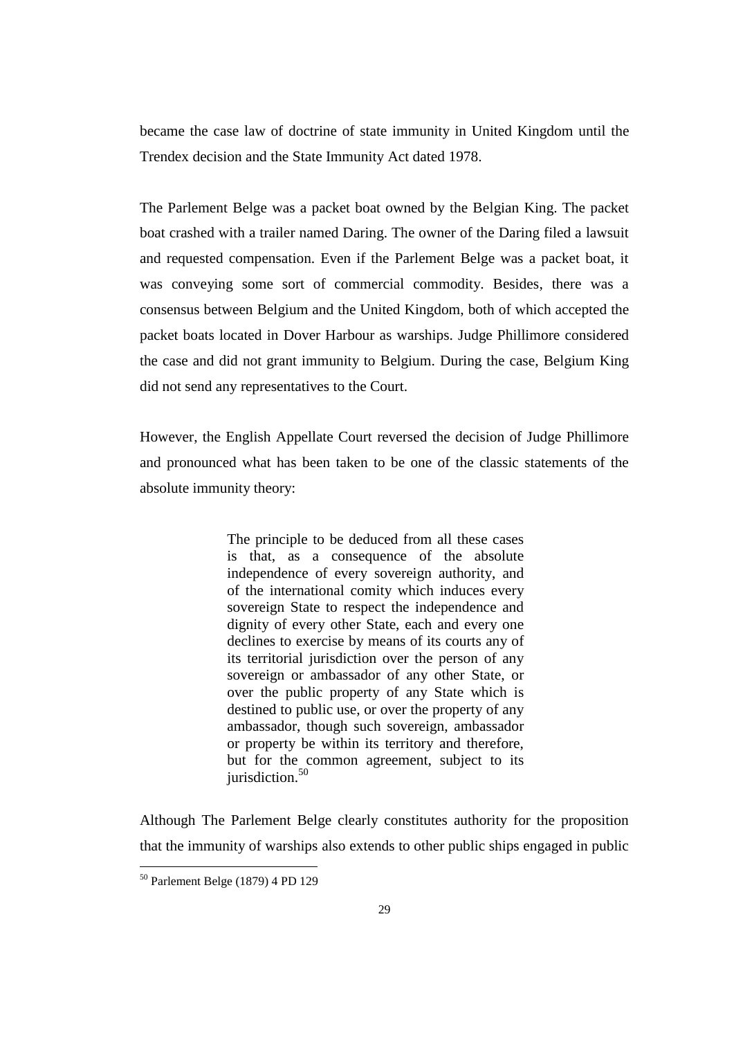became the case law of doctrine of state immunity in United Kingdom until the Trendex decision and the State Immunity Act dated 1978.

The Parlement Belge was a packet boat owned by the Belgian King. The packet boat crashed with a trailer named Daring. The owner of the Daring filed a lawsuit and requested compensation. Even if the Parlement Belge was a packet boat, it was conveying some sort of commercial commodity. Besides, there was a consensus between Belgium and the United Kingdom, both of which accepted the packet boats located in Dover Harbour as warships. Judge Phillimore considered the case and did not grant immunity to Belgium. During the case, Belgium King did not send any representatives to the Court.

However, the English Appellate Court reversed the decision of Judge Phillimore and pronounced what has been taken to be one of the classic statements of the absolute immunity theory:

> The principle to be deduced from all these cases is that, as a consequence of the absolute independence of every sovereign authority, and of the international comity which induces every sovereign State to respect the independence and dignity of every other State, each and every one declines to exercise by means of its courts any of its territorial jurisdiction over the person of any sovereign or ambassador of any other State, or over the public property of any State which is destined to public use, or over the property of any ambassador, though such sovereign, ambassador or property be within its territory and therefore, but for the common agreement, subject to its jurisdiction.[50]

Although The Parlement Belge clearly constitutes authority for the proposition that the immunity of warships also extends to other public ships engaged in public

[50] Parlement Belge (1879) 4 PD 129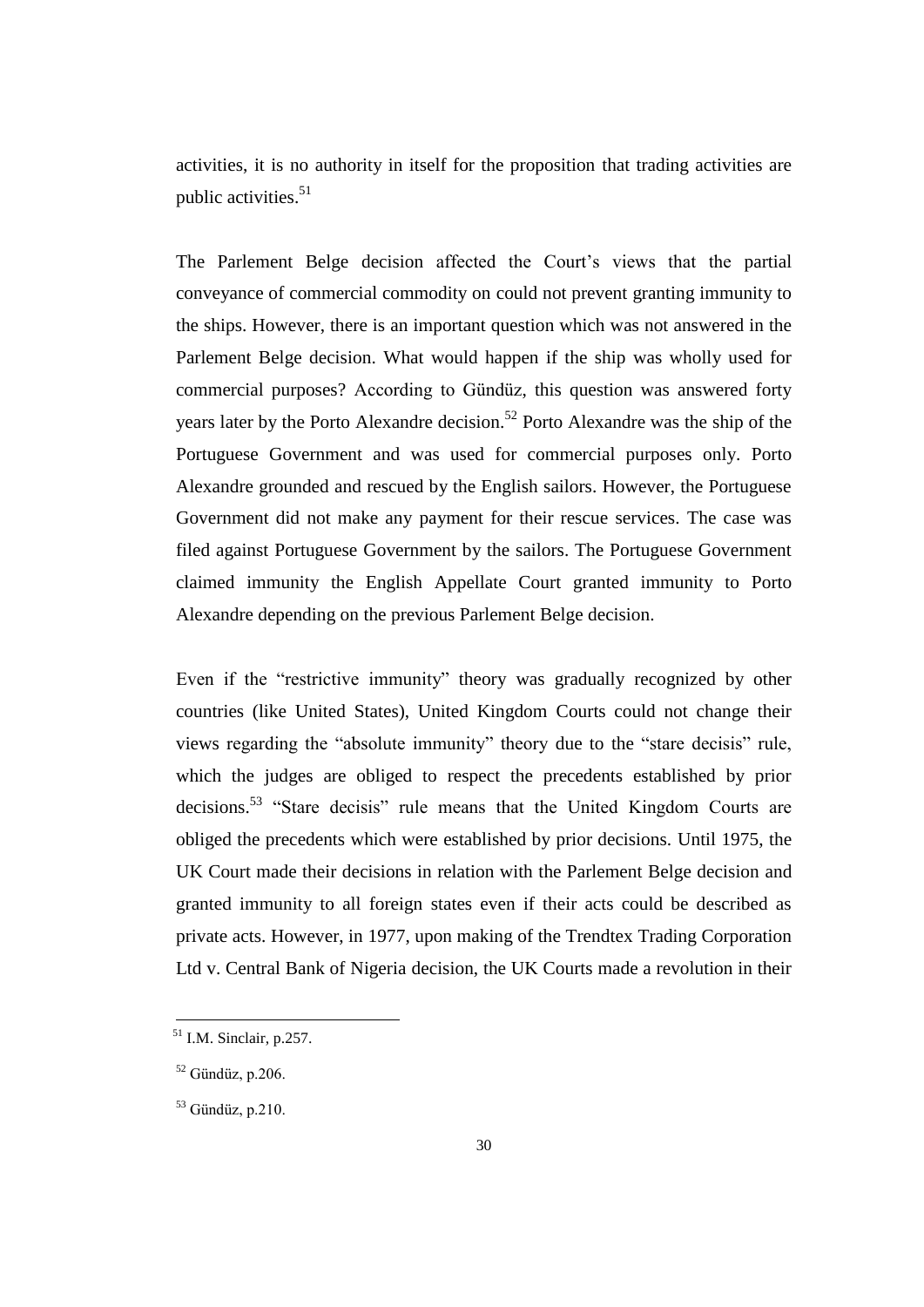activities, it is no authority in itself for the proposition that trading activities are public activities.[51]

The Parlement Belge decision affected the Court's views that the partial conveyance of commercial commodity on could not prevent granting immunity to the ships. However, there is an important question which was not answered in the Parlement Belge decision. What would happen if the ship was wholly used for commercial purposes? According to Gündüz, this question was answered forty years later by the Porto Alexandre decision.[52] Porto Alexandre was the ship of the Portuguese Government and was used for commercial purposes only. Porto Alexandre grounded and rescued by the English sailors. However, the Portuguese Government did not make any payment for their rescue services. The case was filed against Portuguese Government by the sailors. The Portuguese Government claimed immunity the English Appellate Court granted immunity to Porto Alexandre depending on the previous Parlement Belge decision.

Even if the "restrictive immunity" theory was gradually recognized by other countries (like United States), United Kingdom Courts could not change their views regarding the "absolute immunity" theory due to the "stare decisis" rule, which the judges are obliged to respect the precedents established by prior decisions.[53] "Stare decisis" rule means that the United Kingdom Courts are obliged the precedents which were established by prior decisions. Until 1975, the UK Court made their decisions in relation with the Parlement Belge decision and granted immunity to all foreign states even if their acts could be described as private acts. However, in 1977, upon making of the Trendtex Trading Corporation Ltd v. Central Bank of Nigeria decision, the UK Courts made a revolution in their

---

[51] I.M. Sinclair, p.257.

[52] Gündüz, p.206.

[53] Gündüz, p.210.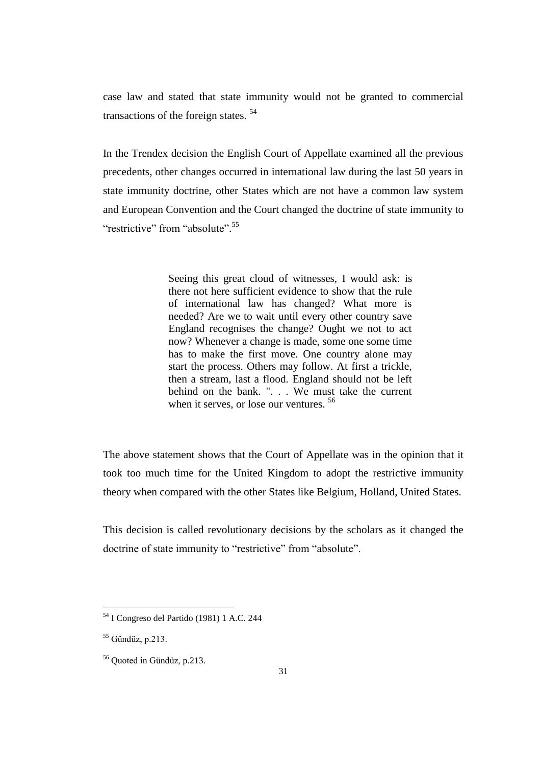case law and stated that state immunity would not be granted to commercial transactions of the foreign states. [54]

In the Trendex decision the English Court of Appellate examined all the previous precedents, other changes occurred in international law during the last 50 years in state immunity doctrine, other States which are not have a common law system and European Convention and the Court changed the doctrine of state immunity to "restrictive" from "absolute".[55]

> Seeing this great cloud of witnesses, I would ask: is there not here sufficient evidence to show that the rule of international law has changed? What more is needed? Are we to wait until every other country save England recognises the change? Ought we not to act now? Whenever a change is made, some one some time has to make the first move. One country alone may start the process. Others may follow. At first a trickle, then a stream, last a flood. England should not be left behind on the bank. ". . . We must take the current when it serves, or lose our ventures. [56]

The above statement shows that the Court of Appellate was in the opinion that it took too much time for the United Kingdom to adopt the restrictive immunity theory when compared with the other States like Belgium, Holland, United States.

This decision is called revolutionary decisions by the scholars as it changed the doctrine of state immunity to "restrictive" from "absolute".

---

[54] I Congreso del Partido (1981) 1 A.C. 244

[55] Gündüz, p.213.

[56] Quoted in Gündüz, p.213.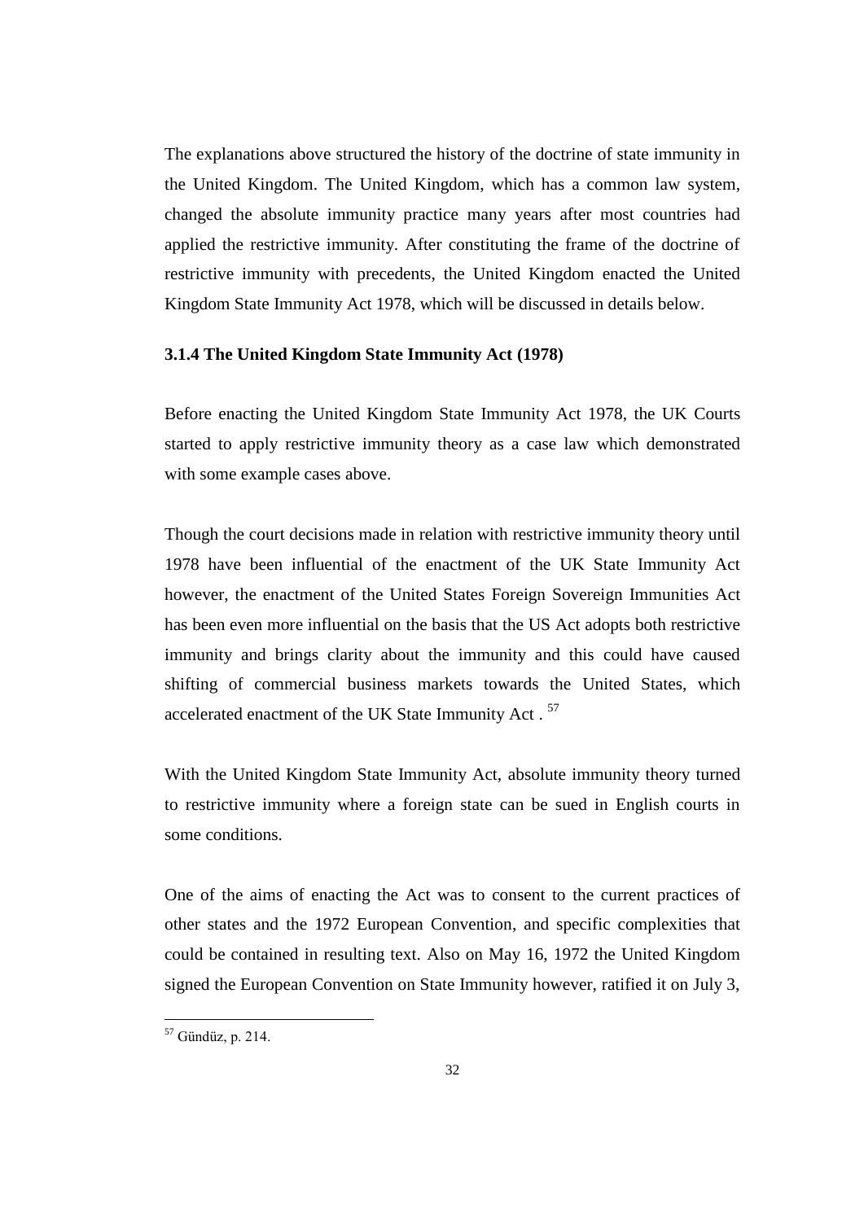The explanations above structured the history of the doctrine of state immunity in the United Kingdom. The United Kingdom, which has a common law system, changed the absolute immunity practice many years after most countries had applied the restrictive immunity. After constituting the frame of the doctrine of restrictive immunity with precedents, the United Kingdom enacted the United Kingdom State Immunity Act 1978, which will be discussed in details below.

### 3.1.4 The United Kingdom State Immunity Act (1978)

Before enacting the United Kingdom State Immunity Act 1978, the UK Courts started to apply restrictive immunity theory as a case law which demonstrated with some example cases above.

Though the court decisions made in relation with restrictive immunity theory until 1978 have been influential of the enactment of the UK State Immunity Act however, the enactment of the United States Foreign Sovereign Immunities Act has been even more influential on the basis that the US Act adopts both restrictive immunity and brings clarity about the immunity and this could have caused shifting of commercial business markets towards the United States, which accelerated enactment of the UK State Immunity Act . [57]

With the United Kingdom State Immunity Act, absolute immunity theory turned to restrictive immunity where a foreign state can be sued in English courts in some conditions.

One of the aims of enacting the Act was to consent to the current practices of other states and the 1972 European Convention, and specific complexities that could be contained in resulting text. Also on May 16, 1972 the United Kingdom signed the European Convention on State Immunity however, ratified it on July 3,

---

[57] Gündüz, p. 214.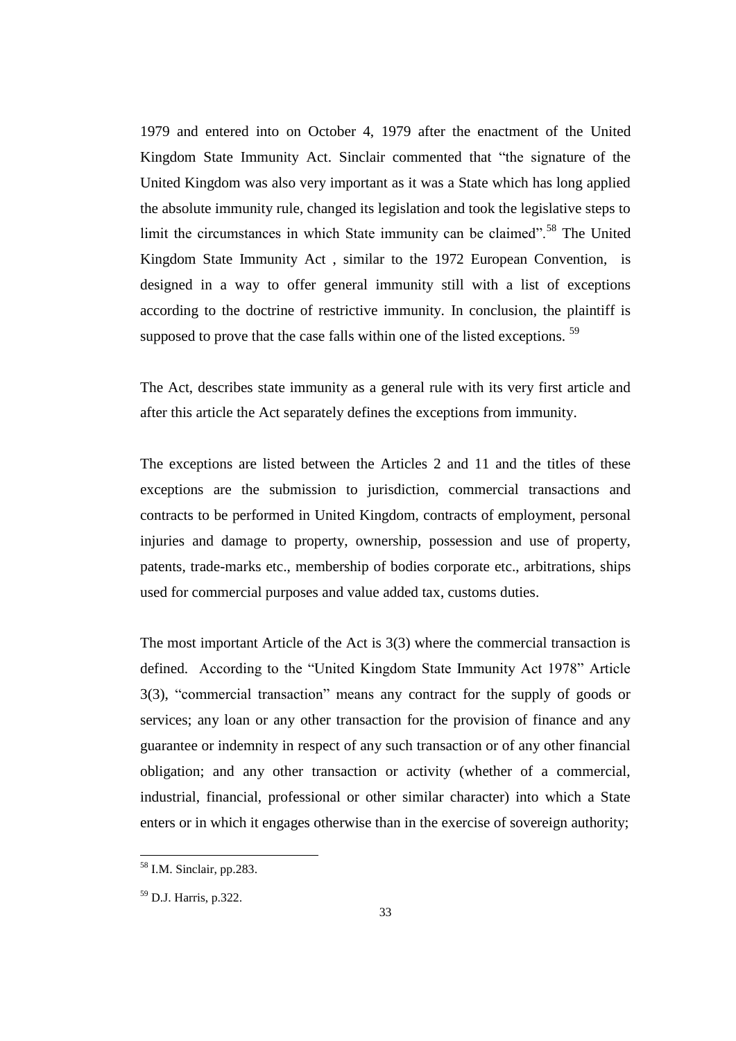1979 and entered into on October 4, 1979 after the enactment of the United Kingdom State Immunity Act. Sinclair commented that "the signature of the United Kingdom was also very important as it was a State which has long applied the absolute immunity rule, changed its legislation and took the legislative steps to limit the circumstances in which State immunity can be claimed".[58] The United Kingdom State Immunity Act , similar to the 1972 European Convention, is designed in a way to offer general immunity still with a list of exceptions according to the doctrine of restrictive immunity. In conclusion, the plaintiff is supposed to prove that the case falls within one of the listed exceptions. [59]

The Act, describes state immunity as a general rule with its very first article and after this article the Act separately defines the exceptions from immunity.

The exceptions are listed between the Articles 2 and 11 and the titles of these exceptions are the submission to jurisdiction, commercial transactions and contracts to be performed in United Kingdom, contracts of employment, personal injuries and damage to property, ownership, possession and use of property, patents, trade-marks etc., membership of bodies corporate etc., arbitrations, ships used for commercial purposes and value added tax, customs duties.

The most important Article of the Act is 3(3) where the commercial transaction is defined. According to the "United Kingdom State Immunity Act 1978" Article 3(3), "commercial transaction" means any contract for the supply of goods or services; any loan or any other transaction for the provision of finance and any guarantee or indemnity in respect of any such transaction or of any other financial obligation; and any other transaction or activity (whether of a commercial, industrial, financial, professional or other similar character) into which a State enters or in which it engages otherwise than in the exercise of sovereign authority;

---

[58] I.M. Sinclair, pp.283.

[59] D.J. Harris, p.322.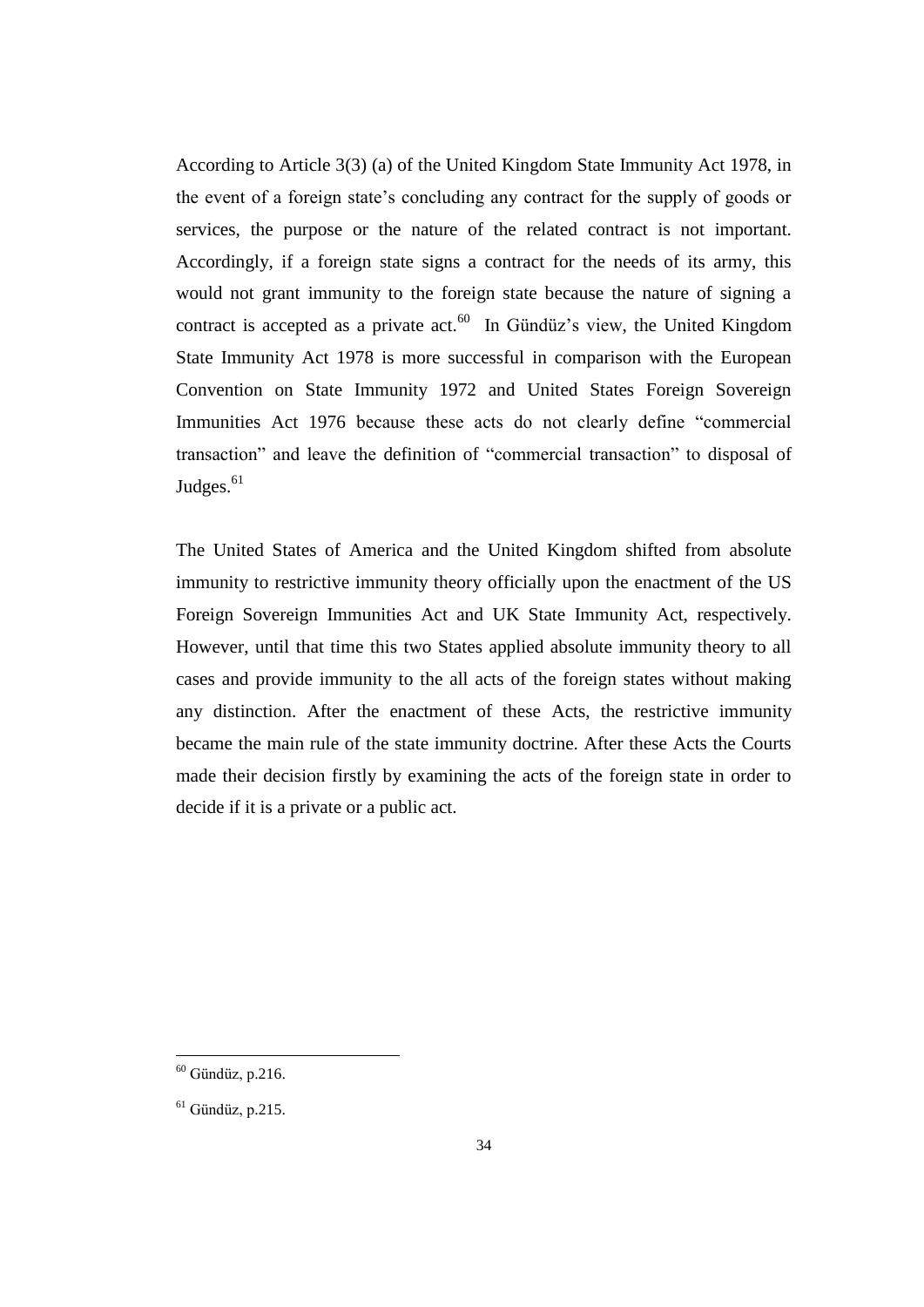According to Article 3(3) (a) of the United Kingdom State Immunity Act 1978, in the event of a foreign state's concluding any contract for the supply of goods or services, the purpose or the nature of the related contract is not important. Accordingly, if a foreign state signs a contract for the needs of its army, this would not grant immunity to the foreign state because the nature of signing a contract is accepted as a private act.[60] In Gündüz's view, the United Kingdom State Immunity Act 1978 is more successful in comparison with the European Convention on State Immunity 1972 and United States Foreign Sovereign Immunities Act 1976 because these acts do not clearly define "commercial transaction" and leave the definition of "commercial transaction" to disposal of Judges.[61]

The United States of America and the United Kingdom shifted from absolute immunity to restrictive immunity theory officially upon the enactment of the US Foreign Sovereign Immunities Act and UK State Immunity Act, respectively. However, until that time this two States applied absolute immunity theory to all cases and provide immunity to the all acts of the foreign states without making any distinction. After the enactment of these Acts, the restrictive immunity became the main rule of the state immunity doctrine. After these Acts the Courts made their decision firstly by examining the acts of the foreign state in order to decide if it is a private or a public act.

[60] Gündüz, p.216.

[61] Gündüz, p.215.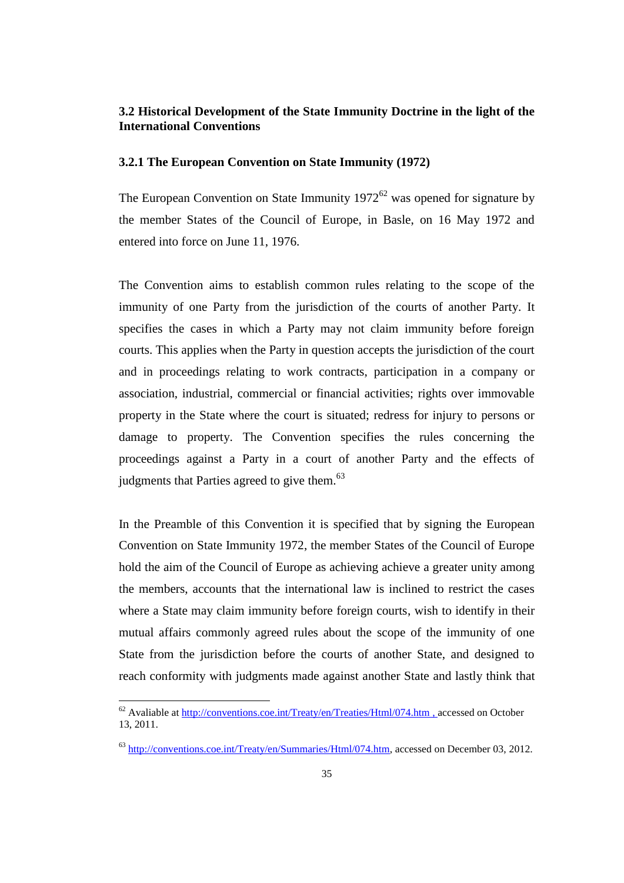## 3.2 Historical Development of the State Immunity Doctrine in the light of the International Conventions

### 3.2.1 The European Convention on State Immunity (1972)

The European Convention on State Immunity 1972[62] was opened for signature by the member States of the Council of Europe, in Basle, on 16 May 1972 and entered into force on June 11, 1976.

The Convention aims to establish common rules relating to the scope of the immunity of one Party from the jurisdiction of the courts of another Party. It specifies the cases in which a Party may not claim immunity before foreign courts. This applies when the Party in question accepts the jurisdiction of the court and in proceedings relating to work contracts, participation in a company or association, industrial, commercial or financial activities; rights over immovable property in the State where the court is situated; redress for injury to persons or damage to property. The Convention specifies the rules concerning the proceedings against a Party in a court of another Party and the effects of judgments that Parties agreed to give them.[63]

In the Preamble of this Convention it is specified that by signing the European Convention on State Immunity 1972, the member States of the Council of Europe hold the aim of the Council of Europe as achieving achieve a greater unity among the members, accounts that the international law is inclined to restrict the cases where a State may claim immunity before foreign courts, wish to identify in their mutual affairs commonly agreed rules about the scope of the immunity of one State from the jurisdiction before the courts of another State, and designed to reach conformity with judgments made against another State and lastly think that

---

[62] Avaliable at http://conventions.coe.int/Treaty/en/Treaties/Html/074.htm , accessed on October 13, 2011.

[63] http://conventions.coe.int/Treaty/en/Summaries/Html/074.htm, accessed on December 03, 2012.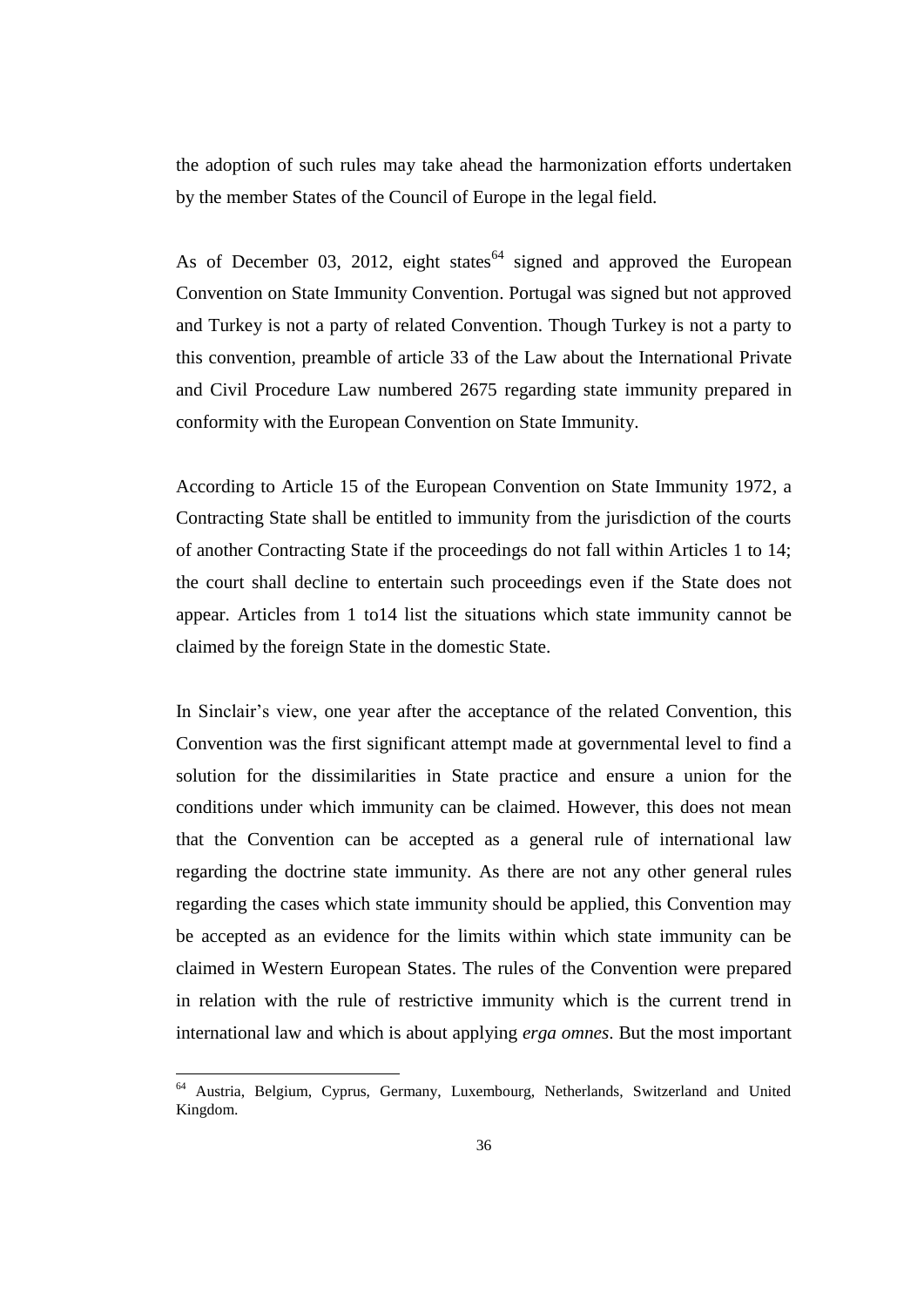the adoption of such rules may take ahead the harmonization efforts undertaken by the member States of the Council of Europe in the legal field.

As of December 03, 2012, eight states[64] signed and approved the European Convention on State Immunity Convention. Portugal was signed but not approved and Turkey is not a party of related Convention. Though Turkey is not a party to this convention, preamble of article 33 of the Law about the International Private and Civil Procedure Law numbered 2675 regarding state immunity prepared in conformity with the European Convention on State Immunity.

According to Article 15 of the European Convention on State Immunity 1972, a Contracting State shall be entitled to immunity from the jurisdiction of the courts of another Contracting State if the proceedings do not fall within Articles 1 to 14; the court shall decline to entertain such proceedings even if the State does not appear. Articles from 1 to14 list the situations which state immunity cannot be claimed by the foreign State in the domestic State.

In Sinclair's view, one year after the acceptance of the related Convention, this Convention was the first significant attempt made at governmental level to find a solution for the dissimilarities in State practice and ensure a union for the conditions under which immunity can be claimed. However, this does not mean that the Convention can be accepted as a general rule of international law regarding the doctrine state immunity. As there are not any other general rules regarding the cases which state immunity should be applied, this Convention may be accepted as an evidence for the limits within which state immunity can be claimed in Western European States. The rules of the Convention were prepared in relation with the rule of restrictive immunity which is the current trend in international law and which is about applying *erga omnes*. But the most important

[64] Austria, Belgium, Cyprus, Germany, Luxembourg, Netherlands, Switzerland and United Kingdom.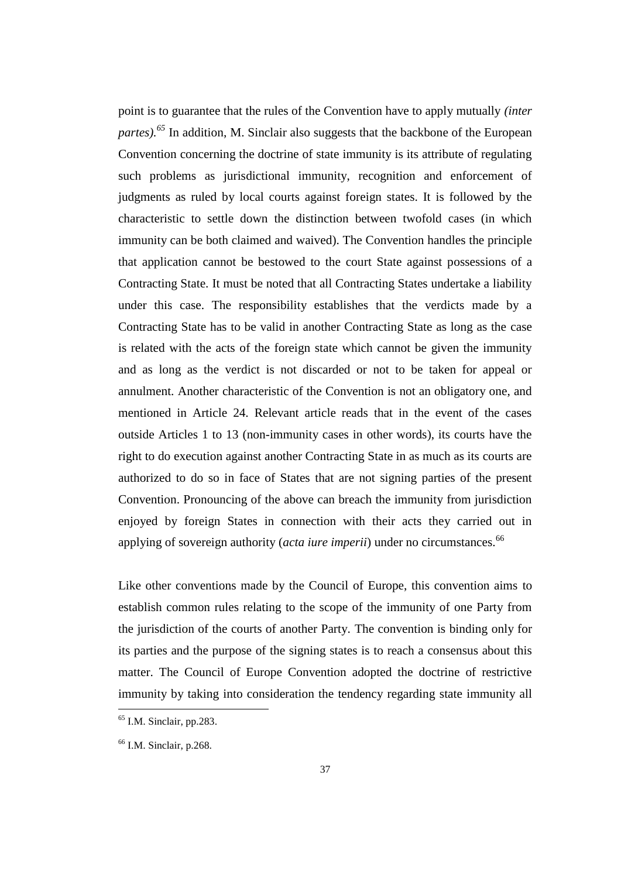point is to guarantee that the rules of the Convention have to apply mutually *(inter partes).*[65] In addition, M. Sinclair also suggests that the backbone of the European Convention concerning the doctrine of state immunity is its attribute of regulating such problems as jurisdictional immunity, recognition and enforcement of judgments as ruled by local courts against foreign states. It is followed by the characteristic to settle down the distinction between twofold cases (in which immunity can be both claimed and waived). The Convention handles the principle that application cannot be bestowed to the court State against possessions of a Contracting State. It must be noted that all Contracting States undertake a liability under this case. The responsibility establishes that the verdicts made by a Contracting State has to be valid in another Contracting State as long as the case is related with the acts of the foreign state which cannot be given the immunity and as long as the verdict is not discarded or not to be taken for appeal or annulment. Another characteristic of the Convention is not an obligatory one, and mentioned in Article 24. Relevant article reads that in the event of the cases outside Articles 1 to 13 (non-immunity cases in other words), its courts have the right to do execution against another Contracting State in as much as its courts are authorized to do so in face of States that are not signing parties of the present Convention. Pronouncing of the above can breach the immunity from jurisdiction enjoyed by foreign States in connection with their acts they carried out in applying of sovereign authority (*acta iure imperii*) under no circumstances.[66]

Like other conventions made by the Council of Europe, this convention aims to establish common rules relating to the scope of the immunity of one Party from the jurisdiction of the courts of another Party. The convention is binding only for its parties and the purpose of the signing states is to reach a consensus about this matter. The Council of Europe Convention adopted the doctrine of restrictive immunity by taking into consideration the tendency regarding state immunity all

---

[65] I.M. Sinclair, pp.283.

[66] I.M. Sinclair, p.268.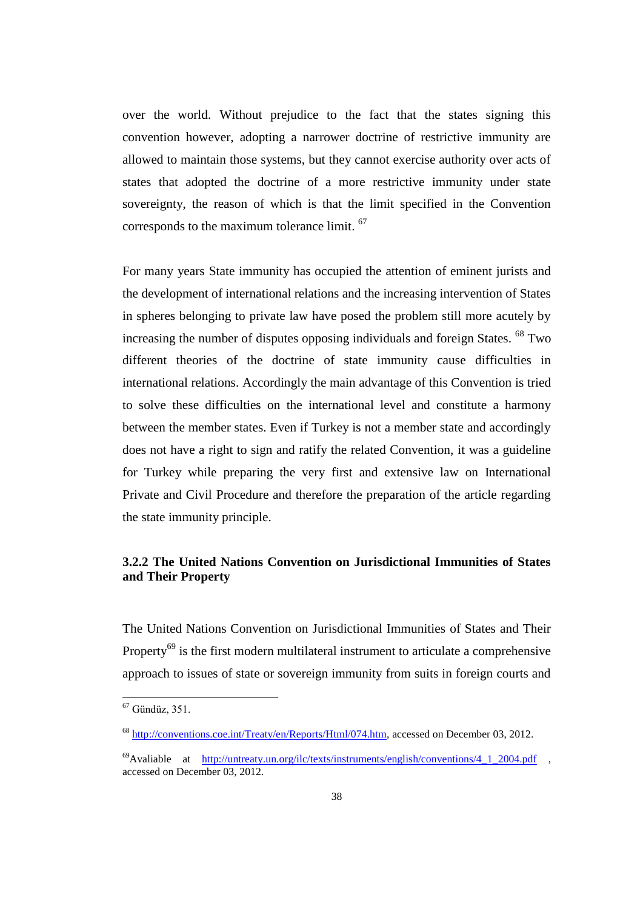over the world. Without prejudice to the fact that the states signing this convention however, adopting a narrower doctrine of restrictive immunity are allowed to maintain those systems, but they cannot exercise authority over acts of states that adopted the doctrine of a more restrictive immunity under state sovereignty, the reason of which is that the limit specified in the Convention corresponds to the maximum tolerance limit. [67]

For many years State immunity has occupied the attention of eminent jurists and the development of international relations and the increasing intervention of States in spheres belonging to private law have posed the problem still more acutely by increasing the number of disputes opposing individuals and foreign States. [68] Two different theories of the doctrine of state immunity cause difficulties in international relations. Accordingly the main advantage of this Convention is tried to solve these difficulties on the international level and constitute a harmony between the member states. Even if Turkey is not a member state and accordingly does not have a right to sign and ratify the related Convention, it was a guideline for Turkey while preparing the very first and extensive law on International Private and Civil Procedure and therefore the preparation of the article regarding the state immunity principle.

### 3.2.2 The United Nations Convention on Jurisdictional Immunities of States and Their Property

The United Nations Convention on Jurisdictional Immunities of States and Their Property[69] is the first modern multilateral instrument to articulate a comprehensive approach to issues of state or sovereign immunity from suits in foreign courts and

---

[67] Gündüz, 351.

[68] http://conventions.coe.int/Treaty/en/Reports/Html/074.htm, accessed on December 03, 2012.

[69] Avaliable at http://untreaty.un.org/ilc/texts/instruments/english/conventions/4_1_2004.pdf , accessed on December 03, 2012.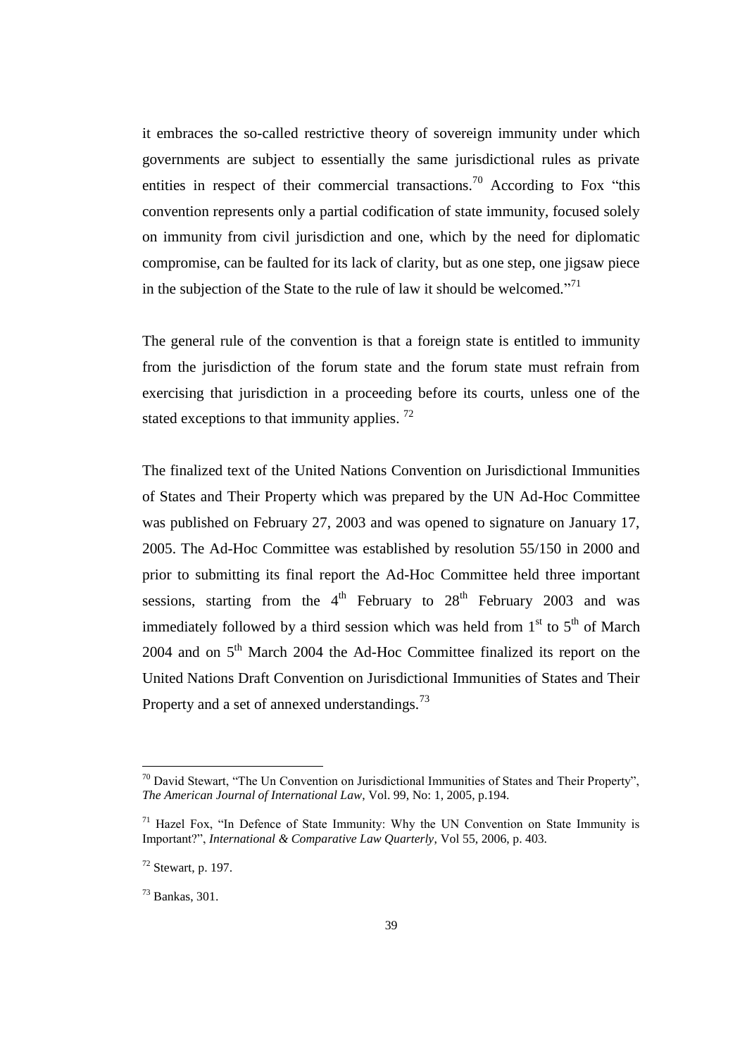it embraces the so-called restrictive theory of sovereign immunity under which governments are subject to essentially the same jurisdictional rules as private entities in respect of their commercial transactions.[70] According to Fox "this convention represents only a partial codification of state immunity, focused solely on immunity from civil jurisdiction and one, which by the need for diplomatic compromise, can be faulted for its lack of clarity, but as one step, one jigsaw piece in the subjection of the State to the rule of law it should be welcomed."[71]

The general rule of the convention is that a foreign state is entitled to immunity from the jurisdiction of the forum state and the forum state must refrain from exercising that jurisdiction in a proceeding before its courts, unless one of the stated exceptions to that immunity applies. [72]

The finalized text of the United Nations Convention on Jurisdictional Immunities of States and Their Property which was prepared by the UN Ad-Hoc Committee was published on February 27, 2003 and was opened to signature on January 17, 2005. The Ad-Hoc Committee was established by resolution 55/150 in 2000 and prior to submitting its final report the Ad-Hoc Committee held three important sessions, starting from the 4th February to 28th February 2003 and was immediately followed by a third session which was held from 1st to 5th of March 2004 and on 5th March 2004 the Ad-Hoc Committee finalized its report on the United Nations Draft Convention on Jurisdictional Immunities of States and Their Property and a set of annexed understandings.[73]

---

[70] David Stewart, "The Un Convention on Jurisdictional Immunities of States and Their Property", *The American Journal of International Law*, Vol. 99, No: 1, 2005, p.194.

[71] Hazel Fox, "In Defence of State Immunity: Why the UN Convention on State Immunity is Important?", *International & Comparative Law Quarterly*, Vol 55, 2006, p. 403.

[72] Stewart, p. 197.

[73] Bankas, 301.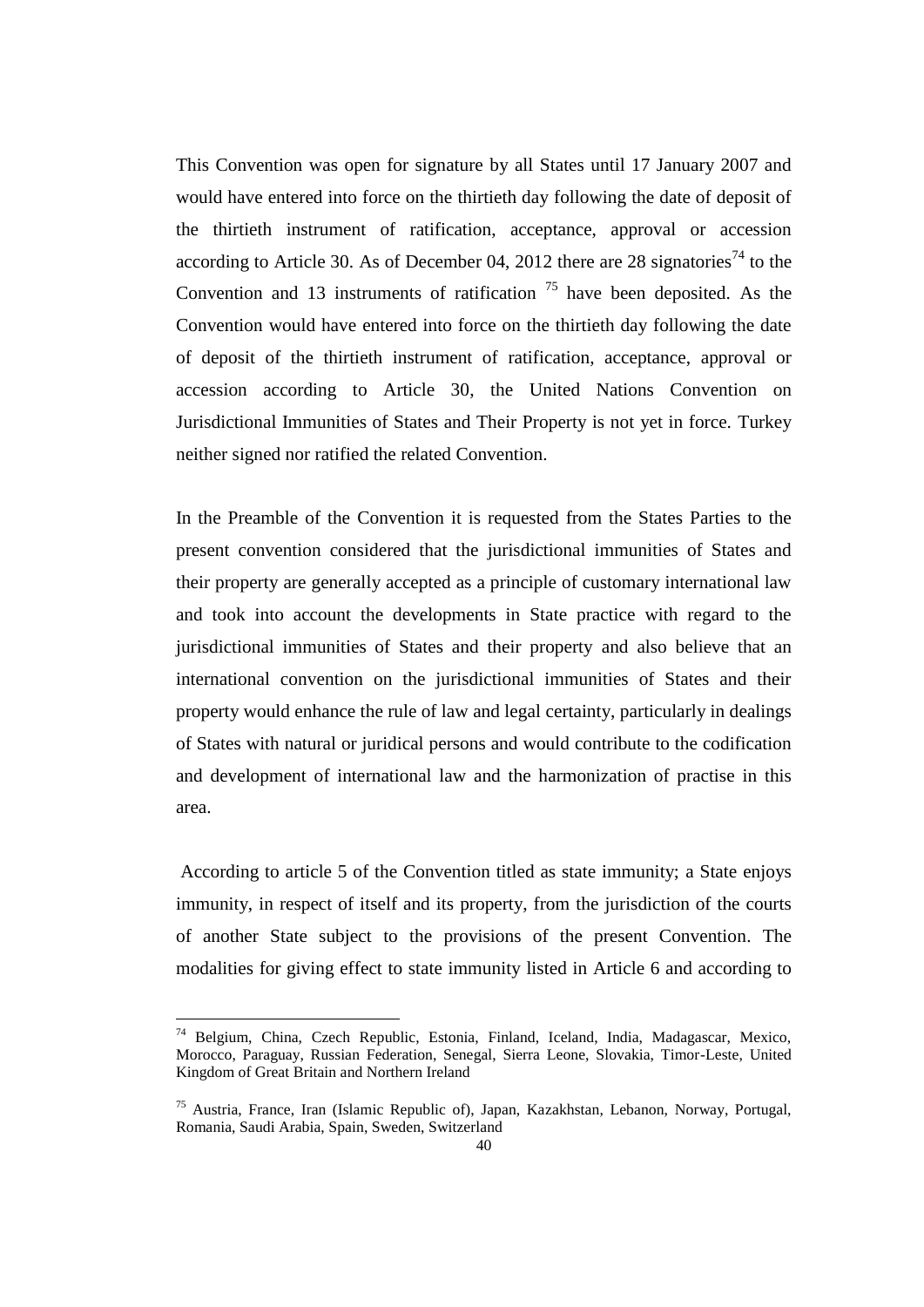This Convention was open for signature by all States until 17 January 2007 and would have entered into force on the thirtieth day following the date of deposit of the thirtieth instrument of ratification, acceptance, approval or accession according to Article 30. As of December 04, 2012 there are 28 signatories[74] to the Convention and 13 instruments of ratification [75] have been deposited. As the Convention would have entered into force on the thirtieth day following the date of deposit of the thirtieth instrument of ratification, acceptance, approval or accession according to Article 30, the United Nations Convention on Jurisdictional Immunities of States and Their Property is not yet in force. Turkey neither signed nor ratified the related Convention.

In the Preamble of the Convention it is requested from the States Parties to the present convention considered that the jurisdictional immunities of States and their property are generally accepted as a principle of customary international law and took into account the developments in State practice with regard to the jurisdictional immunities of States and their property and also believe that an international convention on the jurisdictional immunities of States and their property would enhance the rule of law and legal certainty, particularly in dealings of States with natural or juridical persons and would contribute to the codification and development of international law and the harmonization of practise in this area.

According to article 5 of the Convention titled as state immunity; a State enjoys immunity, in respect of itself and its property, from the jurisdiction of the courts of another State subject to the provisions of the present Convention. The modalities for giving effect to state immunity listed in Article 6 and according to

---

[74] Belgium, China, Czech Republic, Estonia, Finland, Iceland, India, Madagascar, Mexico, Morocco, Paraguay, Russian Federation, Senegal, Sierra Leone, Slovakia, Timor-Leste, United Kingdom of Great Britain and Northern Ireland

[75] Austria, France, Iran (Islamic Republic of), Japan, Kazakhstan, Lebanon, Norway, Portugal, Romania, Saudi Arabia, Spain, Sweden, Switzerland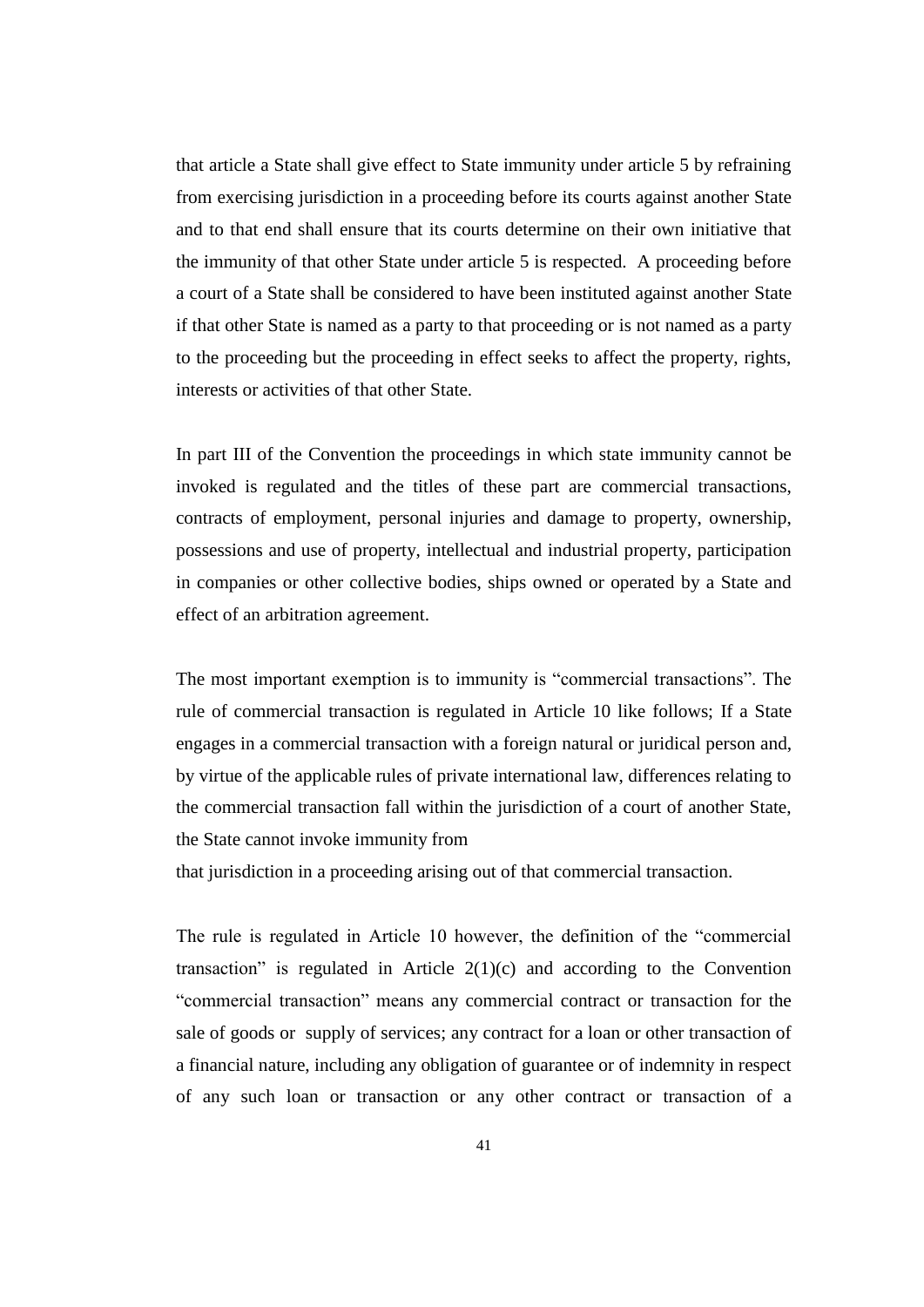that article a State shall give effect to State immunity under article 5 by refraining from exercising jurisdiction in a proceeding before its courts against another State and to that end shall ensure that its courts determine on their own initiative that the immunity of that other State under article 5 is respected. A proceeding before a court of a State shall be considered to have been instituted against another State if that other State is named as a party to that proceeding or is not named as a party to the proceeding but the proceeding in effect seeks to affect the property, rights, interests or activities of that other State.

In part III of the Convention the proceedings in which state immunity cannot be invoked is regulated and the titles of these part are commercial transactions, contracts of employment, personal injuries and damage to property, ownership, possessions and use of property, intellectual and industrial property, participation in companies or other collective bodies, ships owned or operated by a State and effect of an arbitration agreement.

The most important exemption is to immunity is "commercial transactions". The rule of commercial transaction is regulated in Article 10 like follows; If a State engages in a commercial transaction with a foreign natural or juridical person and, by virtue of the applicable rules of private international law, differences relating to the commercial transaction fall within the jurisdiction of a court of another State, the State cannot invoke immunity from
that jurisdiction in a proceeding arising out of that commercial transaction.

The rule is regulated in Article 10 however, the definition of the "commercial transaction" is regulated in Article 2(1)(c) and according to the Convention "commercial transaction" means any commercial contract or transaction for the sale of goods or supply of services; any contract for a loan or other transaction of a financial nature, including any obligation of guarantee or of indemnity in respect of any such loan or transaction or any other contract or transaction of a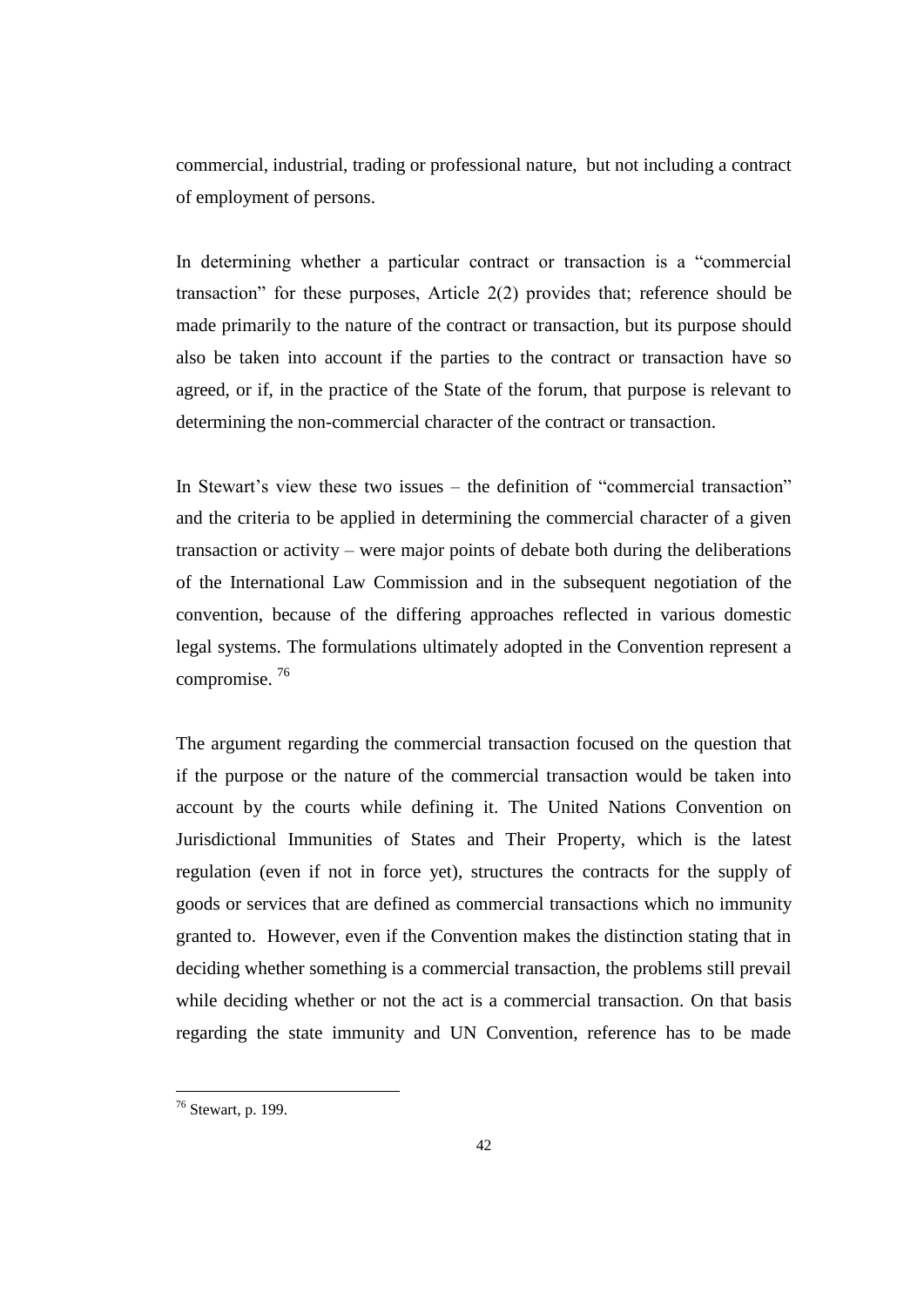commercial, industrial, trading or professional nature,  but not including a contract of employment of persons.

In determining whether a particular contract or transaction is a "commercial transaction" for these purposes, Article 2(2) provides that; reference should be made primarily to the nature of the contract or transaction, but its purpose should also be taken into account if the parties to the contract or transaction have so agreed, or if, in the practice of the State of the forum, that purpose is relevant to determining the non-commercial character of the contract or transaction.

In Stewart's view these two issues – the definition of "commercial transaction" and the criteria to be applied in determining the commercial character of a given transaction or activity – were major points of debate both during the deliberations of the International Law Commission and in the subsequent negotiation of the convention, because of the differing approaches reflected in various domestic legal systems. The formulations ultimately adopted in the Convention represent a compromise. [76]

The argument regarding the commercial transaction focused on the question that if the purpose or the nature of the commercial transaction would be taken into account by the courts while defining it. The United Nations Convention on Jurisdictional Immunities of States and Their Property, which is the latest regulation (even if not in force yet), structures the contracts for the supply of goods or services that are defined as commercial transactions which no immunity granted to.  However, even if the Convention makes the distinction stating that in deciding whether something is a commercial transaction, the problems still prevail while deciding whether or not the act is a commercial transaction. On that basis regarding the state immunity and UN Convention, reference has to be made

[76] Stewart, p. 199.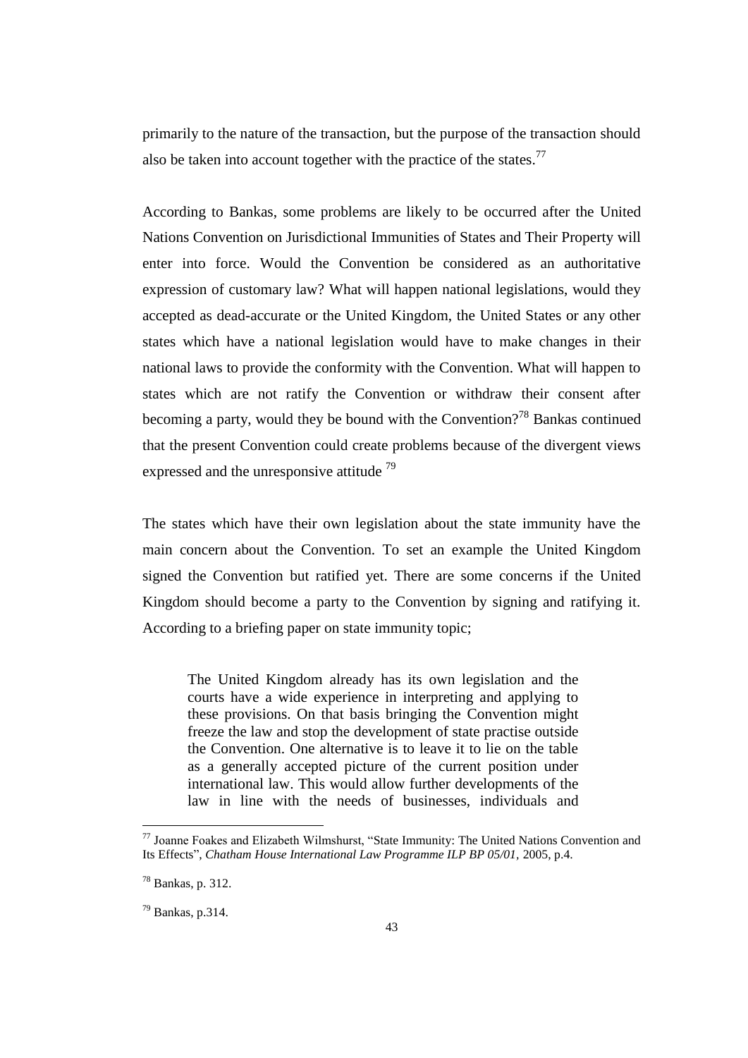primarily to the nature of the transaction, but the purpose of the transaction should also be taken into account together with the practice of the states.[77]

According to Bankas, some problems are likely to be occurred after the United Nations Convention on Jurisdictional Immunities of States and Their Property will enter into force. Would the Convention be considered as an authoritative expression of customary law? What will happen national legislations, would they accepted as dead-accurate or the United Kingdom, the United States or any other states which have a national legislation would have to make changes in their national laws to provide the conformity with the Convention. What will happen to states which are not ratify the Convention or withdraw their consent after becoming a party, would they be bound with the Convention?[78] Bankas continued that the present Convention could create problems because of the divergent views expressed and the unresponsive attitude [79]

The states which have their own legislation about the state immunity have the main concern about the Convention. To set an example the United Kingdom signed the Convention but ratified yet. There are some concerns if the United Kingdom should become a party to the Convention by signing and ratifying it. According to a briefing paper on state immunity topic;

> The United Kingdom already has its own legislation and the courts have a wide experience in interpreting and applying to these provisions. On that basis bringing the Convention might freeze the law and stop the development of state practise outside the Convention. One alternative is to leave it to lie on the table as a generally accepted picture of the current position under international law. This would allow further developments of the law in line with the needs of businesses, individuals and

---

[77] Joanne Foakes and Elizabeth Wilmshurst, "State Immunity: The United Nations Convention and Its Effects", *Chatham House International Law Programme ILP BP 05/01*, 2005, p.4.

[78] Bankas, p. 312.

[79] Bankas, p.314.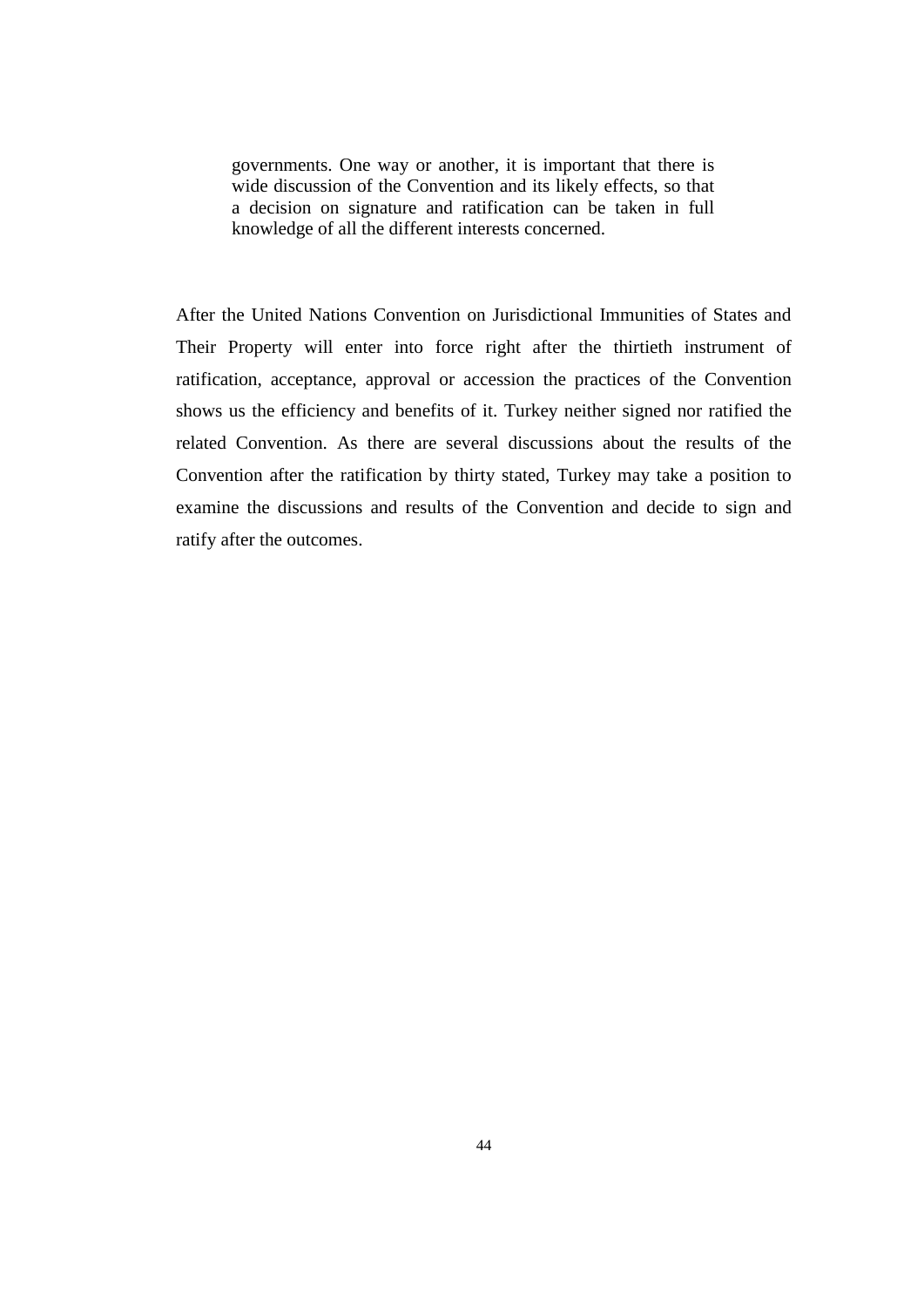> governments. One way or another, it is important that there is wide discussion of the Convention and its likely effects, so that a decision on signature and ratification can be taken in full knowledge of all the different interests concerned.

After the United Nations Convention on Jurisdictional Immunities of States and Their Property will enter into force right after the thirtieth instrument of ratification, acceptance, approval or accession the practices of the Convention shows us the efficiency and benefits of it. Turkey neither signed nor ratified the related Convention. As there are several discussions about the results of the Convention after the ratification by thirty stated, Turkey may take a position to examine the discussions and results of the Convention and decide to sign and ratify after the outcomes.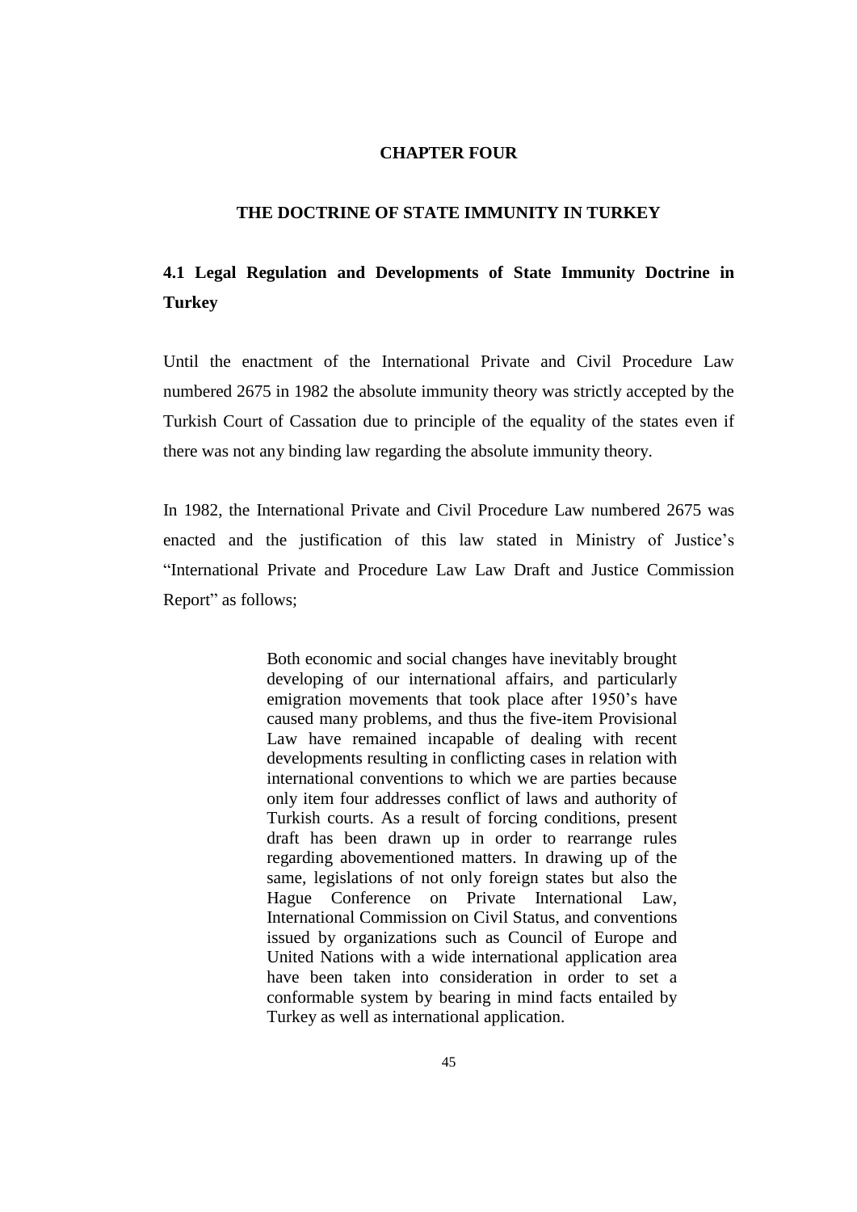# CHAPTER FOUR

# THE DOCTRINE OF STATE IMMUNITY IN TURKEY

## 4.1 Legal Regulation and Developments of State Immunity Doctrine in Turkey

Until the enactment of the International Private and Civil Procedure Law numbered 2675 in 1982 the absolute immunity theory was strictly accepted by the Turkish Court of Cassation due to principle of the equality of the states even if there was not any binding law regarding the absolute immunity theory.

In 1982, the International Private and Civil Procedure Law numbered 2675 was enacted and the justification of this law stated in Ministry of Justice's "International Private and Procedure Law Law Draft and Justice Commission Report" as follows;

> Both economic and social changes have inevitably brought developing of our international affairs, and particularly emigration movements that took place after 1950's have caused many problems, and thus the five-item Provisional Law have remained incapable of dealing with recent developments resulting in conflicting cases in relation with international conventions to which we are parties because only item four addresses conflict of laws and authority of Turkish courts. As a result of forcing conditions, present draft has been drawn up in order to rearrange rules regarding abovementioned matters. In drawing up of the same, legislations of not only foreign states but also the Hague Conference on Private International Law, International Commission on Civil Status, and conventions issued by organizations such as Council of Europe and United Nations with a wide international application area have been taken into consideration in order to set a conformable system by bearing in mind facts entailed by Turkey as well as international application.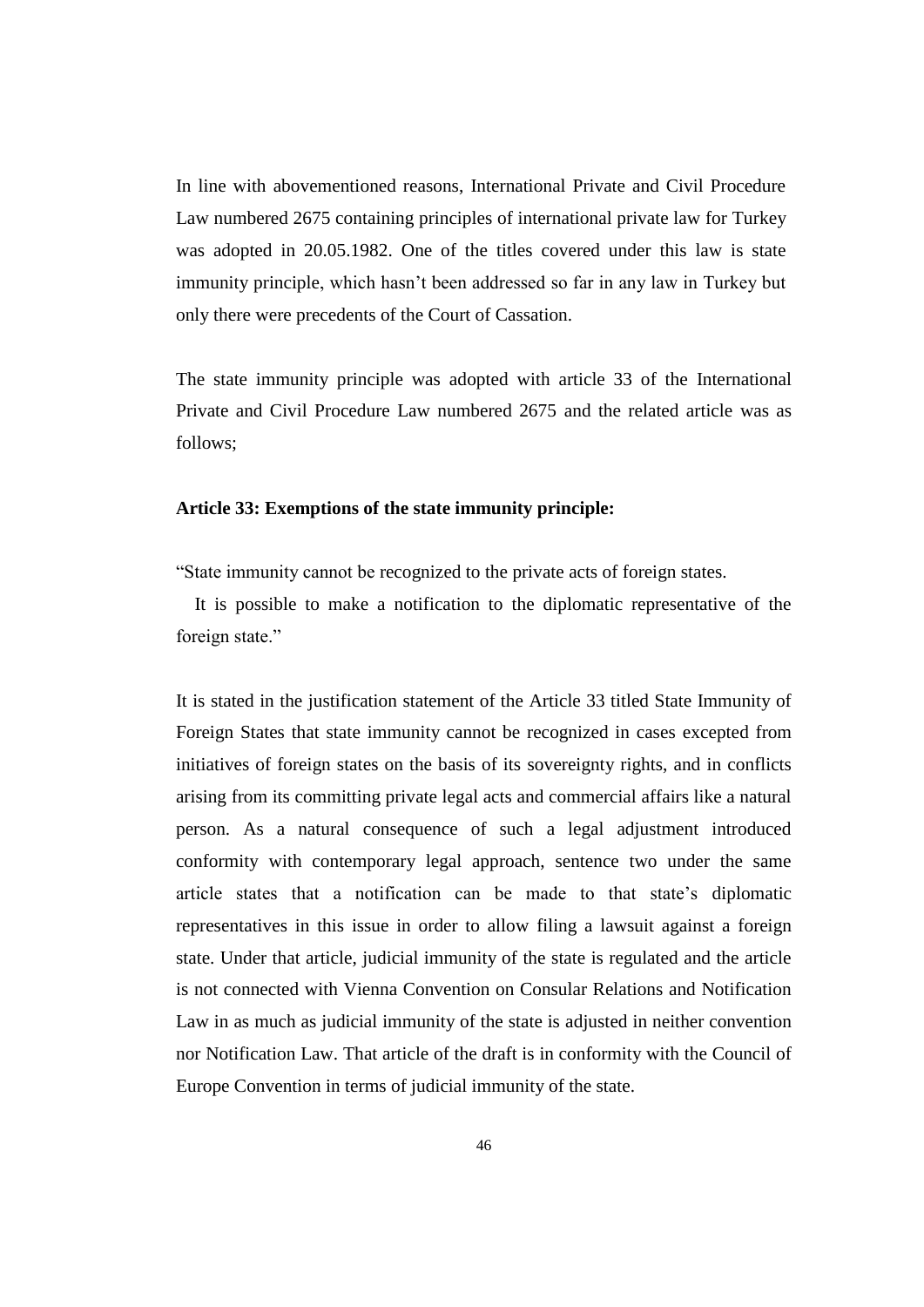In line with abovementioned reasons, International Private and Civil Procedure Law numbered 2675 containing principles of international private law for Turkey was adopted in 20.05.1982. One of the titles covered under this law is state immunity principle, which hasn't been addressed so far in any law in Turkey but only there were precedents of the Court of Cassation.

The state immunity principle was adopted with article 33 of the International Private and Civil Procedure Law numbered 2675 and the related article was as follows;

**Article 33: Exemptions of the state immunity principle:**

"State immunity cannot be recognized to the private acts of foreign states.

It is possible to make a notification to the diplomatic representative of the foreign state."

It is stated in the justification statement of the Article 33 titled State Immunity of Foreign States that state immunity cannot be recognized in cases excepted from initiatives of foreign states on the basis of its sovereignty rights, and in conflicts arising from its committing private legal acts and commercial affairs like a natural person. As a natural consequence of such a legal adjustment introduced conformity with contemporary legal approach, sentence two under the same article states that a notification can be made to that state's diplomatic representatives in this issue in order to allow filing a lawsuit against a foreign state. Under that article, judicial immunity of the state is regulated and the article is not connected with Vienna Convention on Consular Relations and Notification Law in as much as judicial immunity of the state is adjusted in neither convention nor Notification Law. That article of the draft is in conformity with the Council of Europe Convention in terms of judicial immunity of the state.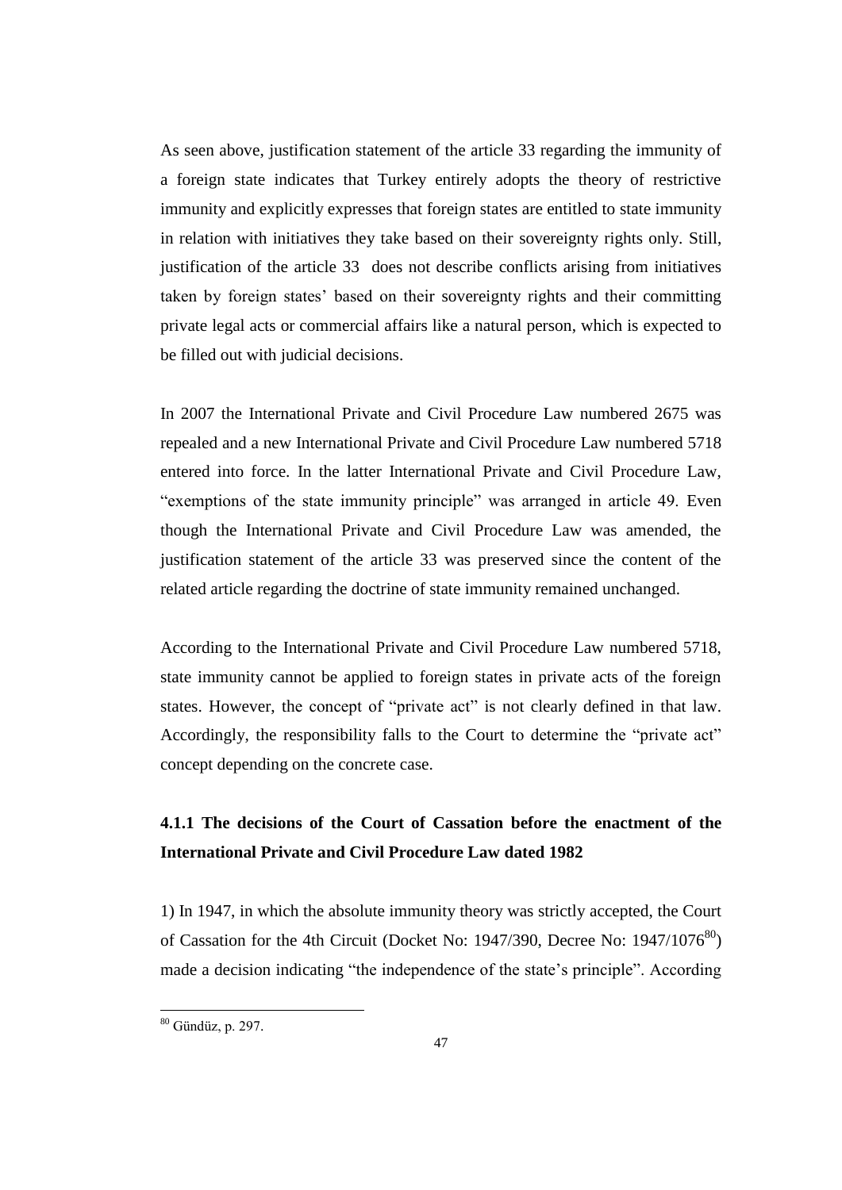As seen above, justification statement of the article 33 regarding the immunity of a foreign state indicates that Turkey entirely adopts the theory of restrictive immunity and explicitly expresses that foreign states are entitled to state immunity in relation with initiatives they take based on their sovereignty rights only. Still, justification of the article 33 does not describe conflicts arising from initiatives taken by foreign states' based on their sovereignty rights and their committing private legal acts or commercial affairs like a natural person, which is expected to be filled out with judicial decisions.

In 2007 the International Private and Civil Procedure Law numbered 2675 was repealed and a new International Private and Civil Procedure Law numbered 5718 entered into force. In the latter International Private and Civil Procedure Law, "exemptions of the state immunity principle" was arranged in article 49. Even though the International Private and Civil Procedure Law was amended, the justification statement of the article 33 was preserved since the content of the related article regarding the doctrine of state immunity remained unchanged.

According to the International Private and Civil Procedure Law numbered 5718, state immunity cannot be applied to foreign states in private acts of the foreign states. However, the concept of "private act" is not clearly defined in that law. Accordingly, the responsibility falls to the Court to determine the "private act" concept depending on the concrete case.

### 4.1.1 The decisions of the Court of Cassation before the enactment of the International Private and Civil Procedure Law dated 1982

1) In 1947, in which the absolute immunity theory was strictly accepted, the Court of Cassation for the 4th Circuit (Docket No: 1947/390, Decree No: 1947/1076[80]) made a decision indicating "the independence of the state's principle". According

[80] Gündüz, p. 297.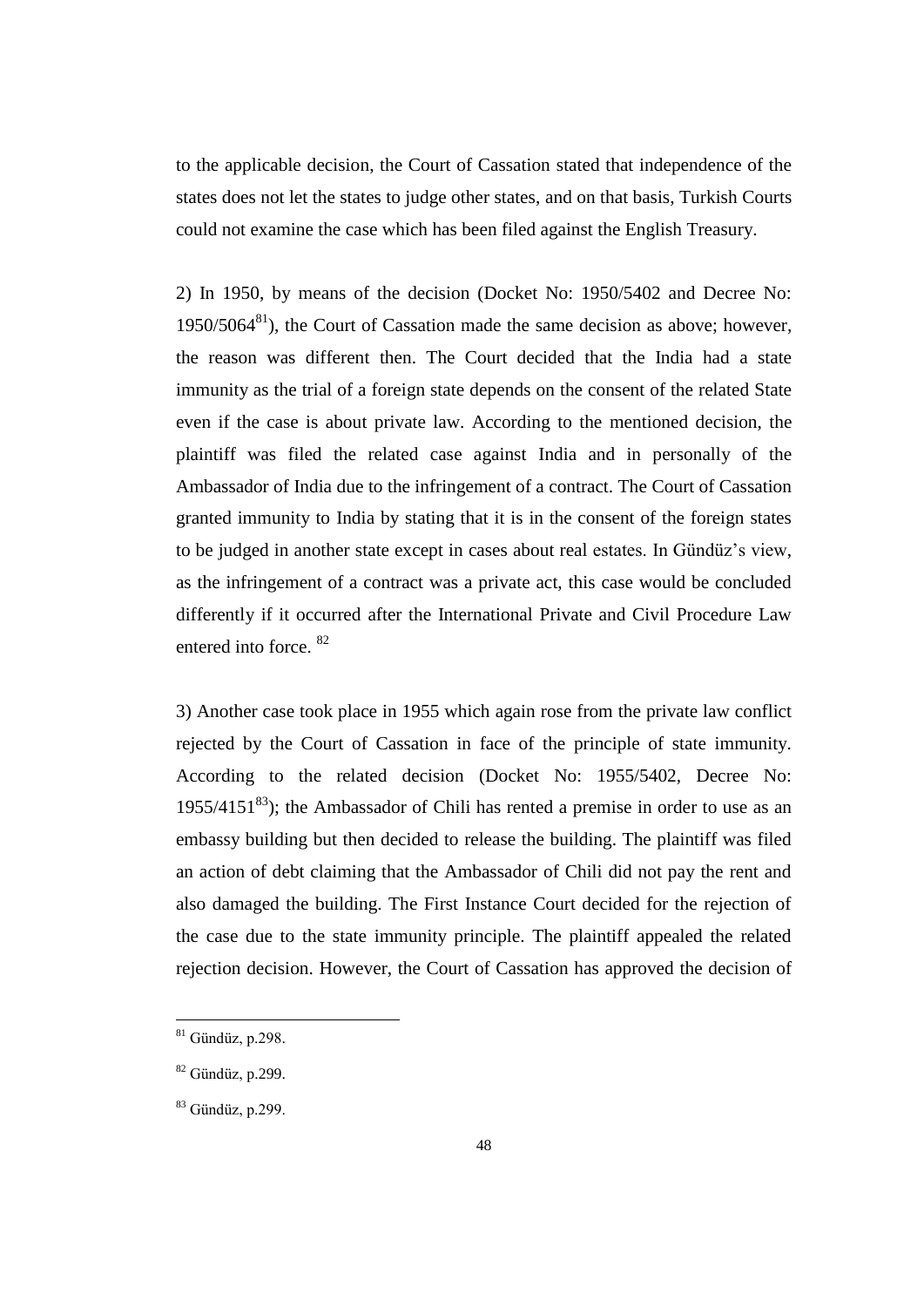to the applicable decision, the Court of Cassation stated that independence of the states does not let the states to judge other states, and on that basis, Turkish Courts could not examine the case which has been filed against the English Treasury.

2) In 1950, by means of the decision (Docket No: 1950/5402 and Decree No: 1950/5064[81]), the Court of Cassation made the same decision as above; however, the reason was different then. The Court decided that the India had a state immunity as the trial of a foreign state depends on the consent of the related State even if the case is about private law. According to the mentioned decision, the plaintiff was filed the related case against India and in personally of the Ambassador of India due to the infringement of a contract. The Court of Cassation granted immunity to India by stating that it is in the consent of the foreign states to be judged in another state except in cases about real estates. In Gündüz's view, as the infringement of a contract was a private act, this case would be concluded differently if it occurred after the International Private and Civil Procedure Law entered into force. [82]

3) Another case took place in 1955 which again rose from the private law conflict rejected by the Court of Cassation in face of the principle of state immunity. According to the related decision (Docket No: 1955/5402, Decree No: 1955/4151[83]); the Ambassador of Chili has rented a premise in order to use as an embassy building but then decided to release the building. The plaintiff was filed an action of debt claiming that the Ambassador of Chili did not pay the rent and also damaged the building. The First Instance Court decided for the rejection of the case due to the state immunity principle. The plaintiff appealed the related rejection decision. However, the Court of Cassation has approved the decision of

---

[81] Gündüz, p.298.

[82] Gündüz, p.299.

[83] Gündüz, p.299.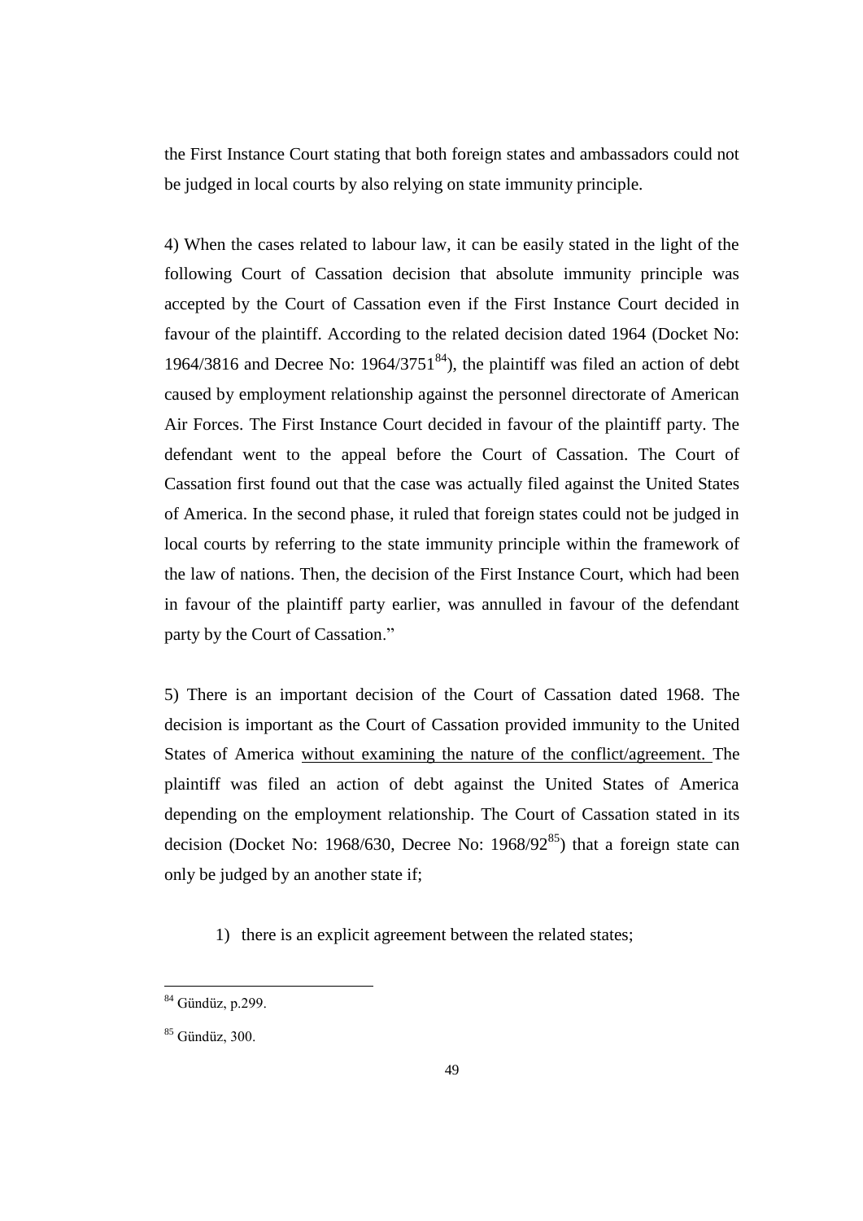the First Instance Court stating that both foreign states and ambassadors could not be judged in local courts by also relying on state immunity principle.

4) When the cases related to labour law, it can be easily stated in the light of the following Court of Cassation decision that absolute immunity principle was accepted by the Court of Cassation even if the First Instance Court decided in favour of the plaintiff. According to the related decision dated 1964 (Docket No: 1964/3816 and Decree No: 1964/3751[84]), the plaintiff was filed an action of debt caused by employment relationship against the personnel directorate of American Air Forces. The First Instance Court decided in favour of the plaintiff party. The defendant went to the appeal before the Court of Cassation. The Court of Cassation first found out that the case was actually filed against the United States of America. In the second phase, it ruled that foreign states could not be judged in local courts by referring to the state immunity principle within the framework of the law of nations. Then, the decision of the First Instance Court, which had been in favour of the plaintiff party earlier, was annulled in favour of the defendant party by the Court of Cassation."

5) There is an important decision of the Court of Cassation dated 1968. The decision is important as the Court of Cassation provided immunity to the United States of America <u>without examining the nature of the conflict/agreement.</u> The plaintiff was filed an action of debt against the United States of America depending on the employment relationship. The Court of Cassation stated in its decision (Docket No: 1968/630, Decree No: 1968/92[85]) that a foreign state can only be judged by an another state if;

1) there is an explicit agreement between the related states;

---

[84] Gündüz, p.299.

[85] Gündüz, 300.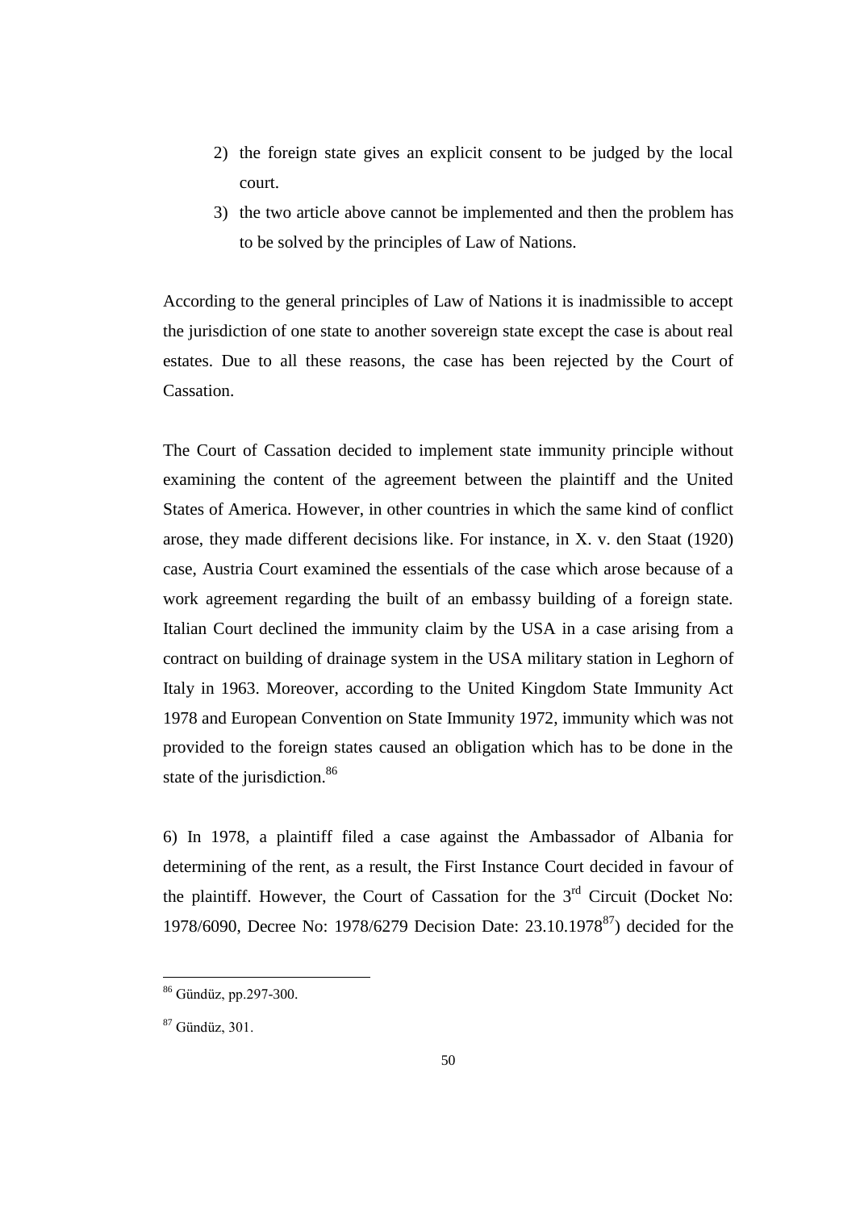2) the foreign state gives an explicit consent to be judged by the local court.
3) the two article above cannot be implemented and then the problem has to be solved by the principles of Law of Nations.

According to the general principles of Law of Nations it is inadmissible to accept the jurisdiction of one state to another sovereign state except the case is about real estates. Due to all these reasons, the case has been rejected by the Court of Cassation.

The Court of Cassation decided to implement state immunity principle without examining the content of the agreement between the plaintiff and the United States of America. However, in other countries in which the same kind of conflict arose, they made different decisions like. For instance, in X. v. den Staat (1920) case, Austria Court examined the essentials of the case which arose because of a work agreement regarding the built of an embassy building of a foreign state. Italian Court declined the immunity claim by the USA in a case arising from a contract on building of drainage system in the USA military station in Leghorn of Italy in 1963. Moreover, according to the United Kingdom State Immunity Act 1978 and European Convention on State Immunity 1972, immunity which was not provided to the foreign states caused an obligation which has to be done in the state of the jurisdiction.[86]

6) In 1978, a plaintiff filed a case against the Ambassador of Albania for determining of the rent, as a result, the First Instance Court decided in favour of the plaintiff. However, the Court of Cassation for the 3rd Circuit (Docket No: 1978/6090, Decree No: 1978/6279 Decision Date: 23.10.1978[87]) decided for the

---

[86] Gündüz, pp.297-300.

[87] Gündüz, 301.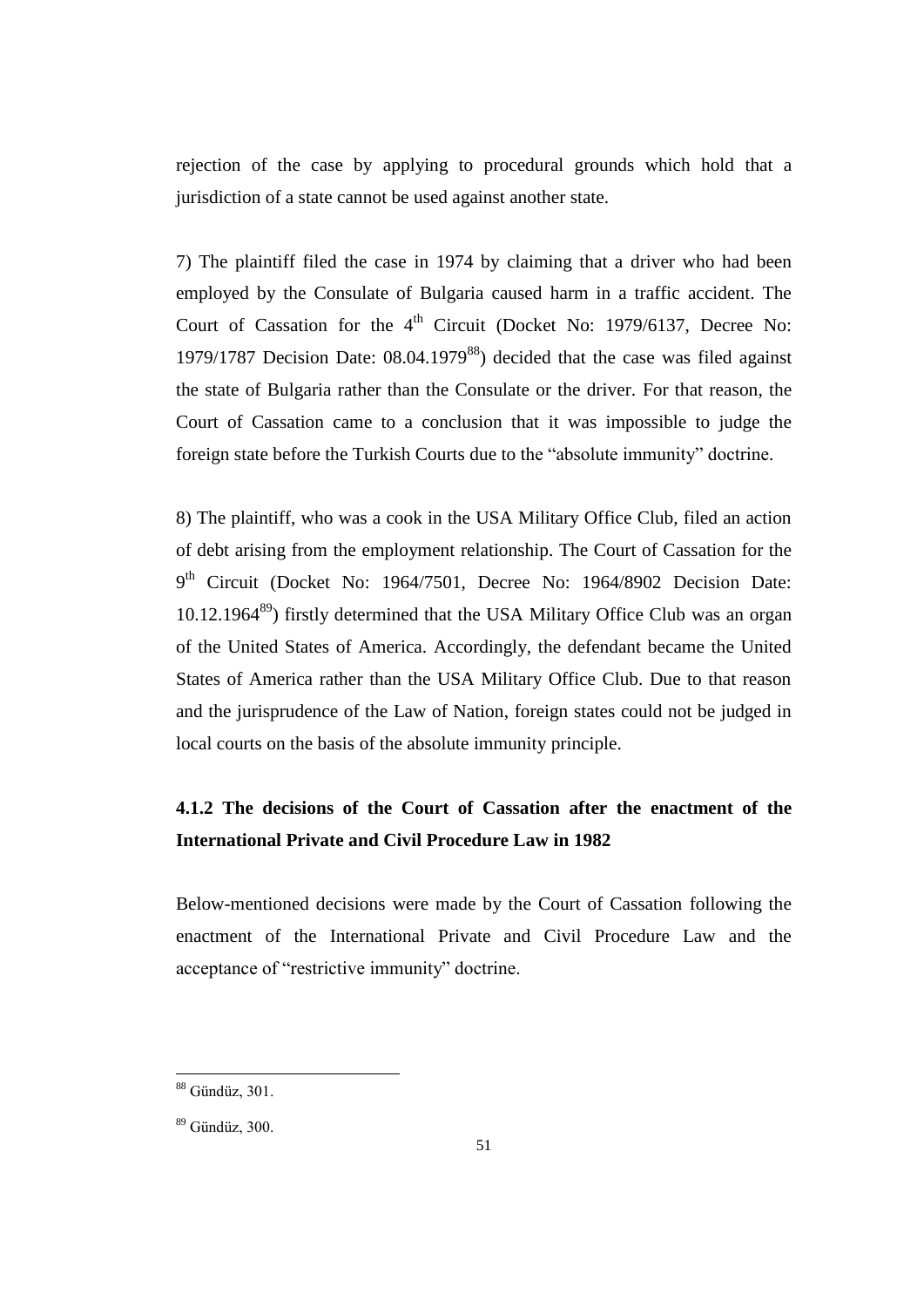rejection of the case by applying to procedural grounds which hold that a jurisdiction of a state cannot be used against another state.

7) The plaintiff filed the case in 1974 by claiming that a driver who had been employed by the Consulate of Bulgaria caused harm in a traffic accident. The Court of Cassation for the 4th Circuit (Docket No: 1979/6137, Decree No: 1979/1787 Decision Date: 08.04.1979[88]) decided that the case was filed against the state of Bulgaria rather than the Consulate or the driver. For that reason, the Court of Cassation came to a conclusion that it was impossible to judge the foreign state before the Turkish Courts due to the "absolute immunity" doctrine.

8) The plaintiff, who was a cook in the USA Military Office Club, filed an action of debt arising from the employment relationship. The Court of Cassation for the 9th Circuit (Docket No: 1964/7501, Decree No: 1964/8902 Decision Date: 10.12.1964[89]) firstly determined that the USA Military Office Club was an organ of the United States of America. Accordingly, the defendant became the United States of America rather than the USA Military Office Club. Due to that reason and the jurisprudence of the Law of Nation, foreign states could not be judged in local courts on the basis of the absolute immunity principle.

### 4.1.2 The decisions of the Court of Cassation after the enactment of the International Private and Civil Procedure Law in 1982

Below-mentioned decisions were made by the Court of Cassation following the enactment of the International Private and Civil Procedure Law and the acceptance of "restrictive immunity" doctrine.

---

[88] Gündüz, 301.

[89] Gündüz, 300.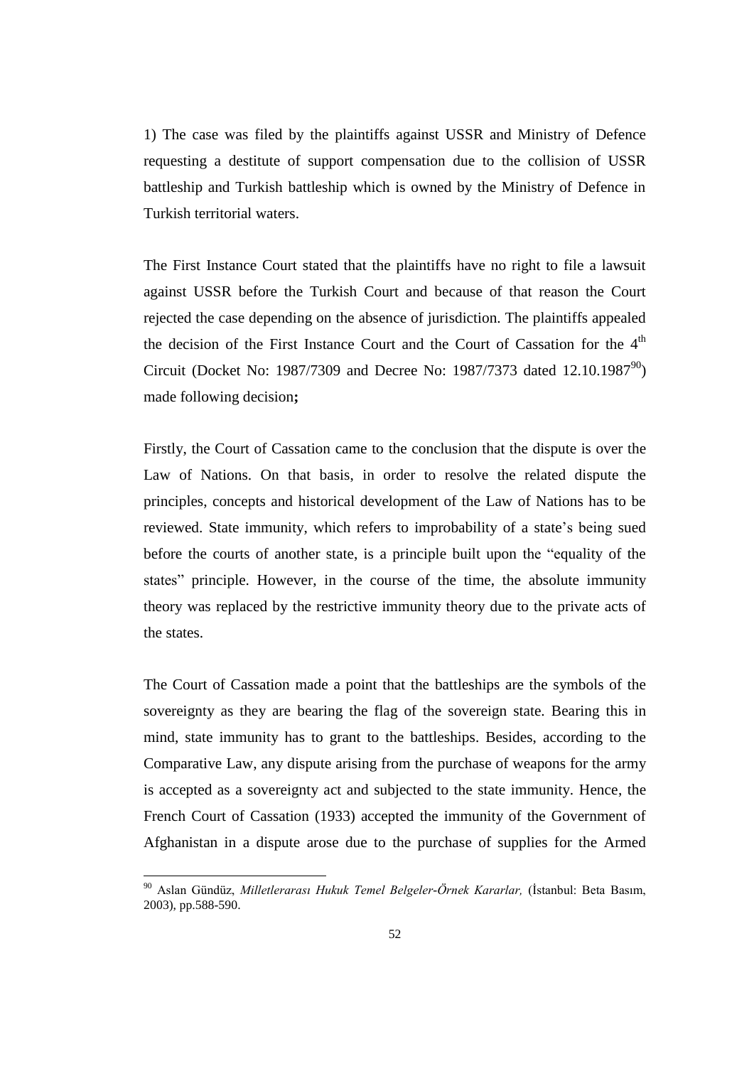1) The case was filed by the plaintiffs against USSR and Ministry of Defence requesting a destitute of support compensation due to the collision of USSR battleship and Turkish battleship which is owned by the Ministry of Defence in Turkish territorial waters.

The First Instance Court stated that the plaintiffs have no right to file a lawsuit against USSR before the Turkish Court and because of that reason the Court rejected the case depending on the absence of jurisdiction. The plaintiffs appealed the decision of the First Instance Court and the Court of Cassation for the 4th Circuit (Docket No: 1987/7309 and Decree No: 1987/7373 dated 12.10.1987[90]) made following decision**;**

Firstly, the Court of Cassation came to the conclusion that the dispute is over the Law of Nations. On that basis, in order to resolve the related dispute the principles, concepts and historical development of the Law of Nations has to be reviewed. State immunity, which refers to improbability of a state's being sued before the courts of another state, is a principle built upon the "equality of the states" principle. However, in the course of the time, the absolute immunity theory was replaced by the restrictive immunity theory due to the private acts of the states.

The Court of Cassation made a point that the battleships are the symbols of the sovereignty as they are bearing the flag of the sovereign state. Bearing this in mind, state immunity has to grant to the battleships. Besides, according to the Comparative Law, any dispute arising from the purchase of weapons for the army is accepted as a sovereignty act and subjected to the state immunity. Hence, the French Court of Cassation (1933) accepted the immunity of the Government of Afghanistan in a dispute arose due to the purchase of supplies for the Armed

---

[90] Aslan Gündüz, *Milletlerarası Hukuk Temel Belgeler-Örnek Kararlar,* (İstanbul: Beta Basım, 2003), pp.588-590.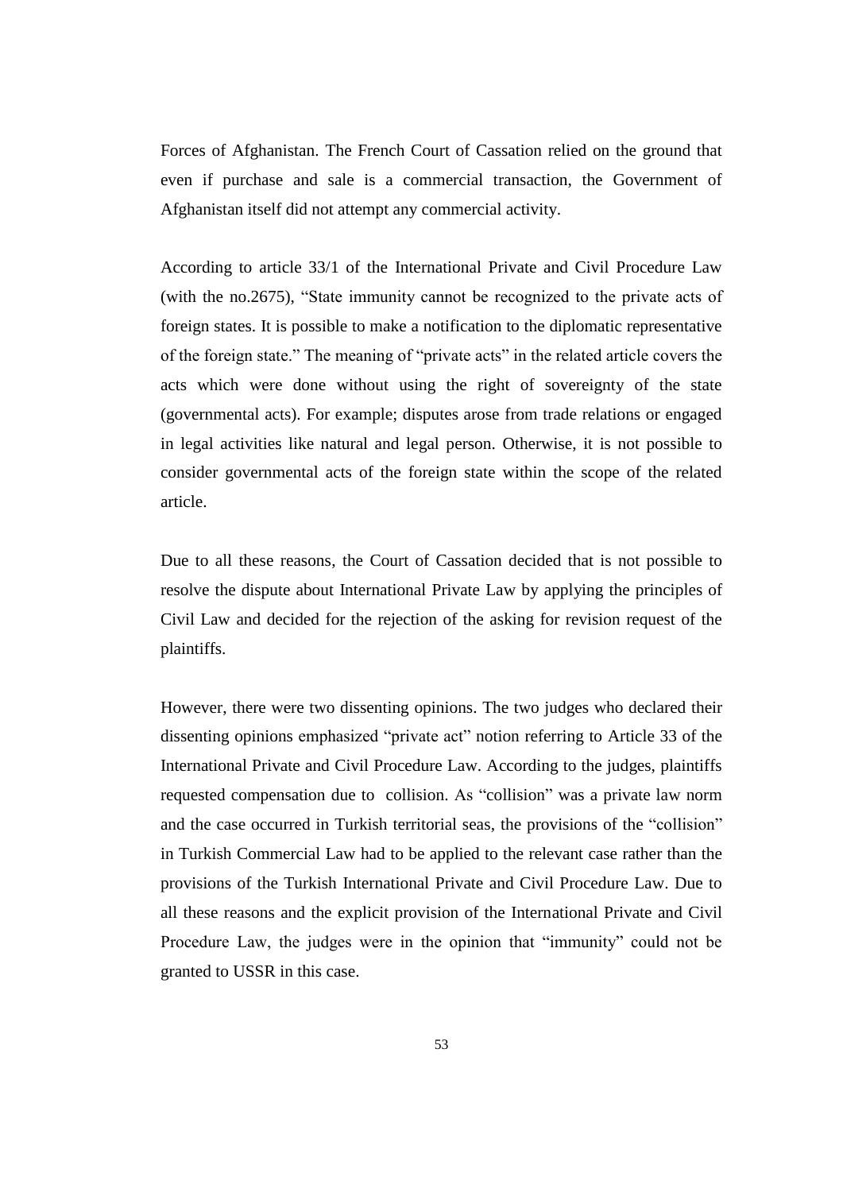Forces of Afghanistan. The French Court of Cassation relied on the ground that even if purchase and sale is a commercial transaction, the Government of Afghanistan itself did not attempt any commercial activity.

According to article 33/1 of the International Private and Civil Procedure Law (with the no.2675), "State immunity cannot be recognized to the private acts of foreign states. It is possible to make a notification to the diplomatic representative of the foreign state." The meaning of "private acts" in the related article covers the acts which were done without using the right of sovereignty of the state (governmental acts). For example; disputes arose from trade relations or engaged in legal activities like natural and legal person. Otherwise, it is not possible to consider governmental acts of the foreign state within the scope of the related article.

Due to all these reasons, the Court of Cassation decided that is not possible to resolve the dispute about International Private Law by applying the principles of Civil Law and decided for the rejection of the asking for revision request of the plaintiffs.

However, there were two dissenting opinions. The two judges who declared their dissenting opinions emphasized "private act" notion referring to Article 33 of the International Private and Civil Procedure Law. According to the judges, plaintiffs requested compensation due to collision. As "collision" was a private law norm and the case occurred in Turkish territorial seas, the provisions of the "collision" in Turkish Commercial Law had to be applied to the relevant case rather than the provisions of the Turkish International Private and Civil Procedure Law. Due to all these reasons and the explicit provision of the International Private and Civil Procedure Law, the judges were in the opinion that "immunity" could not be granted to USSR in this case.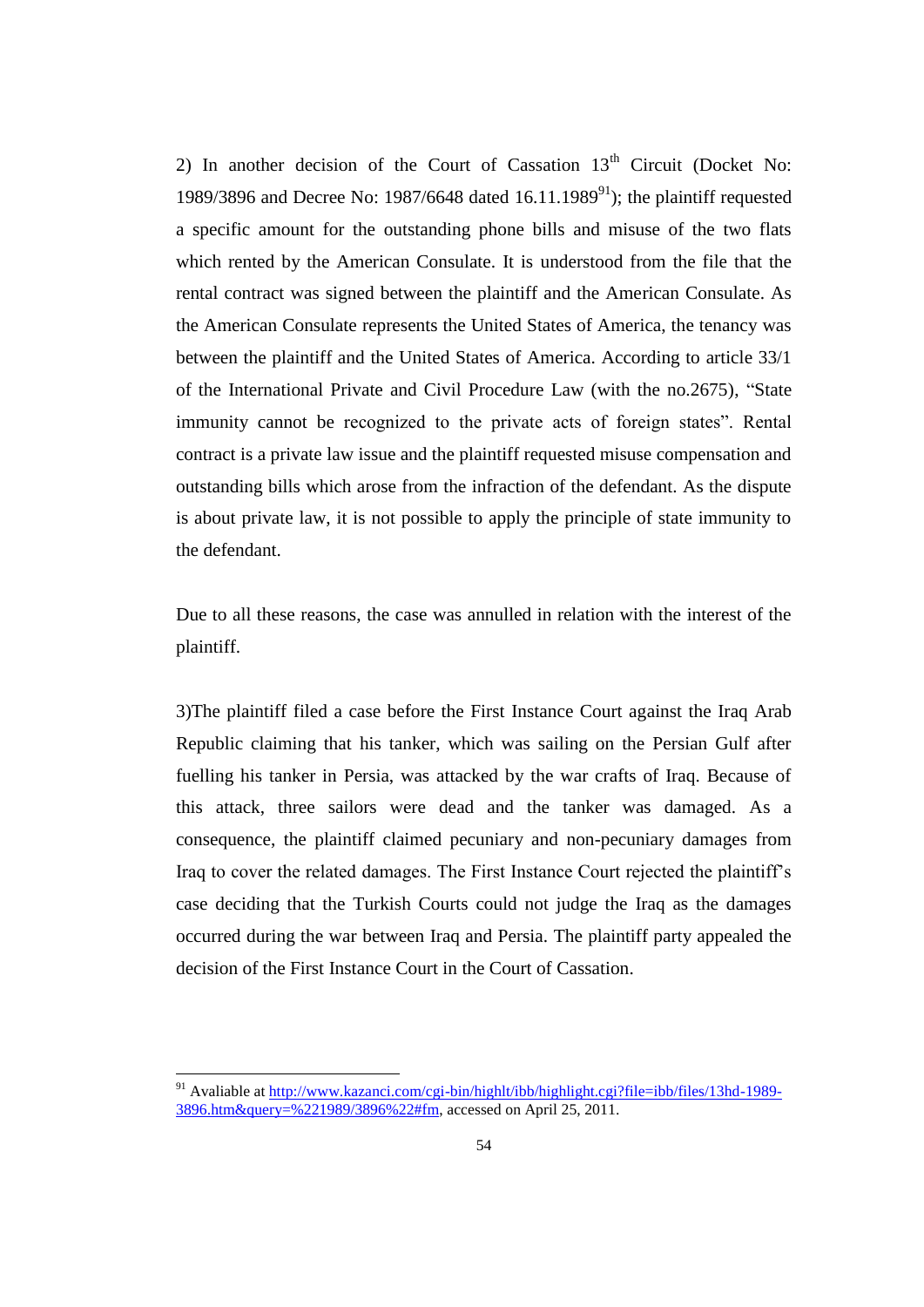2) In another decision of the Court of Cassation 13th Circuit (Docket No: 1989/3896 and Decree No: 1987/6648 dated 16.11.1989[91]); the plaintiff requested a specific amount for the outstanding phone bills and misuse of the two flats which rented by the American Consulate. It is understood from the file that the rental contract was signed between the plaintiff and the American Consulate. As the American Consulate represents the United States of America, the tenancy was between the plaintiff and the United States of America. According to article 33/1 of the International Private and Civil Procedure Law (with the no.2675), "State immunity cannot be recognized to the private acts of foreign states". Rental contract is a private law issue and the plaintiff requested misuse compensation and outstanding bills which arose from the infraction of the defendant. As the dispute is about private law, it is not possible to apply the principle of state immunity to the defendant.

Due to all these reasons, the case was annulled in relation with the interest of the plaintiff.

3)The plaintiff filed a case before the First Instance Court against the Iraq Arab Republic claiming that his tanker, which was sailing on the Persian Gulf after fuelling his tanker in Persia, was attacked by the war crafts of Iraq. Because of this attack, three sailors were dead and the tanker was damaged. As a consequence, the plaintiff claimed pecuniary and non-pecuniary damages from Iraq to cover the related damages. The First Instance Court rejected the plaintiff's case deciding that the Turkish Courts could not judge the Iraq as the damages occurred during the war between Iraq and Persia. The plaintiff party appealed the decision of the First Instance Court in the Court of Cassation.

---

[91] Avaliable at http://www.kazanci.com/cgi-bin/highlt/ibb/highlight.cgi?file=ibb/files/13hd-1989-3896.htm&query=%221989/3896%22#fm, accessed on April 25, 2011.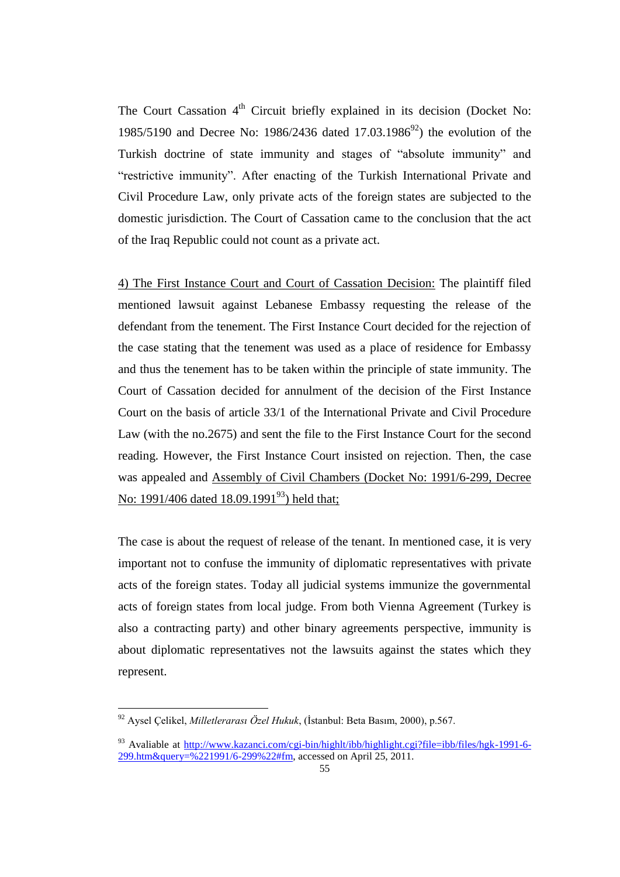The Court Cassation 4th Circuit briefly explained in its decision (Docket No: 1985/5190 and Decree No: 1986/2436 dated 17.03.1986[92]) the evolution of the Turkish doctrine of state immunity and stages of "absolute immunity" and "restrictive immunity". After enacting of the Turkish International Private and Civil Procedure Law, only private acts of the foreign states are subjected to the domestic jurisdiction. The Court of Cassation came to the conclusion that the act of the Iraq Republic could not count as a private act.

4) The First Instance Court and Court of Cassation Decision: The plaintiff filed mentioned lawsuit against Lebanese Embassy requesting the release of the defendant from the tenement. The First Instance Court decided for the rejection of the case stating that the tenement was used as a place of residence for Embassy and thus the tenement has to be taken within the principle of state immunity. The Court of Cassation decided for annulment of the decision of the First Instance Court on the basis of article 33/1 of the International Private and Civil Procedure Law (with the no.2675) and sent the file to the First Instance Court for the second reading. However, the First Instance Court insisted on rejection. Then, the case was appealed and Assembly of Civil Chambers (Docket No: 1991/6-299, Decree No: 1991/406 dated 18.09.1991[93]) held that;

The case is about the request of release of the tenant. In mentioned case, it is very important not to confuse the immunity of diplomatic representatives with private acts of the foreign states. Today all judicial systems immunize the governmental acts of foreign states from local judge. From both Vienna Agreement (Turkey is also a contracting party) and other binary agreements perspective, immunity is about diplomatic representatives not the lawsuits against the states which they represent.

---

[92] Aysel Çelikel, *Milletlerarası Özel Hukuk*, (İstanbul: Beta Basım, 2000), p.567.

[93] Avaliable at http://www.kazanci.com/cgi-bin/highlt/ibb/highlight.cgi?file=ibb/files/hgk-1991-6-299.htm&query=%221991/6-299%22#fm, accessed on April 25, 2011.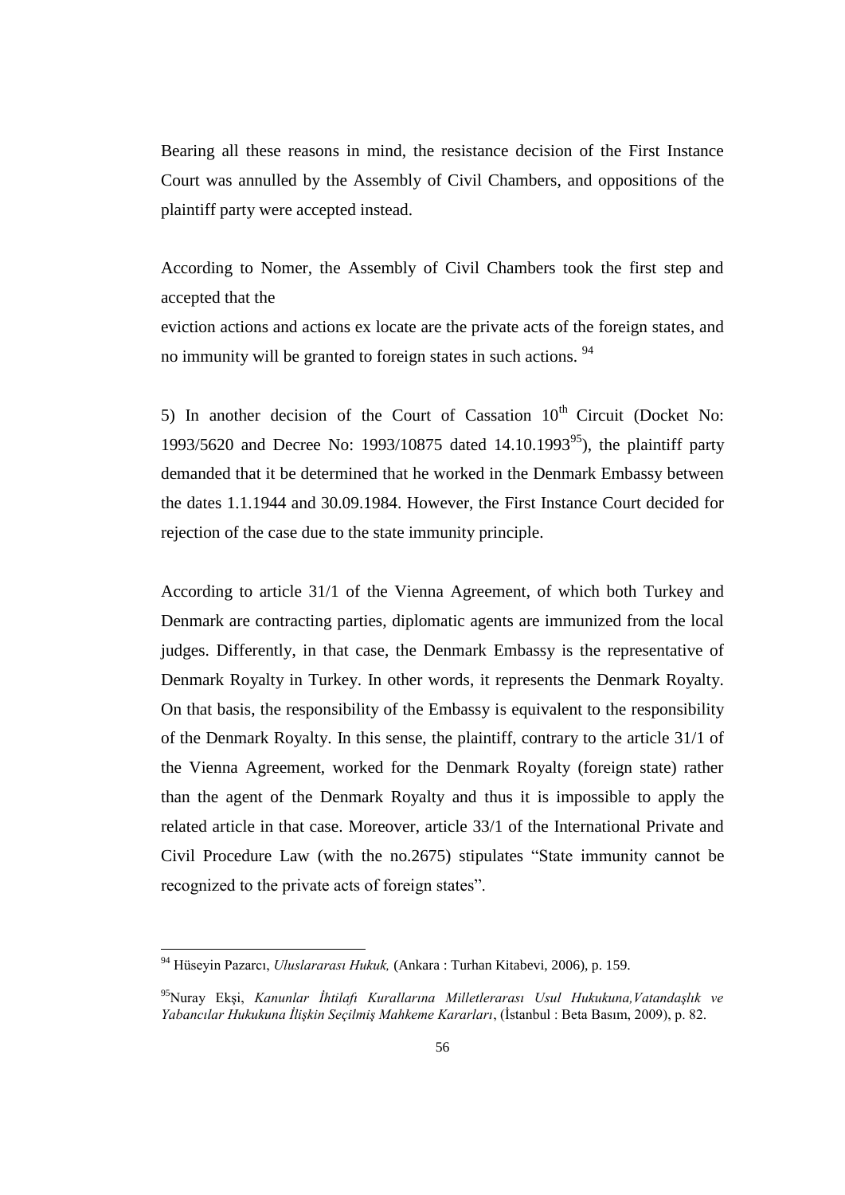Bearing all these reasons in mind, the resistance decision of the First Instance Court was annulled by the Assembly of Civil Chambers, and oppositions of the plaintiff party were accepted instead.

According to Nomer, the Assembly of Civil Chambers took the first step and accepted that the eviction actions and actions ex locate are the private acts of the foreign states, and no immunity will be granted to foreign states in such actions. [94]

5) In another decision of the Court of Cassation 10th Circuit (Docket No: 1993/5620 and Decree No: 1993/10875 dated 14.10.1993[95]), the plaintiff party demanded that it be determined that he worked in the Denmark Embassy between the dates 1.1.1944 and 30.09.1984. However, the First Instance Court decided for rejection of the case due to the state immunity principle.

According to article 31/1 of the Vienna Agreement, of which both Turkey and Denmark are contracting parties, diplomatic agents are immunized from the local judges. Differently, in that case, the Denmark Embassy is the representative of Denmark Royalty in Turkey. In other words, it represents the Denmark Royalty. On that basis, the responsibility of the Embassy is equivalent to the responsibility of the Denmark Royalty. In this sense, the plaintiff, contrary to the article 31/1 of the Vienna Agreement, worked for the Denmark Royalty (foreign state) rather than the agent of the Denmark Royalty and thus it is impossible to apply the related article in that case. Moreover, article 33/1 of the International Private and Civil Procedure Law (with the no.2675) stipulates "State immunity cannot be recognized to the private acts of foreign states".

---

[94] Hüseyin Pazarcı, *Uluslararası Hukuk,* (Ankara : Turhan Kitabevi, 2006), p. 159.

[95] Nuray Ekşi, *Kanunlar İhtilafı Kurallarına Milletlerarası Usul Hukukuna,Vatandaşlık ve Yabancılar Hukukuna İlişkin Seçilmiş Mahkeme Kararları*, (İstanbul : Beta Basım, 2009), p. 82.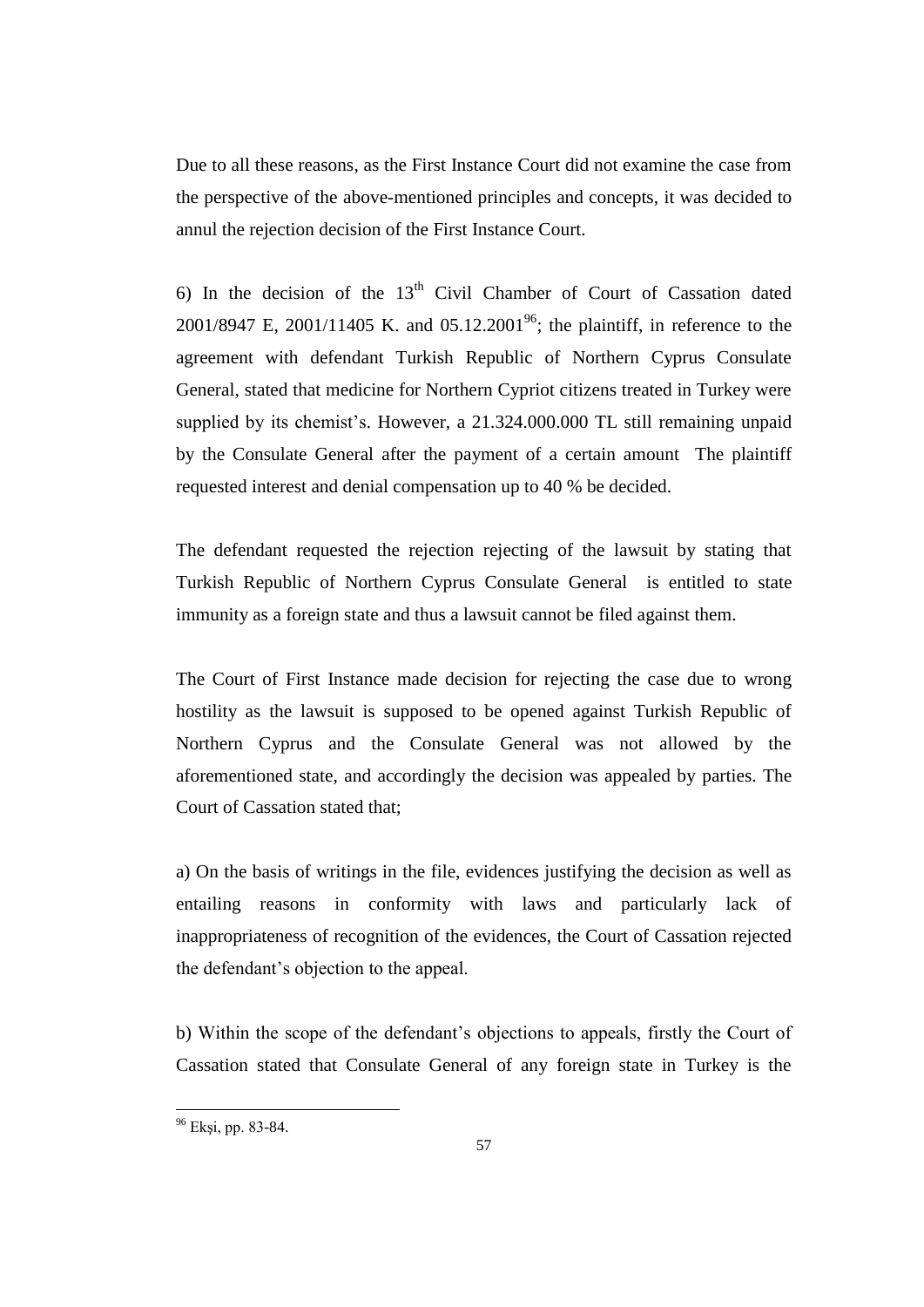Due to all these reasons, as the First Instance Court did not examine the case from the perspective of the above-mentioned principles and concepts, it was decided to annul the rejection decision of the First Instance Court.

6) In the decision of the 13$^{th}$ Civil Chamber of Court of Cassation dated 2001/8947 E, 2001/11405 K. and 05.12.2001[96]; the plaintiff, in reference to the agreement with defendant Turkish Republic of Northern Cyprus Consulate General, stated that medicine for Northern Cypriot citizens treated in Turkey were supplied by its chemist's. However, a 21.324.000.000 TL still remaining unpaid by the Consulate General after the payment of a certain amount The plaintiff requested interest and denial compensation up to 40 % be decided.

The defendant requested the rejection rejecting of the lawsuit by stating that Turkish Republic of Northern Cyprus Consulate General is entitled to state immunity as a foreign state and thus a lawsuit cannot be filed against them.

The Court of First Instance made decision for rejecting the case due to wrong hostility as the lawsuit is supposed to be opened against Turkish Republic of Northern Cyprus and the Consulate General was not allowed by the aforementioned state, and accordingly the decision was appealed by parties. The Court of Cassation stated that;

a) On the basis of writings in the file, evidences justifying the decision as well as entailing reasons in conformity with laws and particularly lack of inappropriateness of recognition of the evidences, the Court of Cassation rejected the defendant's objection to the appeal.

b) Within the scope of the defendant's objections to appeals, firstly the Court of Cassation stated that Consulate General of any foreign state in Turkey is the

---

[96] Ekşi, pp. 83-84.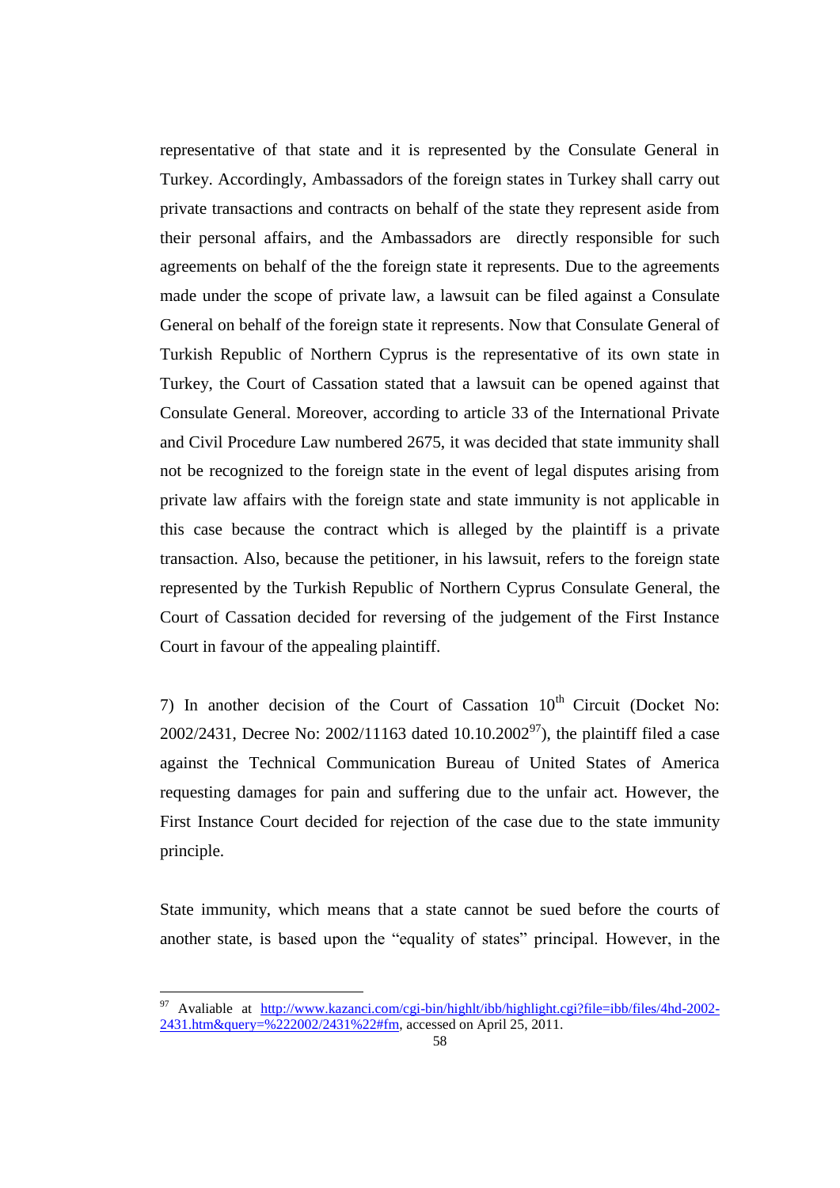representative of that state and it is represented by the Consulate General in Turkey. Accordingly, Ambassadors of the foreign states in Turkey shall carry out private transactions and contracts on behalf of the state they represent aside from their personal affairs, and the Ambassadors are directly responsible for such agreements on behalf of the the foreign state it represents. Due to the agreements made under the scope of private law, a lawsuit can be filed against a Consulate General on behalf of the foreign state it represents. Now that Consulate General of Turkish Republic of Northern Cyprus is the representative of its own state in Turkey, the Court of Cassation stated that a lawsuit can be opened against that Consulate General. Moreover, according to article 33 of the International Private and Civil Procedure Law numbered 2675, it was decided that state immunity shall not be recognized to the foreign state in the event of legal disputes arising from private law affairs with the foreign state and state immunity is not applicable in this case because the contract which is alleged by the plaintiff is a private transaction. Also, because the petitioner, in his lawsuit, refers to the foreign state represented by the Turkish Republic of Northern Cyprus Consulate General, the Court of Cassation decided for reversing of the judgement of the First Instance Court in favour of the appealing plaintiff.

7) In another decision of the Court of Cassation 10th Circuit (Docket No: 2002/2431, Decree No: 2002/11163 dated 10.10.2002[97]), the plaintiff filed a case against the Technical Communication Bureau of United States of America requesting damages for pain and suffering due to the unfair act. However, the First Instance Court decided for rejection of the case due to the state immunity principle.

State immunity, which means that a state cannot be sued before the courts of another state, is based upon the "equality of states" principal. However, in the

---

[97] Avaliable at http://www.kazanci.com/cgi-bin/highlt/ibb/highlight.cgi?file=ibb/files/4hd-2002-2431.htm&query=%222002/2431%22#fm, accessed on April 25, 2011.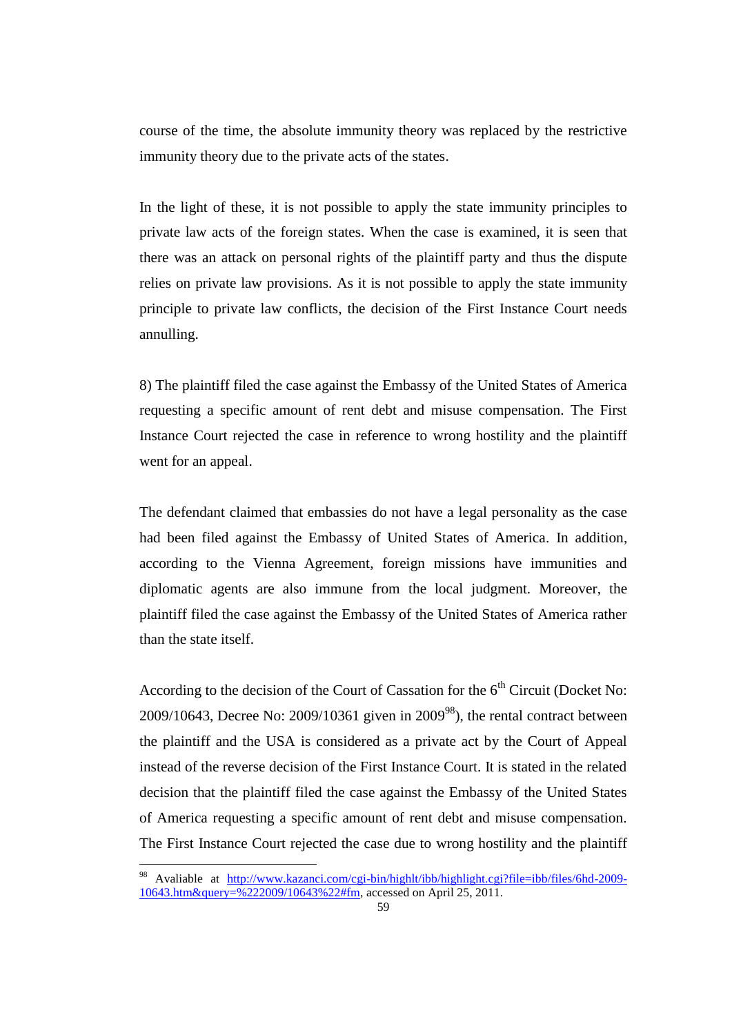course of the time, the absolute immunity theory was replaced by the restrictive immunity theory due to the private acts of the states.

In the light of these, it is not possible to apply the state immunity principles to private law acts of the foreign states. When the case is examined, it is seen that there was an attack on personal rights of the plaintiff party and thus the dispute relies on private law provisions. As it is not possible to apply the state immunity principle to private law conflicts, the decision of the First Instance Court needs annulling.

8) The plaintiff filed the case against the Embassy of the United States of America requesting a specific amount of rent debt and misuse compensation. The First Instance Court rejected the case in reference to wrong hostility and the plaintiff went for an appeal.

The defendant claimed that embassies do not have a legal personality as the case had been filed against the Embassy of United States of America. In addition, according to the Vienna Agreement, foreign missions have immunities and diplomatic agents are also immune from the local judgment. Moreover, the plaintiff filed the case against the Embassy of the United States of America rather than the state itself.

According to the decision of the Court of Cassation for the 6th Circuit (Docket No: 2009/10643, Decree No: 2009/10361 given in 2009[98]), the rental contract between the plaintiff and the USA is considered as a private act by the Court of Appeal instead of the reverse decision of the First Instance Court. It is stated in the related decision that the plaintiff filed the case against the Embassy of the United States of America requesting a specific amount of rent debt and misuse compensation. The First Instance Court rejected the case due to wrong hostility and the plaintiff

[98] Avaliable at http://www.kazanci.com/cgi-bin/highlt/ibb/highlight.cgi?file=ibb/files/6hd-2009-10643.htm&query=%222009/10643%22#fm, accessed on April 25, 2011.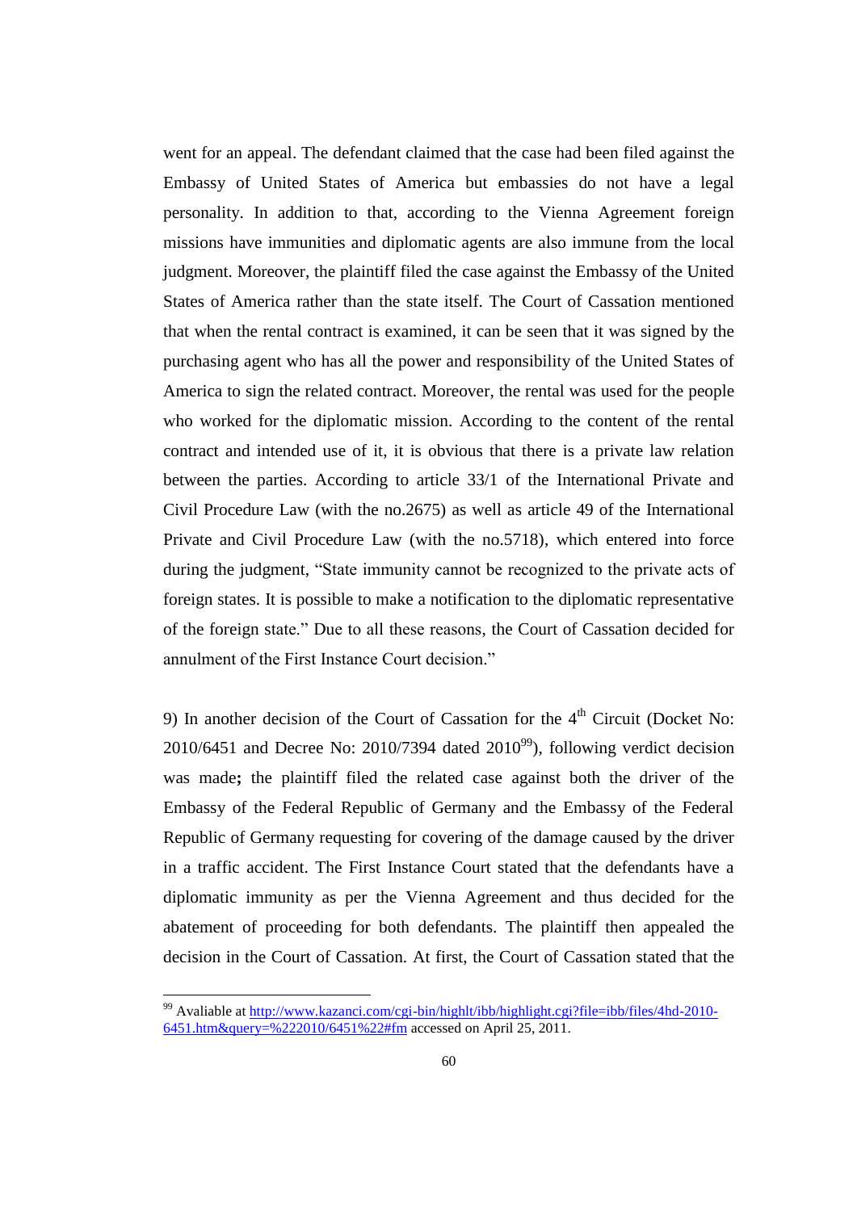went for an appeal. The defendant claimed that the case had been filed against the Embassy of United States of America but embassies do not have a legal personality. In addition to that, according to the Vienna Agreement foreign missions have immunities and diplomatic agents are also immune from the local judgment. Moreover, the plaintiff filed the case against the Embassy of the United States of America rather than the state itself. The Court of Cassation mentioned that when the rental contract is examined, it can be seen that it was signed by the purchasing agent who has all the power and responsibility of the United States of America to sign the related contract. Moreover, the rental was used for the people who worked for the diplomatic mission. According to the content of the rental contract and intended use of it, it is obvious that there is a private law relation between the parties. According to article 33/1 of the International Private and Civil Procedure Law (with the no.2675) as well as article 49 of the International Private and Civil Procedure Law (with the no.5718), which entered into force during the judgment, "State immunity cannot be recognized to the private acts of foreign states. It is possible to make a notification to the diplomatic representative of the foreign state." Due to all these reasons, the Court of Cassation decided for annulment of the First Instance Court decision."

9) In another decision of the Court of Cassation for the 4th Circuit (Docket No: 2010/6451 and Decree No: 2010/7394 dated 2010[99]), following verdict decision was made**;** the plaintiff filed the related case against both the driver of the Embassy of the Federal Republic of Germany and the Embassy of the Federal Republic of Germany requesting for covering of the damage caused by the driver in a traffic accident. The First Instance Court stated that the defendants have a diplomatic immunity as per the Vienna Agreement and thus decided for the abatement of proceeding for both defendants. The plaintiff then appealed the decision in the Court of Cassation. At first, the Court of Cassation stated that the

[99] Avaliable at [http://www.kazanci.com/cgi-bin/highlt/ibb/highlight.cgi?file=ibb/files/4hd-2010-6451.htm&query=%222010/6451%22#fm](http://www.kazanci.com/cgi-bin/highlt/ibb/highlight.cgi?file=ibb/files/4hd-2010-6451.htm&query=%222010/6451%22#fm) accessed on April 25, 2011.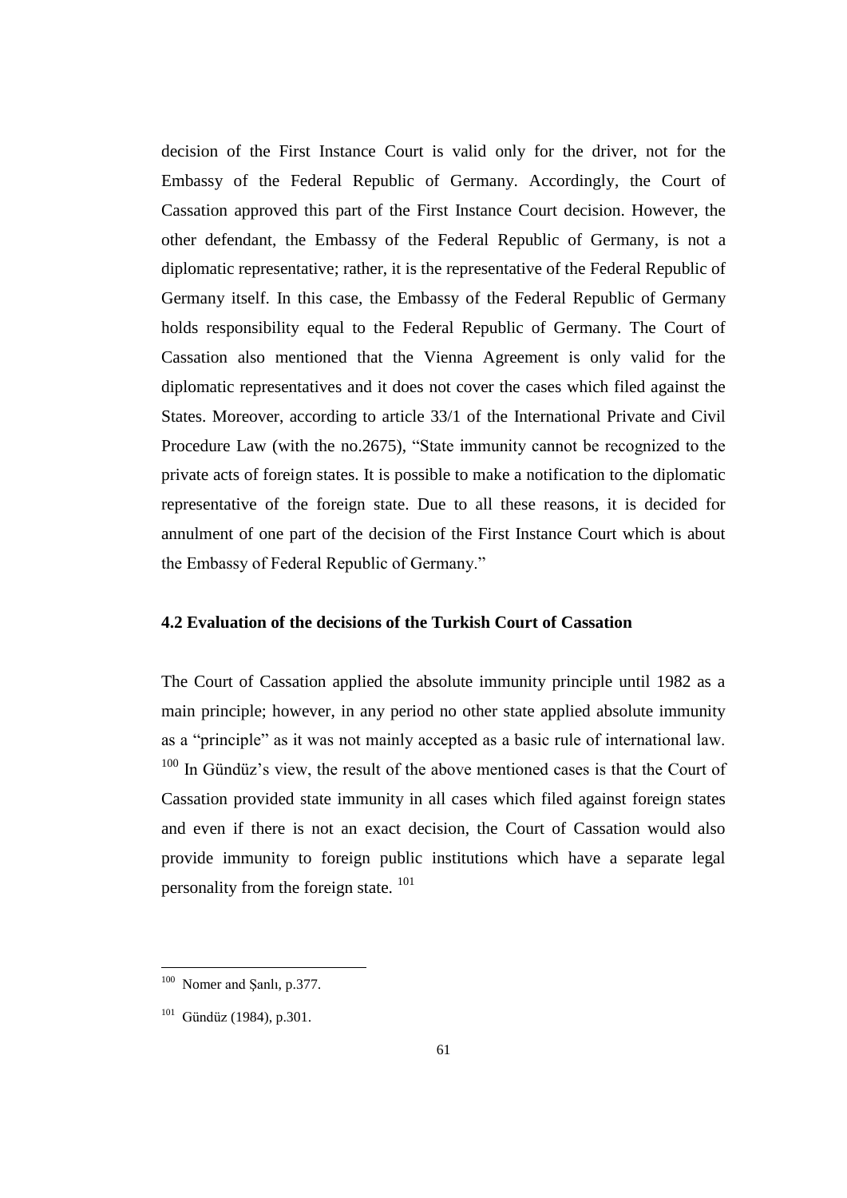decision of the First Instance Court is valid only for the driver, not for the Embassy of the Federal Republic of Germany. Accordingly, the Court of Cassation approved this part of the First Instance Court decision. However, the other defendant, the Embassy of the Federal Republic of Germany, is not a diplomatic representative; rather, it is the representative of the Federal Republic of Germany itself. In this case, the Embassy of the Federal Republic of Germany holds responsibility equal to the Federal Republic of Germany. The Court of Cassation also mentioned that the Vienna Agreement is only valid for the diplomatic representatives and it does not cover the cases which filed against the States. Moreover, according to article 33/1 of the International Private and Civil Procedure Law (with the no.2675), "State immunity cannot be recognized to the private acts of foreign states. It is possible to make a notification to the diplomatic representative of the foreign state. Due to all these reasons, it is decided for annulment of one part of the decision of the First Instance Court which is about the Embassy of Federal Republic of Germany."

### 4.2 Evaluation of the decisions of the Turkish Court of Cassation

The Court of Cassation applied the absolute immunity principle until 1982 as a main principle; however, in any period no other state applied absolute immunity as a "principle" as it was not mainly accepted as a basic rule of international law. [100] In Gündüz's view, the result of the above mentioned cases is that the Court of Cassation provided state immunity in all cases which filed against foreign states and even if there is not an exact decision, the Court of Cassation would also provide immunity to foreign public institutions which have a separate legal personality from the foreign state. [101]

---

[100] Nomer and Şanlı, p.377.

[101] Gündüz (1984), p.301.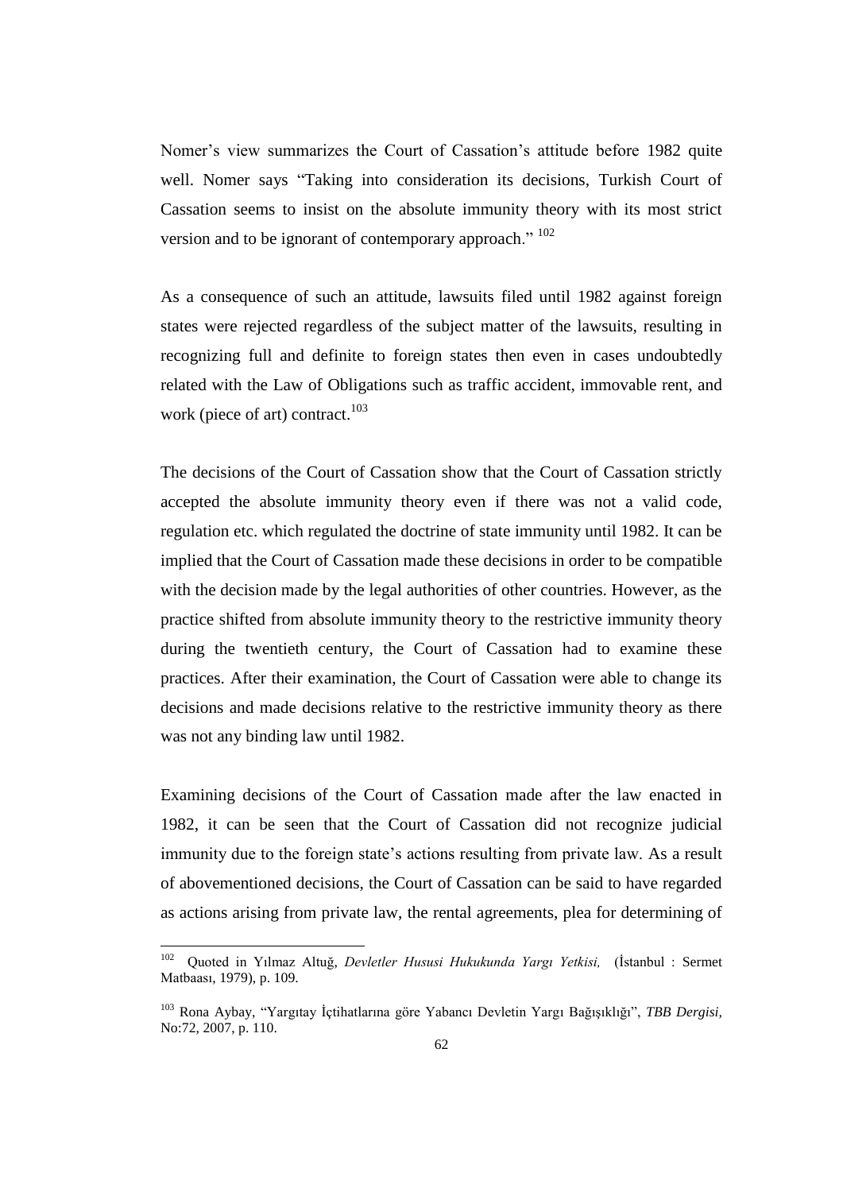Nomer's view summarizes the Court of Cassation's attitude before 1982 quite well. Nomer says "Taking into consideration its decisions, Turkish Court of Cassation seems to insist on the absolute immunity theory with its most strict version and to be ignorant of contemporary approach." [102]

As a consequence of such an attitude, lawsuits filed until 1982 against foreign states were rejected regardless of the subject matter of the lawsuits, resulting in recognizing full and definite to foreign states then even in cases undoubtedly related with the Law of Obligations such as traffic accident, immovable rent, and work (piece of art) contract.[103]

The decisions of the Court of Cassation show that the Court of Cassation strictly accepted the absolute immunity theory even if there was not a valid code, regulation etc. which regulated the doctrine of state immunity until 1982. It can be implied that the Court of Cassation made these decisions in order to be compatible with the decision made by the legal authorities of other countries. However, as the practice shifted from absolute immunity theory to the restrictive immunity theory during the twentieth century, the Court of Cassation had to examine these practices. After their examination, the Court of Cassation were able to change its decisions and made decisions relative to the restrictive immunity theory as there was not any binding law until 1982.

Examining decisions of the Court of Cassation made after the law enacted in 1982, it can be seen that the Court of Cassation did not recognize judicial immunity due to the foreign state's actions resulting from private law. As a result of abovementioned decisions, the Court of Cassation can be said to have regarded as actions arising from private law, the rental agreements, plea for determining of

---

[102] Quoted in Yılmaz Altuğ, *Devletler Hususi Hukukunda Yargı Yetkisi,* (İstanbul : Sermet Matbaası, 1979), p. 109.

[103] Rona Aybay, "Yargıtay İçtihatlarına göre Yabancı Devletin Yargı Bağışıklığı", *TBB Dergisi,* No:72, 2007, p. 110.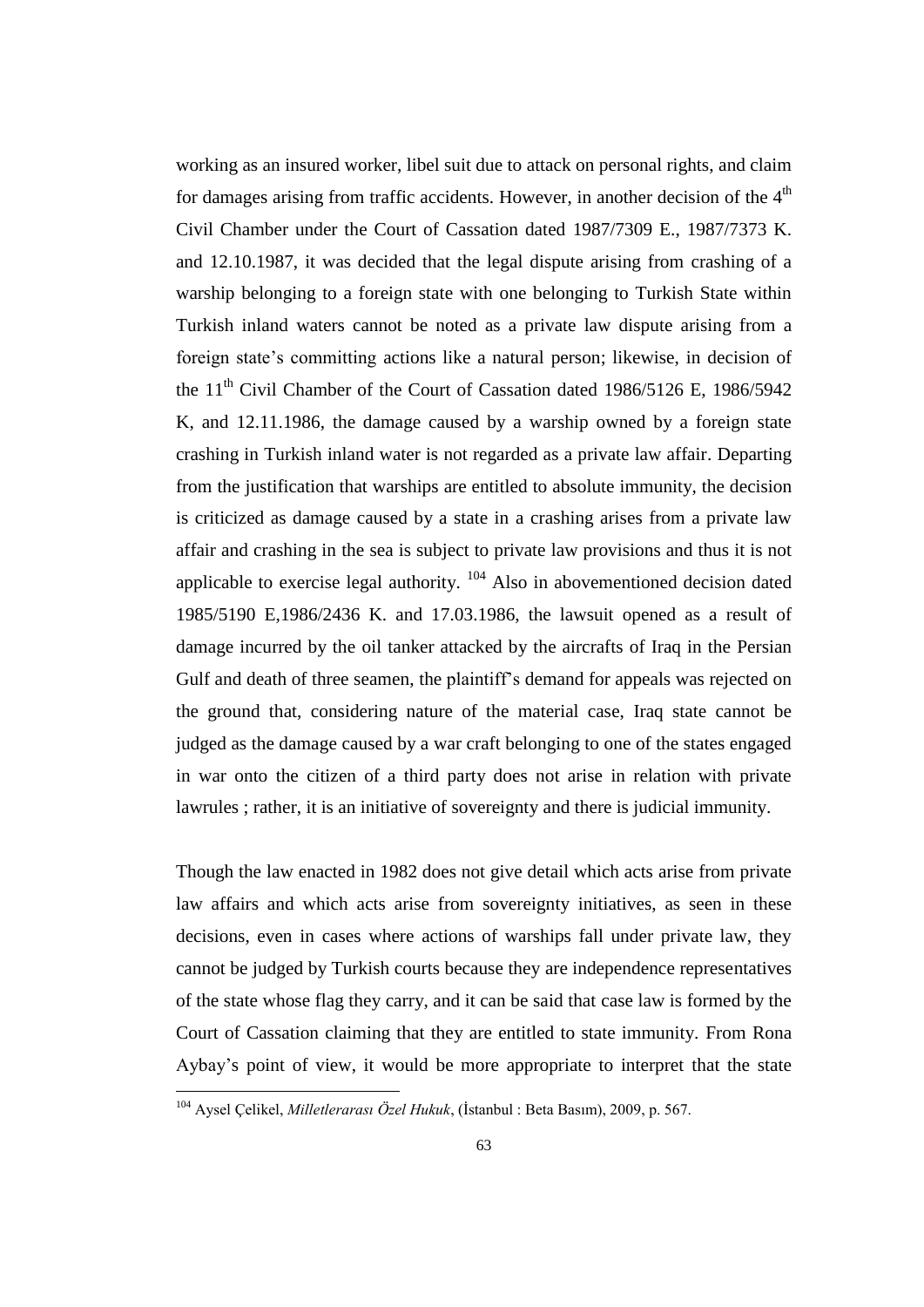working as an insured worker, libel suit due to attack on personal rights, and claim for damages arising from traffic accidents. However, in another decision of the 4th Civil Chamber under the Court of Cassation dated 1987/7309 E., 1987/7373 K. and 12.10.1987, it was decided that the legal dispute arising from crashing of a warship belonging to a foreign state with one belonging to Turkish State within Turkish inland waters cannot be noted as a private law dispute arising from a foreign state's committing actions like a natural person; likewise, in decision of the 11th Civil Chamber of the Court of Cassation dated 1986/5126 E, 1986/5942 K, and 12.11.1986, the damage caused by a warship owned by a foreign state crashing in Turkish inland water is not regarded as a private law affair. Departing from the justification that warships are entitled to absolute immunity, the decision is criticized as damage caused by a state in a crashing arises from a private law affair and crashing in the sea is subject to private law provisions and thus it is not applicable to exercise legal authority. [104] Also in abovementioned decision dated 1985/5190 E,1986/2436 K. and 17.03.1986, the lawsuit opened as a result of damage incurred by the oil tanker attacked by the aircrafts of Iraq in the Persian Gulf and death of three seamen, the plaintiff's demand for appeals was rejected on the ground that, considering nature of the material case, Iraq state cannot be judged as the damage caused by a war craft belonging to one of the states engaged in war onto the citizen of a third party does not arise in relation with private lawrules ; rather, it is an initiative of sovereignty and there is judicial immunity.

Though the law enacted in 1982 does not give detail which acts arise from private law affairs and which acts arise from sovereignty initiatives, as seen in these decisions, even in cases where actions of warships fall under private law, they cannot be judged by Turkish courts because they are independence representatives of the state whose flag they carry, and it can be said that case law is formed by the Court of Cassation claiming that they are entitled to state immunity. From Rona Aybay's point of view, it would be more appropriate to interpret that the state

---

[104] Aysel Çelikel, *Milletlerarası Özel Hukuk*, (İstanbul : Beta Basım), 2009, p. 567.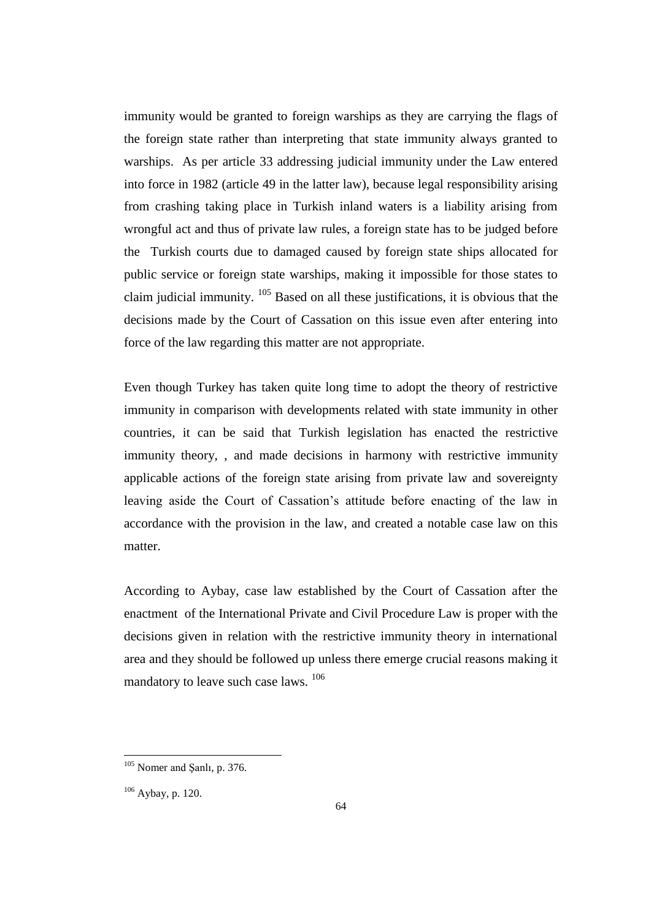immunity would be granted to foreign warships as they are carrying the flags of the foreign state rather than interpreting that state immunity always granted to warships. As per article 33 addressing judicial immunity under the Law entered into force in 1982 (article 49 in the latter law), because legal responsibility arising from crashing taking place in Turkish inland waters is a liability arising from wrongful act and thus of private law rules, a foreign state has to be judged before the Turkish courts due to damaged caused by foreign state ships allocated for public service or foreign state warships, making it impossible for those states to claim judicial immunity. [105] Based on all these justifications, it is obvious that the decisions made by the Court of Cassation on this issue even after entering into force of the law regarding this matter are not appropriate.

Even though Turkey has taken quite long time to adopt the theory of restrictive immunity in comparison with developments related with state immunity in other countries, it can be said that Turkish legislation has enacted the restrictive immunity theory, , and made decisions in harmony with restrictive immunity applicable actions of the foreign state arising from private law and sovereignty leaving aside the Court of Cassation's attitude before enacting of the law in accordance with the provision in the law, and created a notable case law on this matter.

According to Aybay, case law established by the Court of Cassation after the enactment of the International Private and Civil Procedure Law is proper with the decisions given in relation with the restrictive immunity theory in international area and they should be followed up unless there emerge crucial reasons making it mandatory to leave such case laws. [106]

---

[105] Nomer and Şanlı, p. 376.

[106] Aybay, p. 120.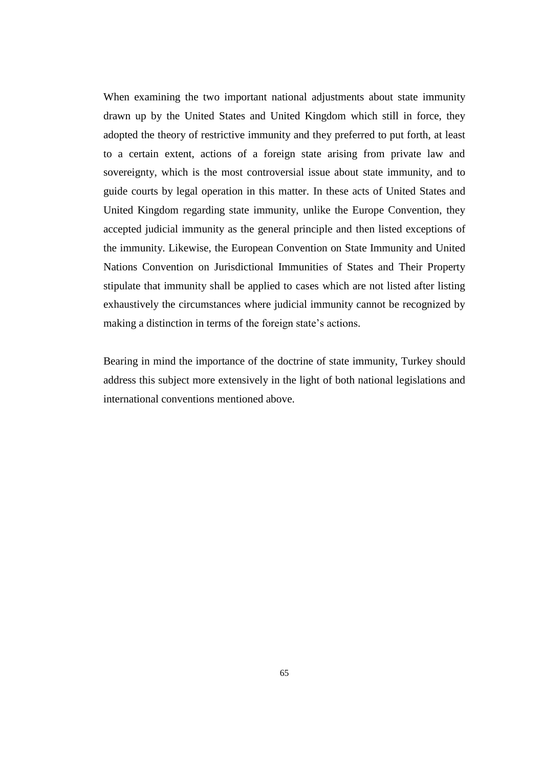When examining the two important national adjustments about state immunity drawn up by the United States and United Kingdom which still in force, they adopted the theory of restrictive immunity and they preferred to put forth, at least to a certain extent, actions of a foreign state arising from private law and sovereignty, which is the most controversial issue about state immunity, and to guide courts by legal operation in this matter. In these acts of United States and United Kingdom regarding state immunity, unlike the Europe Convention, they accepted judicial immunity as the general principle and then listed exceptions of the immunity. Likewise, the European Convention on State Immunity and United Nations Convention on Jurisdictional Immunities of States and Their Property stipulate that immunity shall be applied to cases which are not listed after listing exhaustively the circumstances where judicial immunity cannot be recognized by making a distinction in terms of the foreign state's actions.

Bearing in mind the importance of the doctrine of state immunity, Turkey should address this subject more extensively in the light of both national legislations and international conventions mentioned above.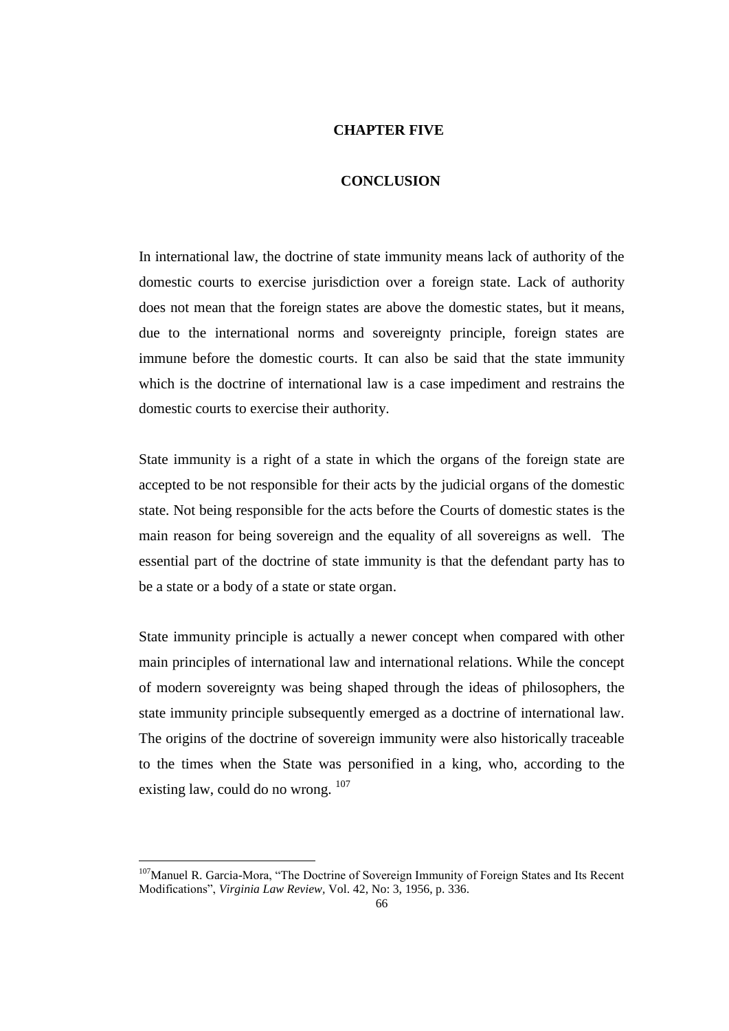# CHAPTER FIVE

## CONCLUSION

In international law, the doctrine of state immunity means lack of authority of the domestic courts to exercise jurisdiction over a foreign state. Lack of authority does not mean that the foreign states are above the domestic states, but it means, due to the international norms and sovereignty principle, foreign states are immune before the domestic courts. It can also be said that the state immunity which is the doctrine of international law is a case impediment and restrains the domestic courts to exercise their authority.

State immunity is a right of a state in which the organs of the foreign state are accepted to be not responsible for their acts by the judicial organs of the domestic state. Not being responsible for the acts before the Courts of domestic states is the main reason for being sovereign and the equality of all sovereigns as well. The essential part of the doctrine of state immunity is that the defendant party has to be a state or a body of a state or state organ.

State immunity principle is actually a newer concept when compared with other main principles of international law and international relations. While the concept of modern sovereignty was being shaped through the ideas of philosophers, the state immunity principle subsequently emerged as a doctrine of international law. The origins of the doctrine of sovereign immunity were also historically traceable to the times when the State was personified in a king, who, according to the existing law, could do no wrong. [107]

---

[107] Manuel R. Garcia-Mora, "The Doctrine of Sovereign Immunity of Foreign States and Its Recent Modifications", *Virginia Law Review*, Vol. 42, No: 3, 1956, p. 336.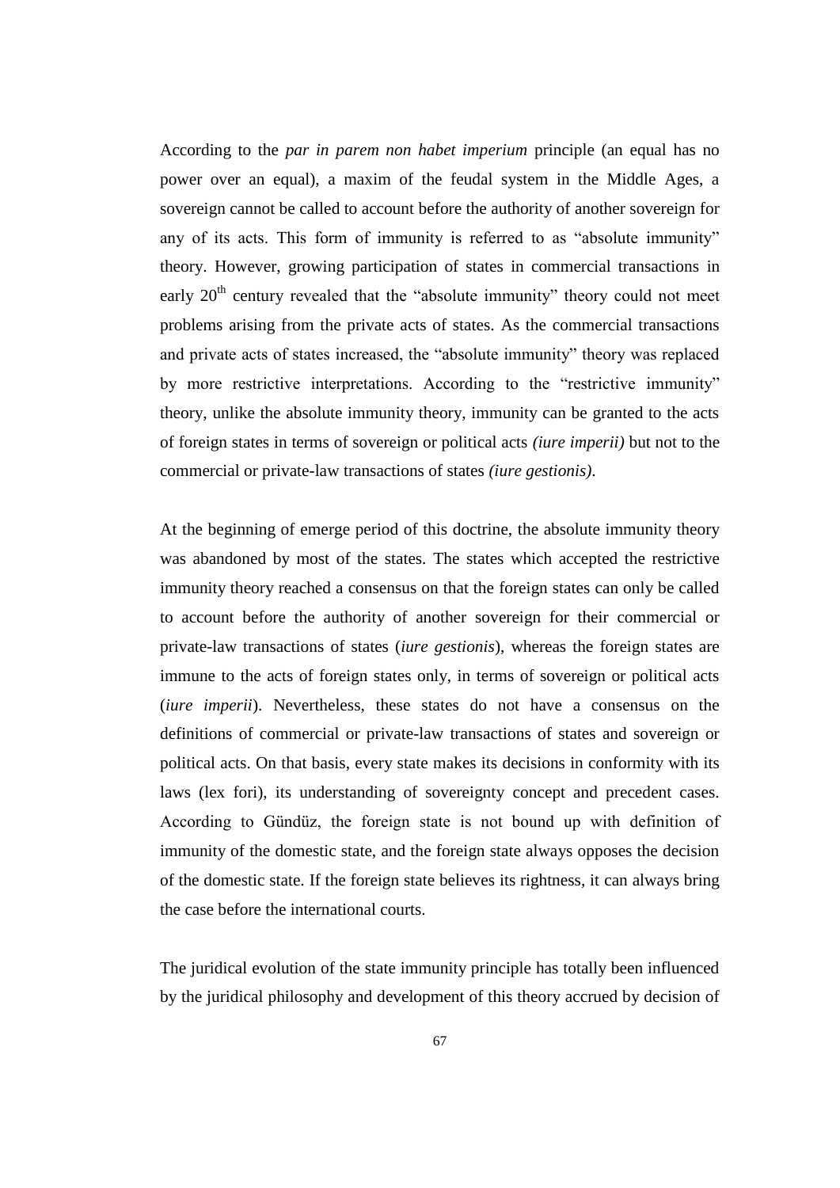According to the *par in parem non habet imperium* principle (an equal has no power over an equal), a maxim of the feudal system in the Middle Ages, a sovereign cannot be called to account before the authority of another sovereign for any of its acts. This form of immunity is referred to as "absolute immunity" theory. However, growing participation of states in commercial transactions in early 20$^{th}$ century revealed that the "absolute immunity" theory could not meet problems arising from the private acts of states. As the commercial transactions and private acts of states increased, the "absolute immunity" theory was replaced by more restrictive interpretations. According to the "restrictive immunity" theory, unlike the absolute immunity theory, immunity can be granted to the acts of foreign states in terms of sovereign or political acts *(iure imperii)* but not to the commercial or private-law transactions of states *(iure gestionis)*.

At the beginning of emerge period of this doctrine, the absolute immunity theory was abandoned by most of the states. The states which accepted the restrictive immunity theory reached a consensus on that the foreign states can only be called to account before the authority of another sovereign for their commercial or private-law transactions of states (*iure gestionis*), whereas the foreign states are immune to the acts of foreign states only, in terms of sovereign or political acts (*iure imperii*). Nevertheless, these states do not have a consensus on the definitions of commercial or private-law transactions of states and sovereign or political acts. On that basis, every state makes its decisions in conformity with its laws (lex fori), its understanding of sovereignty concept and precedent cases. According to Gündüz, the foreign state is not bound up with definition of immunity of the domestic state, and the foreign state always opposes the decision of the domestic state. If the foreign state believes its rightness, it can always bring the case before the international courts.

The juridical evolution of the state immunity principle has totally been influenced by the juridical philosophy and development of this theory accrued by decision of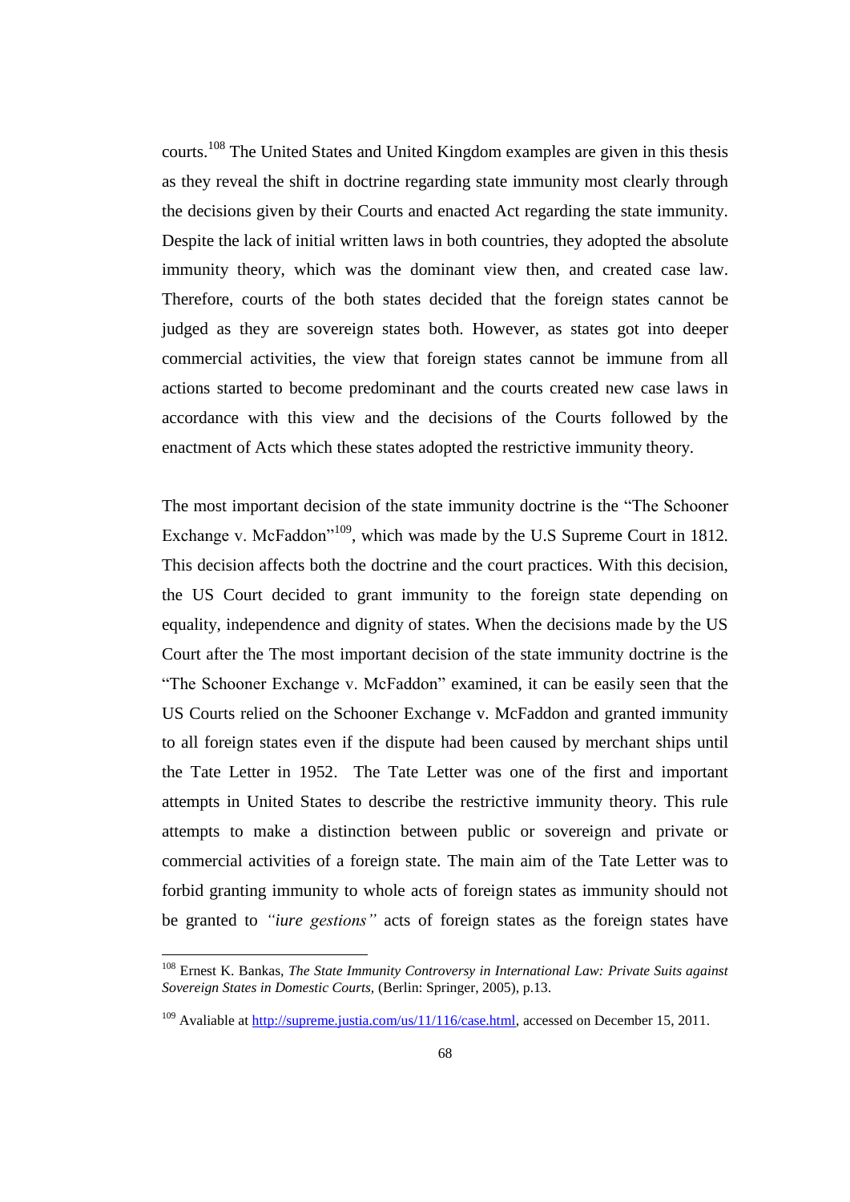courts.[108] The United States and United Kingdom examples are given in this thesis as they reveal the shift in doctrine regarding state immunity most clearly through the decisions given by their Courts and enacted Act regarding the state immunity. Despite the lack of initial written laws in both countries, they adopted the absolute immunity theory, which was the dominant view then, and created case law. Therefore, courts of the both states decided that the foreign states cannot be judged as they are sovereign states both. However, as states got into deeper commercial activities, the view that foreign states cannot be immune from all actions started to become predominant and the courts created new case laws in accordance with this view and the decisions of the Courts followed by the enactment of Acts which these states adopted the restrictive immunity theory.

The most important decision of the state immunity doctrine is the "The Schooner Exchange v. McFaddon"[109], which was made by the U.S Supreme Court in 1812. This decision affects both the doctrine and the court practices. With this decision, the US Court decided to grant immunity to the foreign state depending on equality, independence and dignity of states. When the decisions made by the US Court after the The most important decision of the state immunity doctrine is the "The Schooner Exchange v. McFaddon" examined, it can be easily seen that the US Courts relied on the Schooner Exchange v. McFaddon and granted immunity to all foreign states even if the dispute had been caused by merchant ships until the Tate Letter in 1952. The Tate Letter was one of the first and important attempts in United States to describe the restrictive immunity theory. This rule attempts to make a distinction between public or sovereign and private or commercial activities of a foreign state. The main aim of the Tate Letter was to forbid granting immunity to whole acts of foreign states as immunity should not be granted to *"iure gestions"* acts of foreign states as the foreign states have

---

[108] Ernest K. Bankas, *The State Immunity Controversy in International Law: Private Suits against Sovereign States in Domestic Courts,* (Berlin: Springer, 2005), p.13.

[109] Avaliable at http://supreme.justia.com/us/11/116/case.html, accessed on December 15, 2011.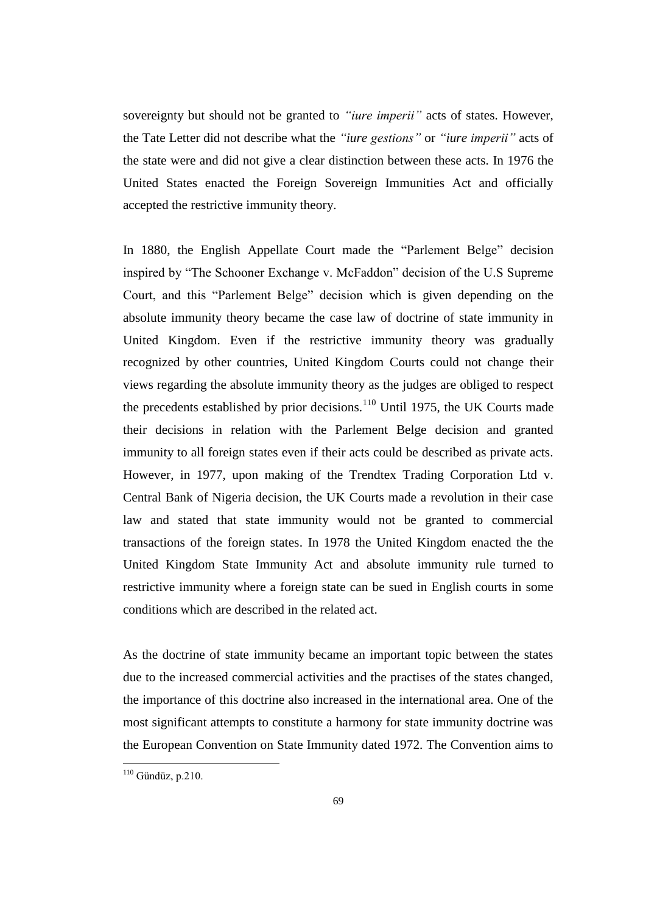sovereignty but should not be granted to *"iure imperii"* acts of states. However, the Tate Letter did not describe what the *"iure gestions"* or *"iure imperii"* acts of the state were and did not give a clear distinction between these acts. In 1976 the United States enacted the Foreign Sovereign Immunities Act and officially accepted the restrictive immunity theory.

In 1880, the English Appellate Court made the "Parlement Belge" decision inspired by "The Schooner Exchange v. McFaddon" decision of the U.S Supreme Court, and this "Parlement Belge" decision which is given depending on the absolute immunity theory became the case law of doctrine of state immunity in United Kingdom. Even if the restrictive immunity theory was gradually recognized by other countries, United Kingdom Courts could not change their views regarding the absolute immunity theory as the judges are obliged to respect the precedents established by prior decisions.[110] Until 1975, the UK Courts made their decisions in relation with the Parlement Belge decision and granted immunity to all foreign states even if their acts could be described as private acts. However, in 1977, upon making of the Trendtex Trading Corporation Ltd v. Central Bank of Nigeria decision, the UK Courts made a revolution in their case law and stated that state immunity would not be granted to commercial transactions of the foreign states. In 1978 the United Kingdom enacted the the United Kingdom State Immunity Act and absolute immunity rule turned to restrictive immunity where a foreign state can be sued in English courts in some conditions which are described in the related act.

As the doctrine of state immunity became an important topic between the states due to the increased commercial activities and the practises of the states changed, the importance of this doctrine also increased in the international area. One of the most significant attempts to constitute a harmony for state immunity doctrine was the European Convention on State Immunity dated 1972. The Convention aims to

[110] Gündüz, p.210.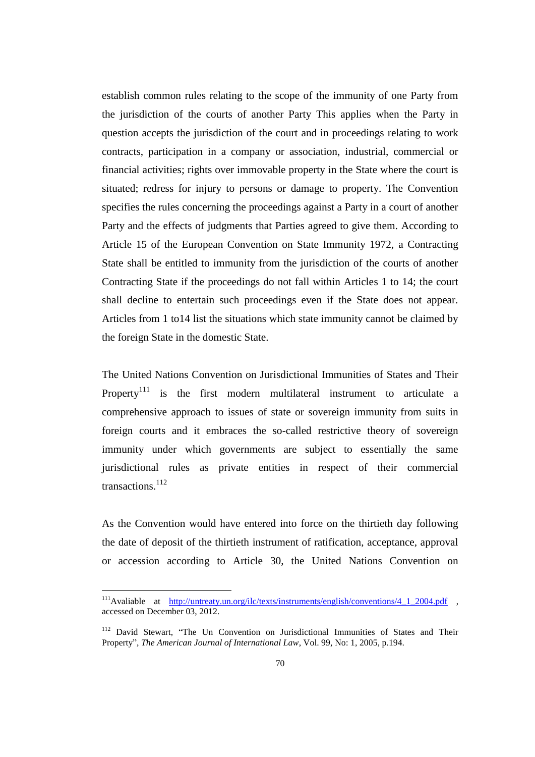establish common rules relating to the scope of the immunity of one Party from the jurisdiction of the courts of another Party This applies when the Party in question accepts the jurisdiction of the court and in proceedings relating to work contracts, participation in a company or association, industrial, commercial or financial activities; rights over immovable property in the State where the court is situated; redress for injury to persons or damage to property. The Convention specifies the rules concerning the proceedings against a Party in a court of another Party and the effects of judgments that Parties agreed to give them. According to Article 15 of the European Convention on State Immunity 1972, a Contracting State shall be entitled to immunity from the jurisdiction of the courts of another Contracting State if the proceedings do not fall within Articles 1 to 14; the court shall decline to entertain such proceedings even if the State does not appear. Articles from 1 to14 list the situations which state immunity cannot be claimed by the foreign State in the domestic State.

The United Nations Convention on Jurisdictional Immunities of States and Their Property[111] is the first modern multilateral instrument to articulate a comprehensive approach to issues of state or sovereign immunity from suits in foreign courts and it embraces the so-called restrictive theory of sovereign immunity under which governments are subject to essentially the same jurisdictional rules as private entities in respect of their commercial transactions.[112]

As the Convention would have entered into force on the thirtieth day following the date of deposit of the thirtieth instrument of ratification, acceptance, approval or accession according to Article 30, the United Nations Convention on

---

[111] Avaliable at http://untreaty.un.org/ilc/texts/instruments/english/conventions/4_1_2004.pdf , accessed on December 03, 2012.

[112] David Stewart, "The Un Convention on Jurisdictional Immunities of States and Their Property", *The American Journal of International Law*, Vol. 99, No: 1, 2005, p.194.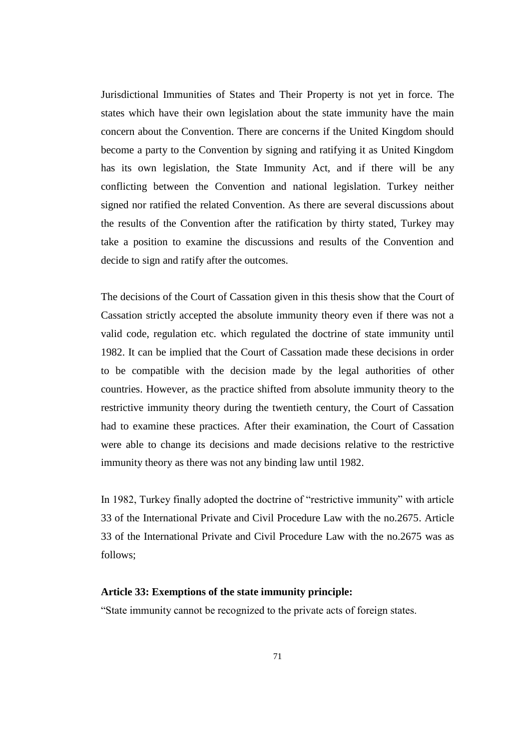Jurisdictional Immunities of States and Their Property is not yet in force. The states which have their own legislation about the state immunity have the main concern about the Convention. There are concerns if the United Kingdom should become a party to the Convention by signing and ratifying it as United Kingdom has its own legislation, the State Immunity Act, and if there will be any conflicting between the Convention and national legislation. Turkey neither signed nor ratified the related Convention. As there are several discussions about the results of the Convention after the ratification by thirty stated, Turkey may take a position to examine the discussions and results of the Convention and decide to sign and ratify after the outcomes.

The decisions of the Court of Cassation given in this thesis show that the Court of Cassation strictly accepted the absolute immunity theory even if there was not a valid code, regulation etc. which regulated the doctrine of state immunity until 1982. It can be implied that the Court of Cassation made these decisions in order to be compatible with the decision made by the legal authorities of other countries. However, as the practice shifted from absolute immunity theory to the restrictive immunity theory during the twentieth century, the Court of Cassation had to examine these practices. After their examination, the Court of Cassation were able to change its decisions and made decisions relative to the restrictive immunity theory as there was not any binding law until 1982.

In 1982, Turkey finally adopted the doctrine of "restrictive immunity" with article 33 of the International Private and Civil Procedure Law with the no.2675. Article 33 of the International Private and Civil Procedure Law with the no.2675 was as follows;

**Article 33: Exemptions of the state immunity principle:**

"State immunity cannot be recognized to the private acts of foreign states.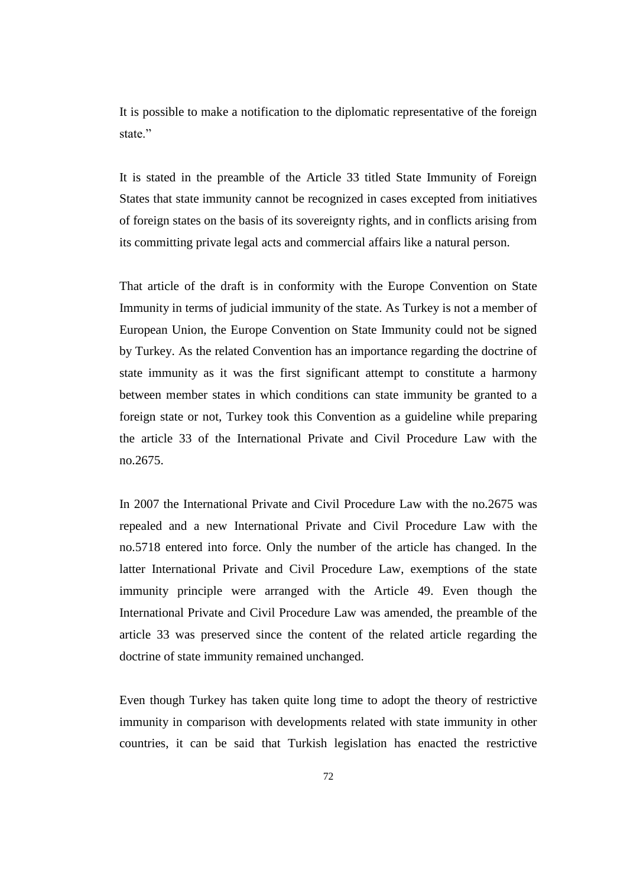It is possible to make a notification to the diplomatic representative of the foreign state."

It is stated in the preamble of the Article 33 titled State Immunity of Foreign States that state immunity cannot be recognized in cases excepted from initiatives of foreign states on the basis of its sovereignty rights, and in conflicts arising from its committing private legal acts and commercial affairs like a natural person.

That article of the draft is in conformity with the Europe Convention on State Immunity in terms of judicial immunity of the state. As Turkey is not a member of European Union, the Europe Convention on State Immunity could not be signed by Turkey. As the related Convention has an importance regarding the doctrine of state immunity as it was the first significant attempt to constitute a harmony between member states in which conditions can state immunity be granted to a foreign state or not, Turkey took this Convention as a guideline while preparing the article 33 of the International Private and Civil Procedure Law with the no.2675.

In 2007 the International Private and Civil Procedure Law with the no.2675 was repealed and a new International Private and Civil Procedure Law with the no.5718 entered into force. Only the number of the article has changed. In the latter International Private and Civil Procedure Law, exemptions of the state immunity principle were arranged with the Article 49. Even though the International Private and Civil Procedure Law was amended, the preamble of the article 33 was preserved since the content of the related article regarding the doctrine of state immunity remained unchanged.

Even though Turkey has taken quite long time to adopt the theory of restrictive immunity in comparison with developments related with state immunity in other countries, it can be said that Turkish legislation has enacted the restrictive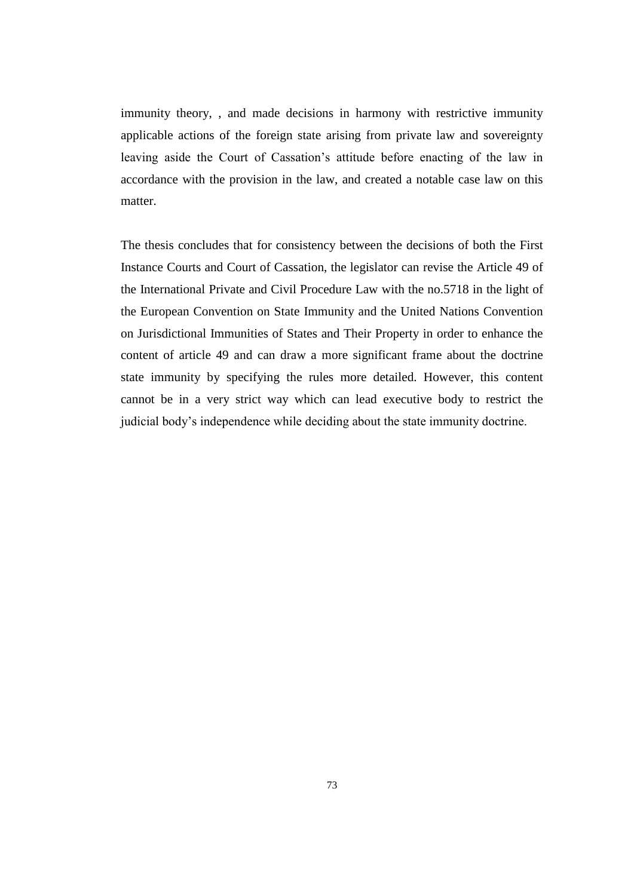immunity theory, , and made decisions in harmony with restrictive immunity applicable actions of the foreign state arising from private law and sovereignty leaving aside the Court of Cassation's attitude before enacting of the law in accordance with the provision in the law, and created a notable case law on this matter.

The thesis concludes that for consistency between the decisions of both the First Instance Courts and Court of Cassation, the legislator can revise the Article 49 of the International Private and Civil Procedure Law with the no.5718 in the light of the European Convention on State Immunity and the United Nations Convention on Jurisdictional Immunities of States and Their Property in order to enhance the content of article 49 and can draw a more significant frame about the doctrine state immunity by specifying the rules more detailed. However, this content cannot be in a very strict way which can lead executive body to restrict the judicial body's independence while deciding about the state immunity doctrine.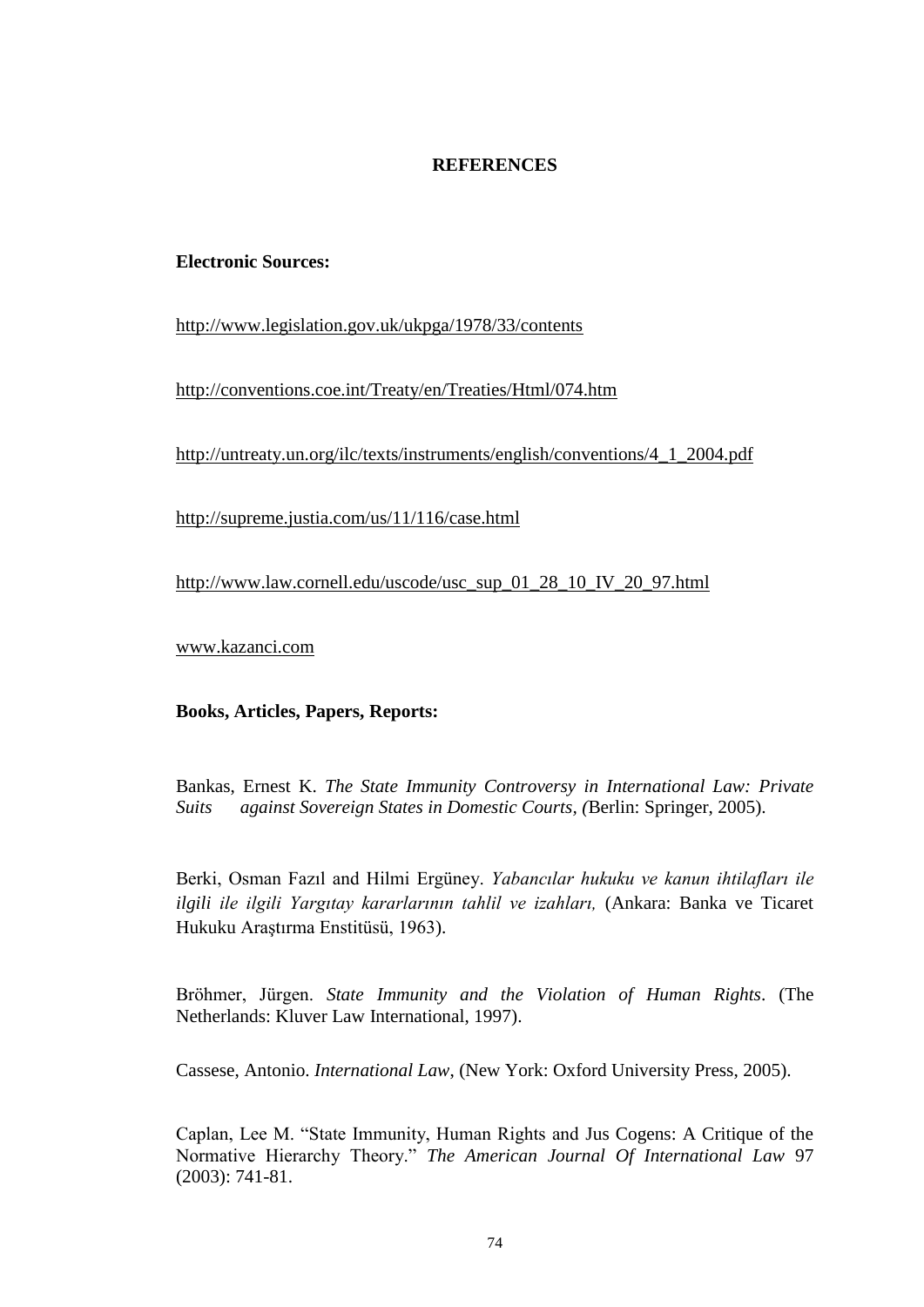**REFERENCES**

**Electronic Sources:**

http://www.legislation.gov.uk/ukpga/1978/33/contents

http://conventions.coe.int/Treaty/en/Treaties/Html/074.htm

http://untreaty.un.org/ilc/texts/instruments/english/conventions/4_1_2004.pdf

http://supreme.justia.com/us/11/116/case.html

http://www.law.cornell.edu/uscode/usc_sup_01_28_10_IV_20_97.html

www.kazanci.com

**Books, Articles, Papers, Reports:**

Bankas, Ernest K. *The State Immunity Controversy in International Law: Private Suits against Sovereign States in Domestic Courts*, *(*Berlin: Springer, 2005).

Berki, Osman Fazıl and Hilmi Ergüney. *Yabancılar hukuku ve kanun ihtilafları ile ilgili ile ilgili Yargıtay kararlarının tahlil ve izahları,* (Ankara: Banka ve Ticaret Hukuku Araştırma Enstitüsü, 1963).

Bröhmer, Jürgen. *State Immunity and the Violation of Human Rights*. (The Netherlands: Kluver Law International, 1997).

Cassese, Antonio. *International Law*, (New York: Oxford University Press, 2005).

Caplan, Lee M. "State Immunity, Human Rights and Jus Cogens: A Critique of the Normative Hierarchy Theory." *The American Journal Of International Law* 97 (2003): 741-81.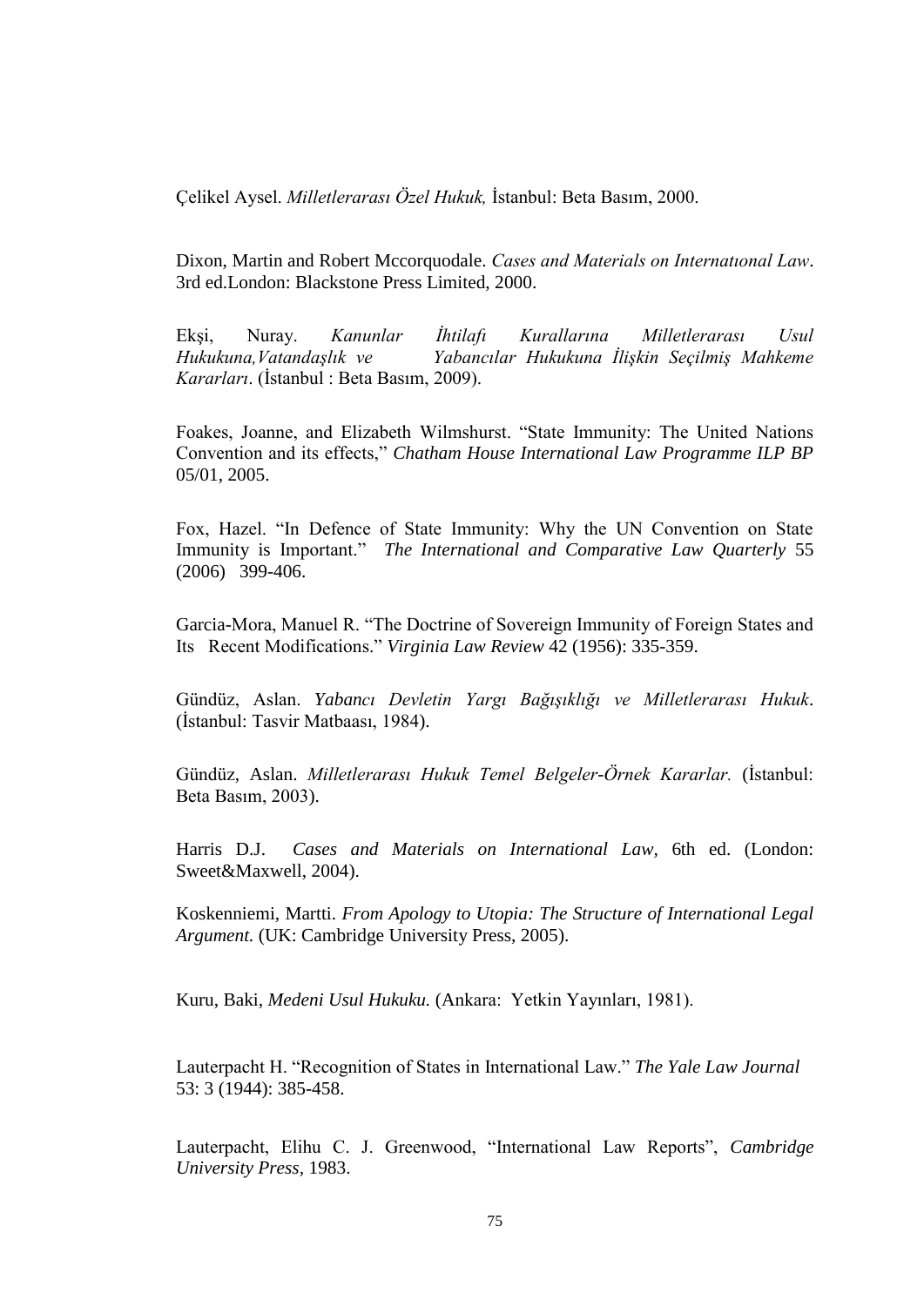Çelikel Aysel. *Milletlerarası Özel Hukuk,* İstanbul: Beta Basım, 2000.

Dixon, Martin and Robert Mccorquodale. *Cases and Materials on Internatıonal Law*. 3rd ed.London: Blackstone Press Limited, 2000.

Ekşi, Nuray. *Kanunlar İhtilafı Kurallarına Milletlerarası Usul Hukukuna,Vatandaşlık ve Yabancılar Hukukuna İlişkin Seçilmiş Mahkeme Kararları*. (İstanbul : Beta Basım, 2009).

Foakes, Joanne, and Elizabeth Wilmshurst. "State Immunity: The United Nations Convention and its effects," *Chatham House International Law Programme ILP BP* 05/01, 2005.

Fox, Hazel. "In Defence of State Immunity: Why the UN Convention on State Immunity is Important." *The International and Comparative Law Quarterly* 55 (2006) 399-406.

Garcia-Mora, Manuel R. "The Doctrine of Sovereign Immunity of Foreign States and Its Recent Modifications." *Virginia Law Review* 42 (1956): 335-359.

Gündüz, Aslan. *Yabancı Devletin Yargı Bağışıklığı ve Milletlerarası Hukuk*. (İstanbul: Tasvir Matbaası, 1984).

Gündüz, Aslan. *Milletlerarası Hukuk Temel Belgeler-Örnek Kararlar.* (İstanbul: Beta Basım, 2003).

Harris D.J. *Cases and Materials on International Law*, 6th ed. (London: Sweet&Maxwell, 2004).

Koskenniemi, Martti. *From Apology to Utopia: The Structure of International Legal Argument.* (UK: Cambridge University Press, 2005).

Kuru, Baki, *Medeni Usul Hukuku.* (Ankara: Yetkin Yayınları, 1981).

Lauterpacht H. "Recognition of States in International Law." *The Yale Law Journal* 53: 3 (1944): 385-458.

Lauterpacht, Elihu C. J. Greenwood, "International Law Reports", *Cambridge University Press,* 1983.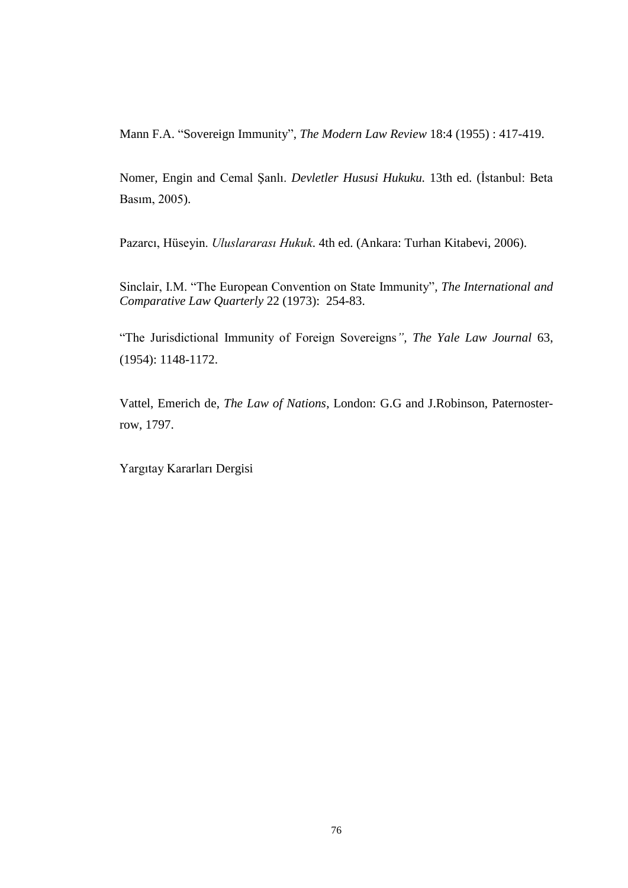Mann F.A. “Sovereign Immunity”, *The Modern Law Review* 18:4 (1955) : 417-419.

Nomer, Engin and Cemal Şanlı. *Devletler Hususi Hukuku.* 13th ed. (İstanbul: Beta Basım, 2005).

Pazarcı, Hüseyin. *Uluslararası Hukuk*. 4th ed. (Ankara: Turhan Kitabevi, 2006).

Sinclair, I.M. “The European Convention on State Immunity”, *The International and Comparative Law Quarterly* 22 (1973): 254-83.

“The Jurisdictional Immunity of Foreign Sovereigns*”, The Yale Law Journal* 63, (1954): 1148-1172.

Vattel, Emerich de, *The Law of Nations*, London: G.G and J.Robinson, Paternoster-row, 1797.

Yargıtay Kararları Dergisi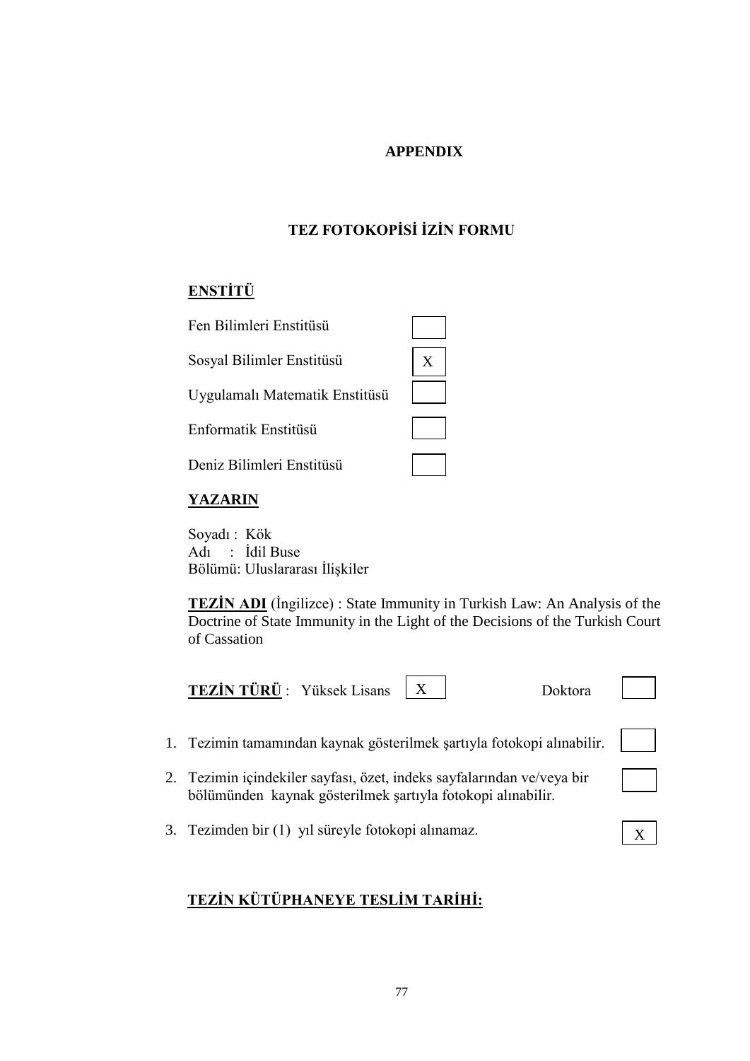# APPENDIX

## TEZ FOTOKOPİSİ İZİN FORMU

**ENSTİTÜ**

| | |
|---|---|
| Fen Bilimleri Enstitüsü | |
| Sosyal Bilimler Enstitüsü | X |
| Uygulamalı Matematik Enstitüsü | |
| Enformatik Enstitüsü | |
| Deniz Bilimleri Enstitüsü | |

**YAZARIN**

Soyadı : Kök
Adı : İdil Buse
Bölümü: Uluslararası İlişkiler

**TEZİN ADI** (İngilizce) : State Immunity in Turkish Law: An Analysis of the Doctrine of State Immunity in the Light of the Decisions of the Turkish Court of Cassation

**TEZİN TÜRÜ** : Yüksek Lisans [X] Doktora [ ]

1. Tezimin tamamından kaynak gösterilmek şartıyla fotokopi alınabilir. [ ]
2. Tezimin içindekiler sayfası, özet, indeks sayfalarından ve/veya bir bölümünden kaynak gösterilmek şartıyla fotokopi alınabilir. [ ]
3. Tezimden bir (1) yıl süreyle fotokopi alınamaz. [X]

**TEZİN KÜTÜPHANEYE TESLİM TARİHİ:**